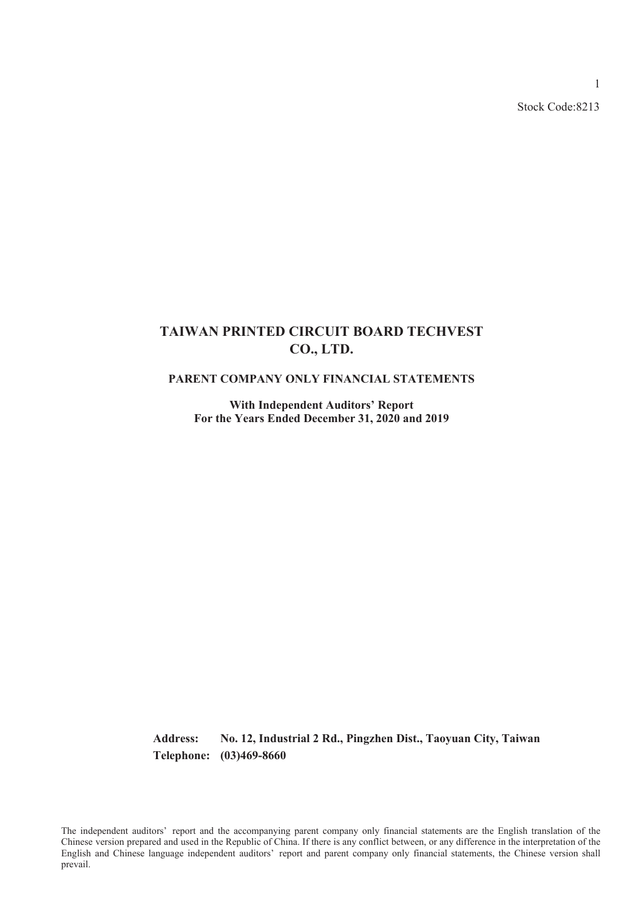Stock Code:8213

# TAIWAN PRINTED CIRCUIT BOARD TECHVEST CO., LTD.

## PARENT COMPANY ONLY FINANCIAL STATEMENTS

**With Independent Auditors' Report**
**For the Years Ended December 31, 2020 and 2019**

**Address: No. 12, Industrial 2 Rd., Pingzhen Dist., Taoyuan City, Taiwan**
**Telephone: (03)469-8660**

The independent auditors' report and the accompanying parent company only financial statements are the English translation of the Chinese version prepared and used in the Republic of China. If there is any conflict between, or any difference in the interpretation of the English and Chinese language independent auditors' report and parent company only financial statements, the Chinese version shall prevail.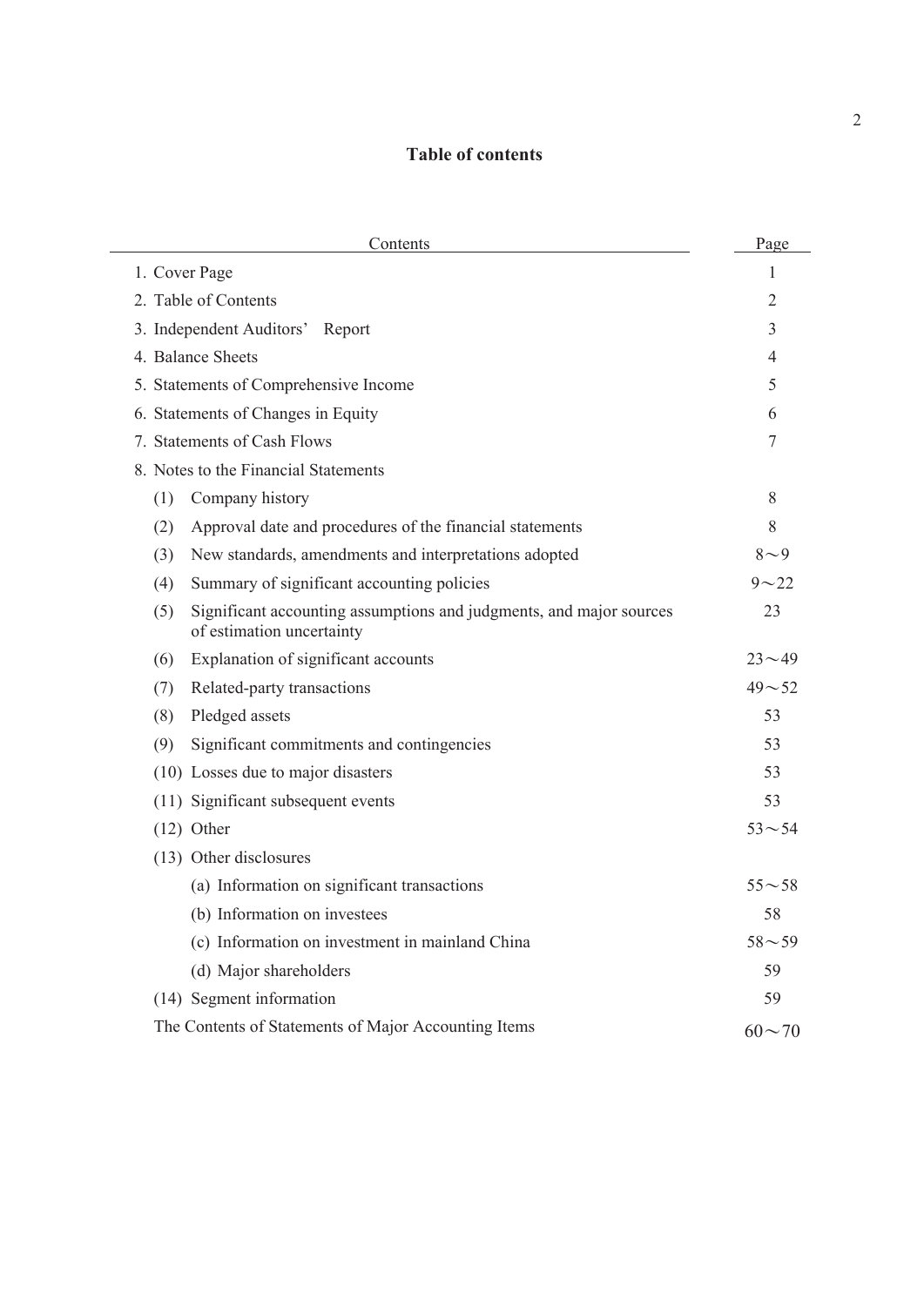# Table of contents

| Contents | Page |
|---|---|
| 1. Cover Page | 1 |
| 2. Table of Contents | 2 |
| 3. Independent Auditors' Report | 3 |
| 4. Balance Sheets | 4 |
| 5. Statements of Comprehensive Income | 5 |
| 6. Statements of Changes in Equity | 6 |
| 7. Statements of Cash Flows | 7 |
| 8. Notes to the Financial Statements | |
| (1) Company history | 8 |
| (2) Approval date and procedures of the financial statements | 8 |
| (3) New standards, amendments and interpretations adopted | 8～9 |
| (4) Summary of significant accounting policies | 9～22 |
| (5) Significant accounting assumptions and judgments, and major sources of estimation uncertainty | 23 |
| (6) Explanation of significant accounts | 23～49 |
| (7) Related-party transactions | 49～52 |
| (8) Pledged assets | 53 |
| (9) Significant commitments and contingencies | 53 |
| (10) Losses due to major disasters | 53 |
| (11) Significant subsequent events | 53 |
| (12) Other | 53～54 |
| (13) Other disclosures | |
| (a) Information on significant transactions | 55～58 |
| (b) Information on investees | 58 |
| (c) Information on investment in mainland China | 58～59 |
| (d) Major shareholders | 59 |
| (14) Segment information | 59 |
| The Contents of Statements of Major Accounting Items | 60～70 |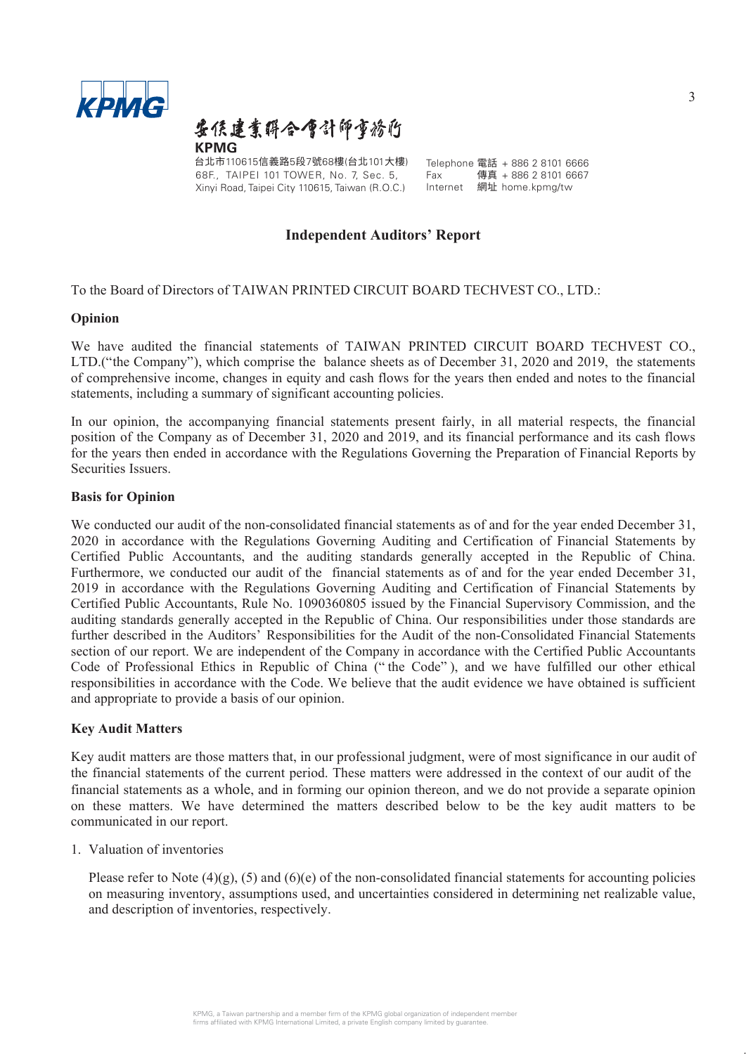安侯建業聯合會計師事務所
**KPMG**

台北市110615信義路5段7號68樓(台北101大樓)
68F., TAIPEI 101 TOWER, No. 7, Sec. 5, Xinyi Road, Taipei City 110615, Taiwan (R.O.C.)

Telephone 電話 + 886 2 8101 6666
Fax 傳真 + 886 2 8101 6667
Internet 網址 home.kpmg/tw

# Independent Auditors' Report

To the Board of Directors of TAIWAN PRINTED CIRCUIT BOARD TECHVEST CO., LTD.:

**Opinion**

We have audited the financial statements of TAIWAN PRINTED CIRCUIT BOARD TECHVEST CO., LTD.("the Company"), which comprise the balance sheets as of December 31, 2020 and 2019, the statements of comprehensive income, changes in equity and cash flows for the years then ended and notes to the financial statements, including a summary of significant accounting policies.

In our opinion, the accompanying financial statements present fairly, in all material respects, the financial position of the Company as of December 31, 2020 and 2019, and its financial performance and its cash flows for the years then ended in accordance with the Regulations Governing the Preparation of Financial Reports by Securities Issuers.

**Basis for Opinion**

We conducted our audit of the non-consolidated financial statements as of and for the year ended December 31, 2020 in accordance with the Regulations Governing Auditing and Certification of Financial Statements by Certified Public Accountants, and the auditing standards generally accepted in the Republic of China. Furthermore, we conducted our audit of the financial statements as of and for the year ended December 31, 2019 in accordance with the Regulations Governing Auditing and Certification of Financial Statements by Certified Public Accountants, Rule No. 1090360805 issued by the Financial Supervisory Commission, and the auditing standards generally accepted in the Republic of China. Our responsibilities under those standards are further described in the Auditors' Responsibilities for the Audit of the non-Consolidated Financial Statements section of our report. We are independent of the Company in accordance with the Certified Public Accountants Code of Professional Ethics in Republic of China ("the Code"), and we have fulfilled our other ethical responsibilities in accordance with the Code. We believe that the audit evidence we have obtained is sufficient and appropriate to provide a basis of our opinion.

**Key Audit Matters**

Key audit matters are those matters that, in our professional judgment, were of most significance in our audit of the financial statements of the current period. These matters were addressed in the context of our audit of the financial statements as a whole, and in forming our opinion thereon, and we do not provide a separate opinion on these matters. We have determined the matters described below to be the key audit matters to be communicated in our report.

1. Valuation of inventories

   Please refer to Note (4)(g), (5) and (6)(e) of the non-consolidated financial statements for accounting policies on measuring inventory, assumptions used, and uncertainties considered in determining net realizable value, and description of inventories, respectively.

KPMG, a Taiwan partnership and a member firm of the KPMG global organization of independent member firms affiliated with KPMG International Limited, a private English company limited by guarantee.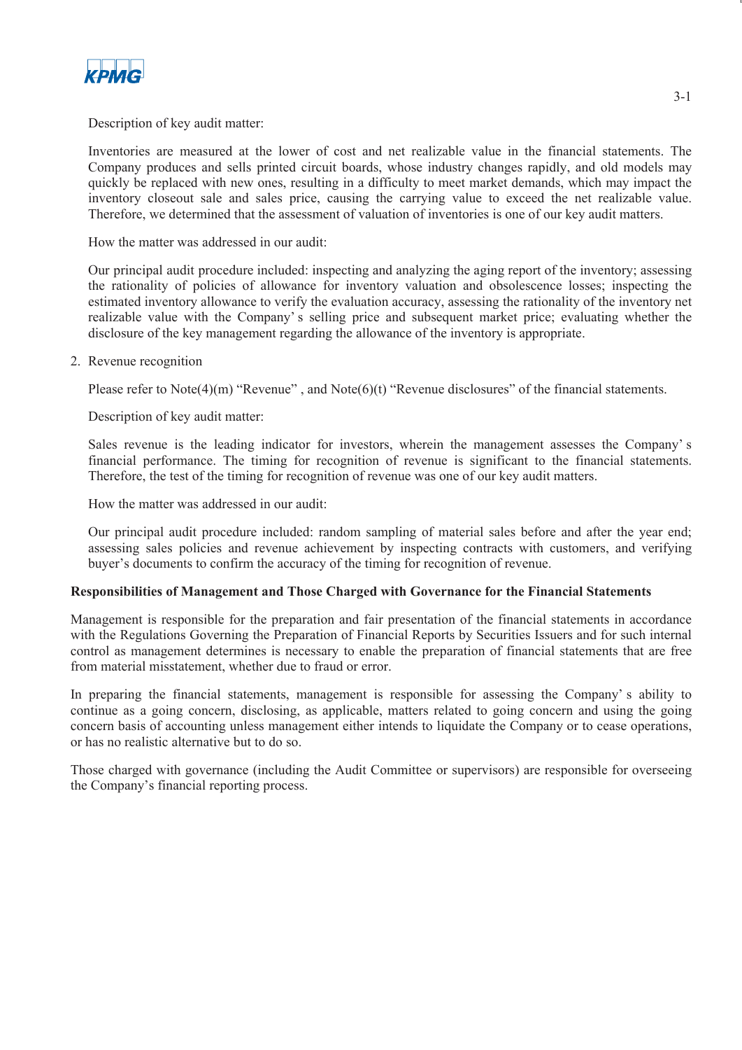Description of key audit matter:

Inventories are measured at the lower of cost and net realizable value in the financial statements. The Company produces and sells printed circuit boards, whose industry changes rapidly, and old models may quickly be replaced with new ones, resulting in a difficulty to meet market demands, which may impact the inventory closeout sale and sales price, causing the carrying value to exceed the net realizable value. Therefore, we determined that the assessment of valuation of inventories is one of our key audit matters.

How the matter was addressed in our audit:

Our principal audit procedure included: inspecting and analyzing the aging report of the inventory; assessing the rationality of policies of allowance for inventory valuation and obsolescence losses; inspecting the estimated inventory allowance to verify the evaluation accuracy, assessing the rationality of the inventory net realizable value with the Company's selling price and subsequent market price; evaluating whether the disclosure of the key management regarding the allowance of the inventory is appropriate.

2. Revenue recognition

Please refer to Note(4)(m) "Revenue" , and Note(6)(t) "Revenue disclosures" of the financial statements.

Description of key audit matter:

Sales revenue is the leading indicator for investors, wherein the management assesses the Company's financial performance. The timing for recognition of revenue is significant to the financial statements. Therefore, the test of the timing for recognition of revenue was one of our key audit matters.

How the matter was addressed in our audit:

Our principal audit procedure included: random sampling of material sales before and after the year end; assessing sales policies and revenue achievement by inspecting contracts with customers, and verifying buyer's documents to confirm the accuracy of the timing for recognition of revenue.

**Responsibilities of Management and Those Charged with Governance for the Financial Statements**

Management is responsible for the preparation and fair presentation of the financial statements in accordance with the Regulations Governing the Preparation of Financial Reports by Securities Issuers and for such internal control as management determines is necessary to enable the preparation of financial statements that are free from material misstatement, whether due to fraud or error.

In preparing the financial statements, management is responsible for assessing the Company's ability to continue as a going concern, disclosing, as applicable, matters related to going concern and using the going concern basis of accounting unless management either intends to liquidate the Company or to cease operations, or has no realistic alternative but to do so.

Those charged with governance (including the Audit Committee or supervisors) are responsible for overseeing the Company's financial reporting process.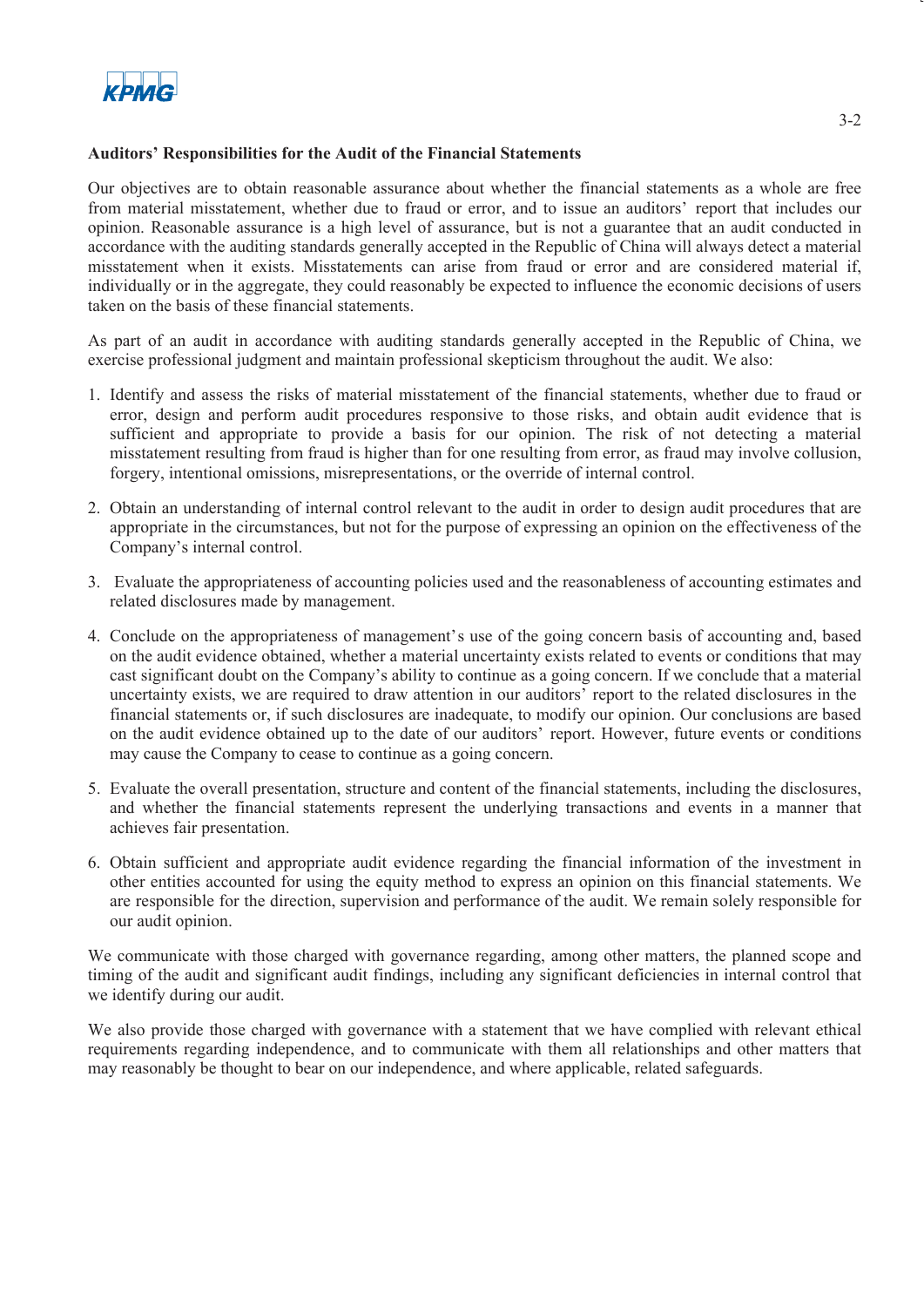**Auditors' Responsibilities for the Audit of the Financial Statements**

Our objectives are to obtain reasonable assurance about whether the financial statements as a whole are free from material misstatement, whether due to fraud or error, and to issue an auditors' report that includes our opinion. Reasonable assurance is a high level of assurance, but is not a guarantee that an audit conducted in accordance with the auditing standards generally accepted in the Republic of China will always detect a material misstatement when it exists. Misstatements can arise from fraud or error and are considered material if, individually or in the aggregate, they could reasonably be expected to influence the economic decisions of users taken on the basis of these financial statements.

As part of an audit in accordance with auditing standards generally accepted in the Republic of China, we exercise professional judgment and maintain professional skepticism throughout the audit. We also:

1. Identify and assess the risks of material misstatement of the financial statements, whether due to fraud or error, design and perform audit procedures responsive to those risks, and obtain audit evidence that is sufficient and appropriate to provide a basis for our opinion. The risk of not detecting a material misstatement resulting from fraud is higher than for one resulting from error, as fraud may involve collusion, forgery, intentional omissions, misrepresentations, or the override of internal control.

2. Obtain an understanding of internal control relevant to the audit in order to design audit procedures that are appropriate in the circumstances, but not for the purpose of expressing an opinion on the effectiveness of the Company's internal control.

3. Evaluate the appropriateness of accounting policies used and the reasonableness of accounting estimates and related disclosures made by management.

4. Conclude on the appropriateness of management's use of the going concern basis of accounting and, based on the audit evidence obtained, whether a material uncertainty exists related to events or conditions that may cast significant doubt on the Company's ability to continue as a going concern. If we conclude that a material uncertainty exists, we are required to draw attention in our auditors' report to the related disclosures in the financial statements or, if such disclosures are inadequate, to modify our opinion. Our conclusions are based on the audit evidence obtained up to the date of our auditors' report. However, future events or conditions may cause the Company to cease to continue as a going concern.

5. Evaluate the overall presentation, structure and content of the financial statements, including the disclosures, and whether the financial statements represent the underlying transactions and events in a manner that achieves fair presentation.

6. Obtain sufficient and appropriate audit evidence regarding the financial information of the investment in other entities accounted for using the equity method to express an opinion on this financial statements. We are responsible for the direction, supervision and performance of the audit. We remain solely responsible for our audit opinion.

We communicate with those charged with governance regarding, among other matters, the planned scope and timing of the audit and significant audit findings, including any significant deficiencies in internal control that we identify during our audit.

We also provide those charged with governance with a statement that we have complied with relevant ethical requirements regarding independence, and to communicate with them all relationships and other matters that may reasonably be thought to bear on our independence, and where applicable, related safeguards.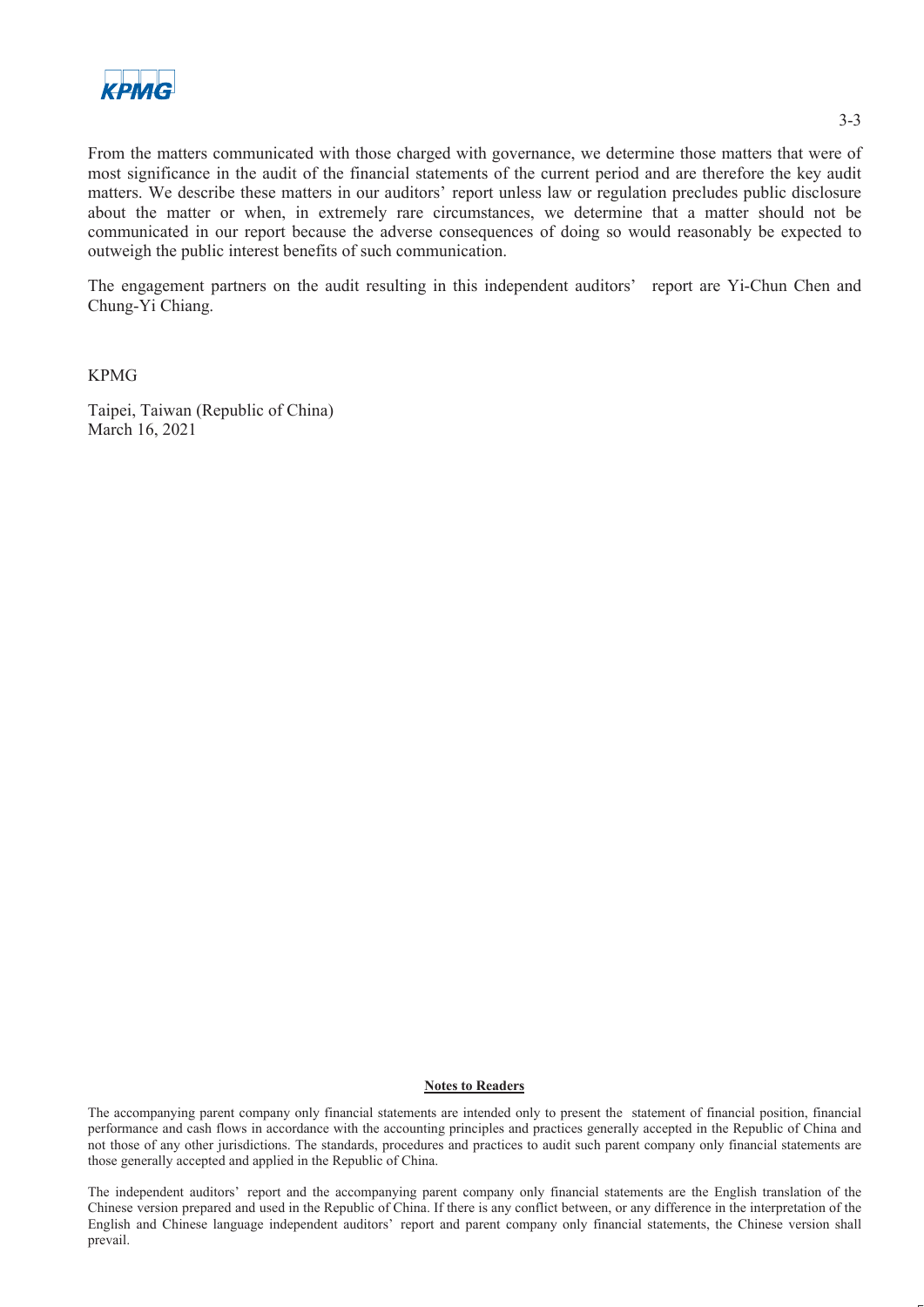From the matters communicated with those charged with governance, we determine those matters that were of most significance in the audit of the financial statements of the current period and are therefore the key audit matters. We describe these matters in our auditors' report unless law or regulation precludes public disclosure about the matter or when, in extremely rare circumstances, we determine that a matter should not be communicated in our report because the adverse consequences of doing so would reasonably be expected to outweigh the public interest benefits of such communication.

The engagement partners on the audit resulting in this independent auditors' report are Yi-Chun Chen and Chung-Yi Chiang.

KPMG

Taipei, Taiwan (Republic of China)
March 16, 2021

**Notes to Readers**

The accompanying parent company only financial statements are intended only to present the statement of financial position, financial performance and cash flows in accordance with the accounting principles and practices generally accepted in the Republic of China and not those of any other jurisdictions. The standards, procedures and practices to audit such parent company only financial statements are those generally accepted and applied in the Republic of China.

The independent auditors' report and the accompanying parent company only financial statements are the English translation of the Chinese version prepared and used in the Republic of China. If there is any conflict between, or any difference in the interpretation of the English and Chinese language independent auditors' report and parent company only financial statements, the Chinese version shall prevail.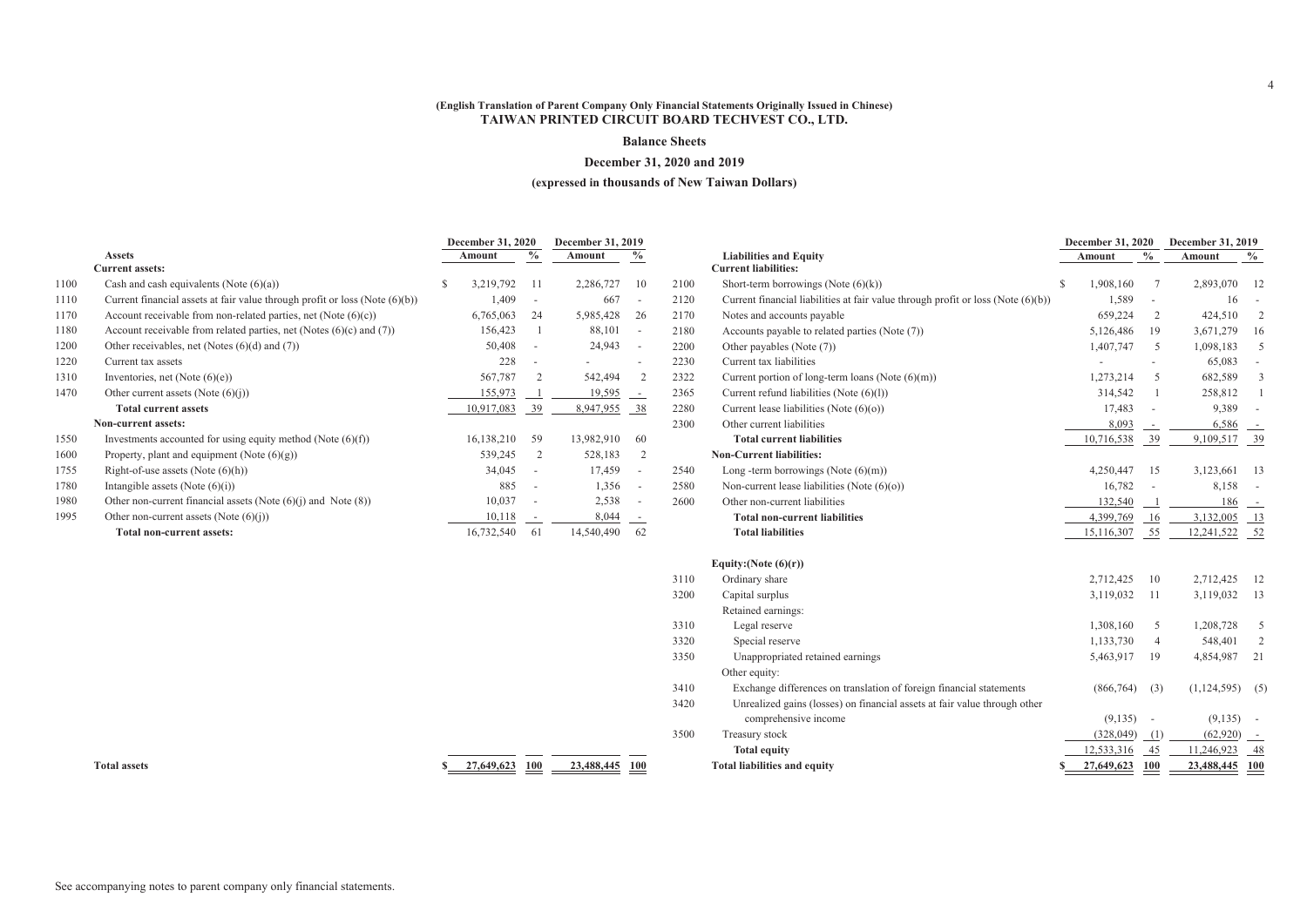(English Translation of Parent Company Only Financial Statements Originally Issued in Chinese)

**TAIWAN PRINTED CIRCUIT BOARD TECHVEST CO., LTD.**

**Balance Sheets**

**December 31, 2020 and 2019**

**(expressed in thousands of New Taiwan Dollars)**

| | Assets | December 31, 2020 Amount | % | December 31, 2019 Amount | % |
|---|---|---|---|---|---|
| | **Current assets:** | | | | |
| 1100 | Cash and cash equivalents (Note (6)(a)) | $ 3,219,792 | 11 | 2,286,727 | 10 |
| 1110 | Current financial assets at fair value through profit or loss (Note (6)(b)) | 1,409 | - | 667 | - |
| 1170 | Account receivable from non-related parties, net (Note (6)(c)) | 6,765,063 | 24 | 5,985,428 | 26 |
| 1180 | Account receivable from related parties, net (Notes (6)(c) and (7)) | 156,423 | 1 | 88,101 | - |
| 1200 | Other receivables, net (Notes (6)(d) and (7)) | 50,408 | - | 24,943 | - |
| 1220 | Current tax assets | 228 | - | - | - |
| 1310 | Inventories, net (Note (6)(e)) | 567,787 | 2 | 542,494 | 2 |
| 1470 | Other current assets (Note (6)(j)) | 155,973 | 1 | 19,595 | - |
| | **Total current assets** | 10,917,083 | 39 | 8,947,955 | 38 |
| | **Non-current assets:** | | | | |
| 1550 | Investments accounted for using equity method (Note (6)(f)) | 16,138,210 | 59 | 13,982,910 | 60 |
| 1600 | Property, plant and equipment (Note (6)(g)) | 539,245 | 2 | 528,183 | 2 |
| 1755 | Right-of-use assets (Note (6)(h)) | 34,045 | - | 17,459 | - |
| 1780 | Intangible assets (Note (6)(i)) | 885 | - | 1,356 | - |
| 1980 | Other non-current financial assets (Note (6)(j) and Note (8)) | 10,037 | - | 2,538 | - |
| 1995 | Other non-current assets (Note (6)(j)) | 10,118 | - | 8,044 | - |
| | **Total non-current assets:** | 16,732,540 | 61 | 14,540,490 | 62 |
| | **Total assets** | **$ 27,649,623** | **100** | **23,488,445** | **100** |

| | Liabilities and Equity | December 31, 2020 Amount | % | December 31, 2019 Amount | % |
|---|---|---|---|---|---|
| | **Current liabilities:** | | | | |
| 2100 | Short-term borrowings (Note (6)(k)) | $ 1,908,160 | 7 | 2,893,070 | 12 |
| 2120 | Current financial liabilities at fair value through profit or loss (Note (6)(b)) | 1,589 | - | 16 | - |
| 2170 | Notes and accounts payable | 659,224 | 2 | 424,510 | 2 |
| 2180 | Accounts payable to related parties (Note (7)) | 5,126,486 | 19 | 3,671,279 | 16 |
| 2200 | Other payables (Note (7)) | 1,407,747 | 5 | 1,098,183 | 5 |
| 2230 | Current tax liabilities | - | - | 65,083 | - |
| 2322 | Current portion of long-term loans (Note (6)(m)) | 1,273,214 | 5 | 682,589 | 3 |
| 2365 | Current refund liabilities (Note (6)(l)) | 314,542 | 1 | 258,812 | 1 |
| 2280 | Current lease liabilities (Note (6)(o)) | 17,483 | - | 9,389 | - |
| 2300 | Other current liabilities | 8,093 | - | 6,586 | - |
| | **Total current liabilities** | 10,716,538 | 39 | 9,109,517 | 39 |
| | **Non-Current liabilities:** | | | | |
| 2540 | Long -term borrowings (Note (6)(m)) | 4,250,447 | 15 | 3,123,661 | 13 |
| 2580 | Non-current lease liabilities (Note (6)(o)) | 16,782 | - | 8,158 | - |
| 2600 | Other non-current liabilities | 132,540 | 1 | 186 | - |
| | **Total non-current liabilities** | 4,399,769 | 16 | 3,132,005 | 13 |
| | **Total liabilities** | 15,116,307 | 55 | 12,241,522 | 52 |
| | **Equity:(Note (6)(r))** | | | | |
| 3110 | Ordinary share | 2,712,425 | 10 | 2,712,425 | 12 |
| 3200 | Capital surplus | 3,119,032 | 11 | 3,119,032 | 13 |
| | Retained earnings: | | | | |
| 3310 | Legal reserve | 1,308,160 | 5 | 1,208,728 | 5 |
| 3320 | Special reserve | 1,133,730 | 4 | 548,401 | 2 |
| 3350 | Unappropriated retained earnings | 5,463,917 | 19 | 4,854,987 | 21 |
| | Other equity: | | | | |
| 3410 | Exchange differences on translation of foreign financial statements | (866,764) | (3) | (1,124,595) | (5) |
| 3420 | Unrealized gains (losses) on financial assets at fair value through other comprehensive income | (9,135) | - | (9,135) | - |
| 3500 | Treasury stock | (328,049) | (1) | (62,920) | - |
| | **Total equity** | 12,533,316 | 45 | 11,246,923 | 48 |
| | **Total liabilities and equity** | **$ 27,649,623** | **100** | **23,488,445** | **100** |

See accompanying notes to parent company only financial statements.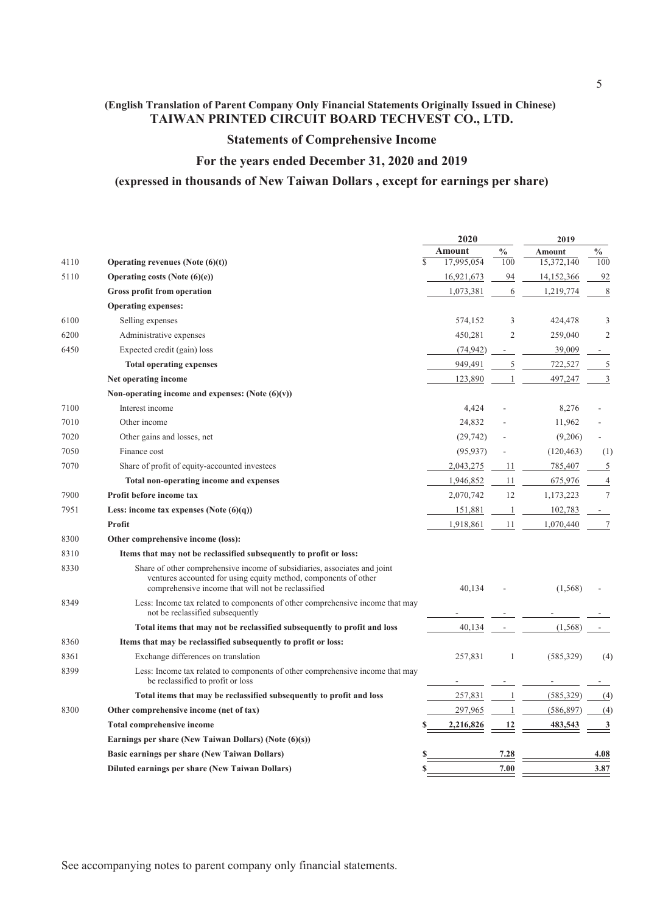**(English Translation of Parent Company Only Financial Statements Originally Issued in Chinese)**

# TAIWAN PRINTED CIRCUIT BOARD TECHVEST CO., LTD.

## Statements of Comprehensive Income

## For the years ended December 31, 2020 and 2019

## (expressed in thousands of New Taiwan Dollars , except for earnings per share)

| | | 2020 | | 2019 | |
|---|---|---|---|---|---|
| | | **Amount** | **%** | **Amount** | **%** |
| 4110 | **Operating revenues (Note (6)(t))** | $ 17,995,054 | 100 | 15,372,140 | 100 |
| 5110 | **Operating costs (Note (6)(e))** | 16,921,673 | 94 | 14,152,366 | 92 |
| | **Gross profit from operation** | 1,073,381 | 6 | 1,219,774 | 8 |
| | **Operating expenses:** | | | | |
| 6100 | Selling expenses | 574,152 | 3 | 424,478 | 3 |
| 6200 | Administrative expenses | 450,281 | 2 | 259,040 | 2 |
| 6450 | Expected credit (gain) loss | (74,942) | - | 39,009 | - |
| | **Total operating expenses** | 949,491 | 5 | 722,527 | 5 |
| | **Net operating income** | 123,890 | 1 | 497,247 | 3 |
| | **Non-operating income and expenses: (Note (6)(v))** | | | | |
| 7100 | Interest income | 4,424 | - | 8,276 | - |
| 7010 | Other income | 24,832 | - | 11,962 | - |
| 7020 | Other gains and losses, net | (29,742) | - | (9,206) | - |
| 7050 | Finance cost | (95,937) | - | (120,463) | (1) |
| 7070 | Share of profit of equity-accounted investees | 2,043,275 | 11 | 785,407 | 5 |
| | **Total non-operating income and expenses** | 1,946,852 | 11 | 675,976 | 4 |
| 7900 | **Profit before income tax** | 2,070,742 | 12 | 1,173,223 | 7 |
| 7951 | **Less: income tax expenses (Note (6)(q))** | 151,881 | 1 | 102,783 | - |
| | **Profit** | 1,918,861 | 11 | 1,070,440 | 7 |
| 8300 | **Other comprehensive income (loss):** | | | | |
| 8310 | **Items that may not be reclassified subsequently to profit or loss:** | | | | |
| 8330 | Share of other comprehensive income of subsidiaries, associates and joint ventures accounted for using equity method, components of other comprehensive income that will not be reclassified | 40,134 | - | (1,568) | - |
| 8349 | Less: Income tax related to components of other comprehensive income that may not be reclassified subsequently | - | - | - | - |
| | **Total items that may not be reclassified subsequently to profit and loss** | 40,134 | - | (1,568) | - |
| 8360 | **Items that may be reclassified subsequently to profit or loss:** | | | | |
| 8361 | Exchange differences on translation | 257,831 | 1 | (585,329) | (4) |
| 8399 | Less: Income tax related to components of other comprehensive income that may be reclassified to profit or loss | - | - | - | - |
| | **Total items that may be reclassified subsequently to profit and loss** | 257,831 | 1 | (585,329) | (4) |
| 8300 | **Other comprehensive income (net of tax)** | 297,965 | 1 | (586,897) | (4) |
| | **Total comprehensive income** | **$ 2,216,826** | **12** | **483,543** | **3** |
| | **Earnings per share (New Taiwan Dollars) (Note (6)(s))** | | | | |
| | **Basic earnings per share (New Taiwan Dollars)** | **$** | **7.28** | | **4.08** |
| | **Diluted earnings per share (New Taiwan Dollars)** | **$** | **7.00** | | **3.87** |

See accompanying notes to parent company only financial statements.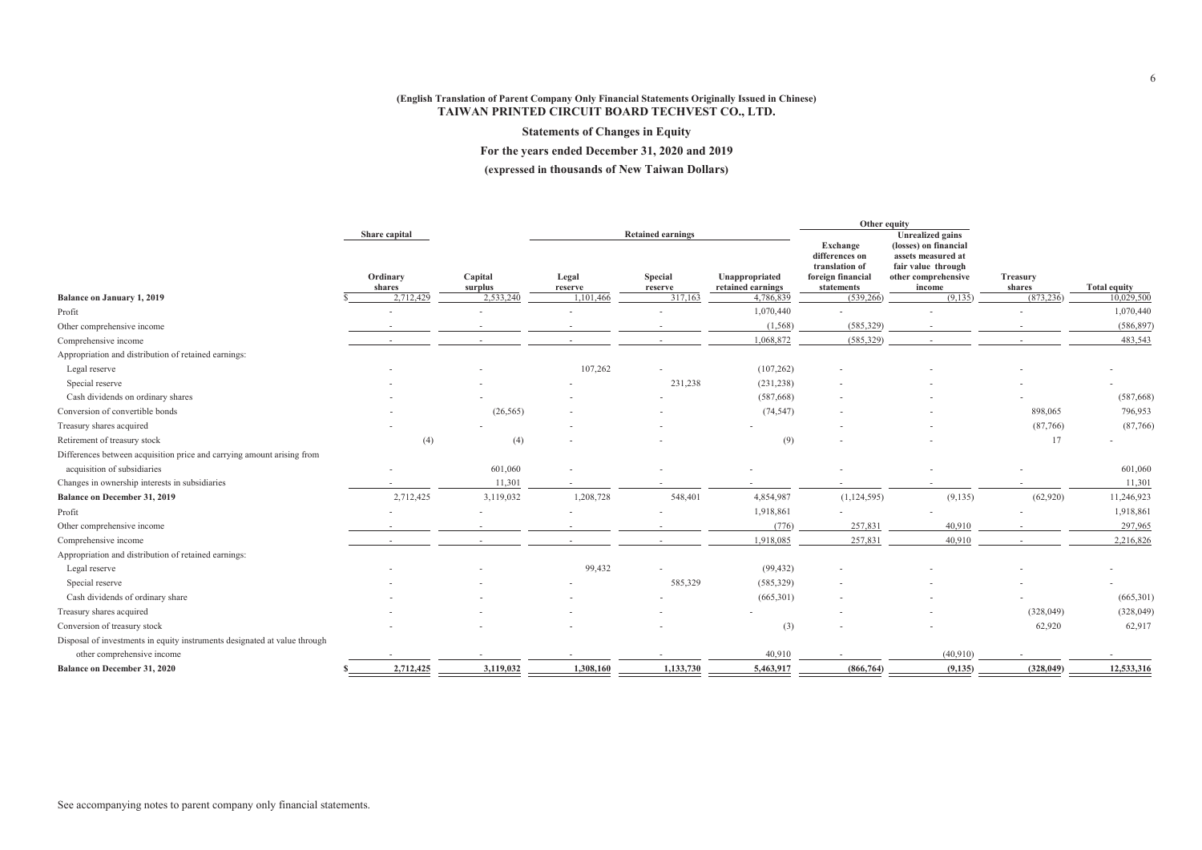(English Translation of Parent Company Only Financial Statements Originally Issued in Chinese)

# TAIWAN PRINTED CIRCUIT BOARD TECHVEST CO., LTD.

## Statements of Changes in Equity

## For the years ended December 31, 2020 and 2019

## (expressed in thousands of New Taiwan Dollars)

| | Share capital | | Retained earnings | | | Other equity | | | |
|---|---|---|---|---|---|---|---|---|---|
| | Ordinary shares | Capital surplus | Legal reserve | Special reserve | Unappropriated retained earnings | Exchange differences on translation of foreign financial statements | Unrealized gains (losses) on financial assets measured at fair value through other comprehensive income | Treasury shares | Total equity |
| **Balance on January 1, 2019** | $ 2,712,429 | 2,533,240 | 1,101,466 | 317,163 | 4,786,839 | (539,266) | (9,135) | (873,236) | 10,029,500 |
| Profit | - | - | - | - | 1,070,440 | - | - | - | 1,070,440 |
| Other comprehensive income | - | - | - | - | (1,568) | (585,329) | - | - | (586,897) |
| Comprehensive income | - | - | - | - | 1,068,872 | (585,329) | - | - | 483,543 |
| Appropriation and distribution of retained earnings: | | | | | | | | | |
| Legal reserve | - | - | 107,262 | - | (107,262) | - | - | - | - |
| Special reserve | - | - | - | 231,238 | (231,238) | - | - | - | - |
| Cash dividends on ordinary shares | - | - | - | - | (587,668) | - | - | - | (587,668) |
| Conversion of convertible bonds | - | (26,565) | - | - | (74,547) | - | - | 898,065 | 796,953 |
| Treasury shares acquired | - | - | - | - | - | - | - | (87,766) | (87,766) |
| Retirement of treasury stock | (4) | (4) | - | - | (9) | - | - | 17 | - |
| Differences between acquisition price and carrying amount arising from acquisition of subsidiaries | - | 601,060 | - | - | - | - | - | - | 601,060 |
| Changes in ownership interests in subsidiaries | - | 11,301 | - | - | - | - | - | - | 11,301 |
| **Balance on December 31, 2019** | 2,712,425 | 3,119,032 | 1,208,728 | 548,401 | 4,854,987 | (1,124,595) | (9,135) | (62,920) | 11,246,923 |
| Profit | - | - | - | - | 1,918,861 | - | - | - | 1,918,861 |
| Other comprehensive income | - | - | - | - | (776) | 257,831 | 40,910 | - | 297,965 |
| Comprehensive income | - | - | - | - | 1,918,085 | 257,831 | 40,910 | - | 2,216,826 |
| Appropriation and distribution of retained earnings: | | | | | | | | | |
| Legal reserve | - | - | 99,432 | - | (99,432) | - | - | - | - |
| Special reserve | - | - | - | 585,329 | (585,329) | - | - | - | - |
| Cash dividends of ordinary share | - | - | - | - | (665,301) | - | - | - | (665,301) |
| Treasury shares acquired | - | - | - | - | - | - | - | (328,049) | (328,049) |
| Conversion of treasury stock | - | - | - | - | (3) | - | - | 62,920 | 62,917 |
| Disposal of investments in equity instruments designated at value through other comprehensive income | - | - | - | - | 40,910 | - | (40,910) | - | - |
| **Balance on December 31, 2020** | **$ 2,712,425** | **3,119,032** | **1,308,160** | **1,133,730** | **5,463,917** | **(866,764)** | **(9,135)** | **(328,049)** | **12,533,316** |

See accompanying notes to parent company only financial statements.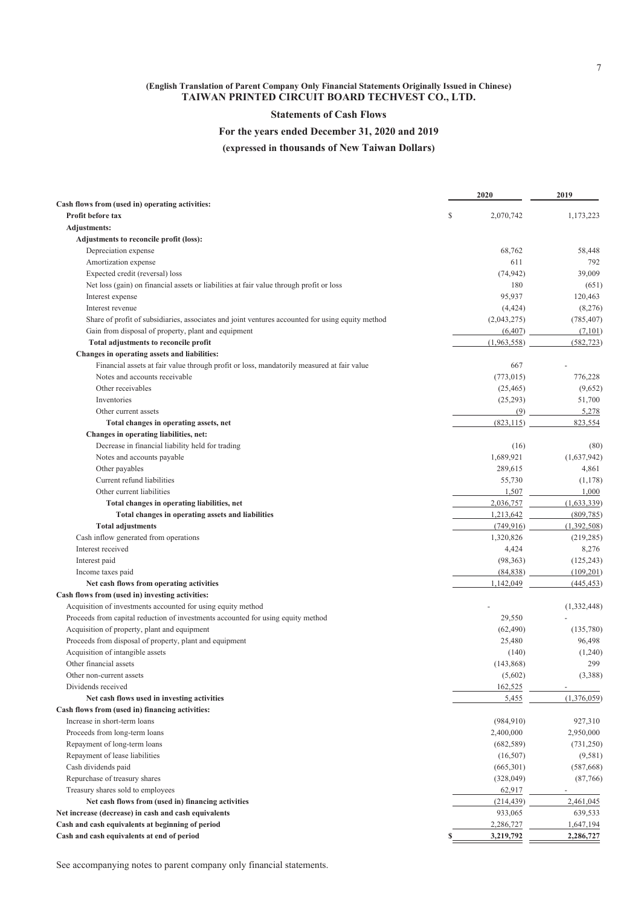**(English Translation of Parent Company Only Financial Statements Originally Issued in Chinese)**

# TAIWAN PRINTED CIRCUIT BOARD TECHVEST CO., LTD.

## Statements of Cash Flows

## For the years ended December 31, 2020 and 2019

## (expressed in thousands of New Taiwan Dollars)

| | 2020 | 2019 |
|---|---|---|
| **Cash flows from (used in) operating activities:** | | |
| **Profit before tax** | $ 2,070,742 | 1,173,223 |
| **Adjustments:** | | |
| **Adjustments to reconcile profit (loss):** | | |
| Depreciation expense | 68,762 | 58,448 |
| Amortization expense | 611 | 792 |
| Expected credit (reversal) loss | (74,942) | 39,009 |
| Net loss (gain) on financial assets or liabilities at fair value through profit or loss | 180 | (651) |
| Interest expense | 95,937 | 120,463 |
| Interest revenue | (4,424) | (8,276) |
| Share of profit of subsidiaries, associates and joint ventures accounted for using equity method | (2,043,275) | (785,407) |
| Gain from disposal of property, plant and equipment | (6,407) | (7,101) |
| **Total adjustments to reconcile profit** | (1,963,558) | (582,723) |
| **Changes in operating assets and liabilities:** | | |
| Financial assets at fair value through profit or loss, mandatorily measured at fair value | 667 | - |
| Notes and accounts receivable | (773,015) | 776,228 |
| Other receivables | (25,465) | (9,652) |
| Inventories | (25,293) | 51,700 |
| Other current assets | (9) | 5,278 |
| **Total changes in operating assets, net** | (823,115) | 823,554 |
| **Changes in operating liabilities, net:** | | |
| Decrease in financial liability held for trading | (16) | (80) |
| Notes and accounts payable | 1,689,921 | (1,637,942) |
| Other payables | 289,615 | 4,861 |
| Current refund liabilities | 55,730 | (1,178) |
| Other current liabilities | 1,507 | 1,000 |
| **Total changes in operating liabilities, net** | 2,036,757 | (1,633,339) |
| **Total changes in operating assets and liabilities** | 1,213,642 | (809,785) |
| **Total adjustments** | (749,916) | (1,392,508) |
| Cash inflow generated from operations | 1,320,826 | (219,285) |
| Interest received | 4,424 | 8,276 |
| Interest paid | (98,363) | (125,243) |
| Income taxes paid | (84,838) | (109,201) |
| **Net cash flows from operating activities** | 1,142,049 | (445,453) |
| **Cash flows from (used in) investing activities:** | | |
| Acquisition of investments accounted for using equity method | - | (1,332,448) |
| Proceeds from capital reduction of investments accounted for using equity method | 29,550 | - |
| Acquisition of property, plant and equipment | (62,490) | (135,780) |
| Proceeds from disposal of property, plant and equipment | 25,480 | 96,498 |
| Acquisition of intangible assets | (140) | (1,240) |
| Other financial assets | (143,868) | 299 |
| Other non-current assets | (5,602) | (3,388) |
| Dividends received | 162,525 | - |
| **Net cash flows used in investing activities** | 5,455 | (1,376,059) |
| **Cash flows from (used in) financing activities:** | | |
| Increase in short-term loans | (984,910) | 927,310 |
| Proceeds from long-term loans | 2,400,000 | 2,950,000 |
| Repayment of long-term loans | (682,589) | (731,250) |
| Repayment of lease liabilities | (16,507) | (9,581) |
| Cash dividends paid | (665,301) | (587,668) |
| Repurchase of treasury shares | (328,049) | (87,766) |
| Treasury shares sold to employees | 62,917 | - |
| **Net cash flows from (used in) financing activities** | (214,439) | 2,461,045 |
| **Net increase (decrease) in cash and cash equivalents** | 933,065 | 639,533 |
| **Cash and cash equivalents at beginning of period** | 2,286,727 | 1,647,194 |
| **Cash and cash equivalents at end of period** | **$ 3,219,792** | **2,286,727** |

See accompanying notes to parent company only financial statements.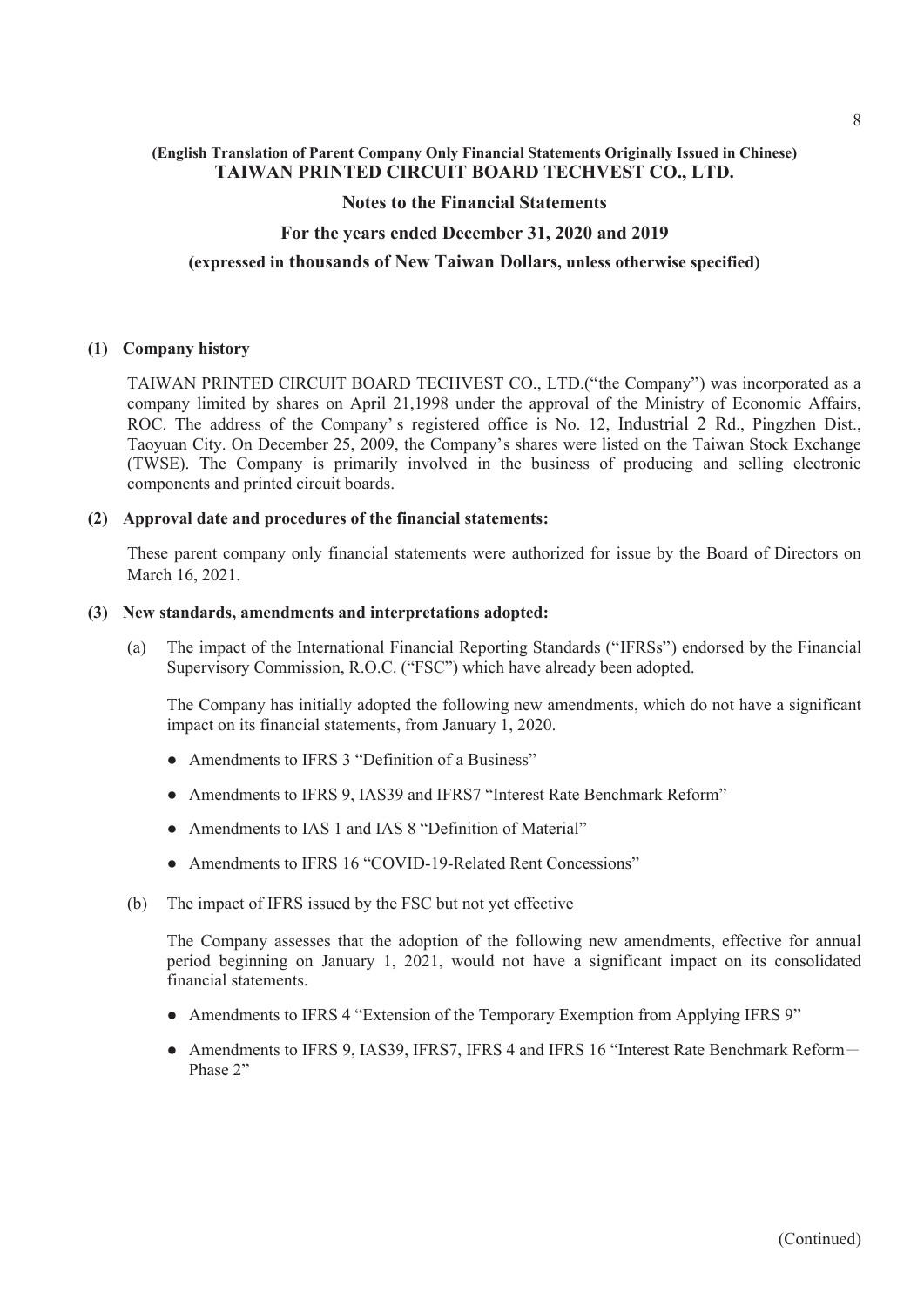(English Translation of Parent Company Only Financial Statements Originally Issued in Chinese)

**TAIWAN PRINTED CIRCUIT BOARD TECHVEST CO., LTD.**

**Notes to the Financial Statements**

**For the years ended December 31, 2020 and 2019**

**(expressed in thousands of New Taiwan Dollars, unless otherwise specified)**

**(1) Company history**

TAIWAN PRINTED CIRCUIT BOARD TECHVEST CO., LTD.("the Company") was incorporated as a company limited by shares on April 21,1998 under the approval of the Ministry of Economic Affairs, ROC. The address of the Company's registered office is No. 12, Industrial 2 Rd., Pingzhen Dist., Taoyuan City. On December 25, 2009, the Company's shares were listed on the Taiwan Stock Exchange (TWSE). The Company is primarily involved in the business of producing and selling electronic components and printed circuit boards.

**(2) Approval date and procedures of the financial statements:**

These parent company only financial statements were authorized for issue by the Board of Directors on March 16, 2021.

**(3) New standards, amendments and interpretations adopted:**

(a) The impact of the International Financial Reporting Standards ("IFRSs") endorsed by the Financial Supervisory Commission, R.O.C. ("FSC") which have already been adopted.

The Company has initially adopted the following new amendments, which do not have a significant impact on its financial statements, from January 1, 2020.

- Amendments to IFRS 3 "Definition of a Business"
- Amendments to IFRS 9, IAS39 and IFRS7 "Interest Rate Benchmark Reform"
- Amendments to IAS 1 and IAS 8 "Definition of Material"
- Amendments to IFRS 16 "COVID-19-Related Rent Concessions"

(b) The impact of IFRS issued by the FSC but not yet effective

The Company assesses that the adoption of the following new amendments, effective for annual period beginning on January 1, 2021, would not have a significant impact on its consolidated financial statements.

- Amendments to IFRS 4 "Extension of the Temporary Exemption from Applying IFRS 9"
- Amendments to IFRS 9, IAS39, IFRS7, IFRS 4 and IFRS 16 "Interest Rate Benchmark Reform－Phase 2"

(Continued)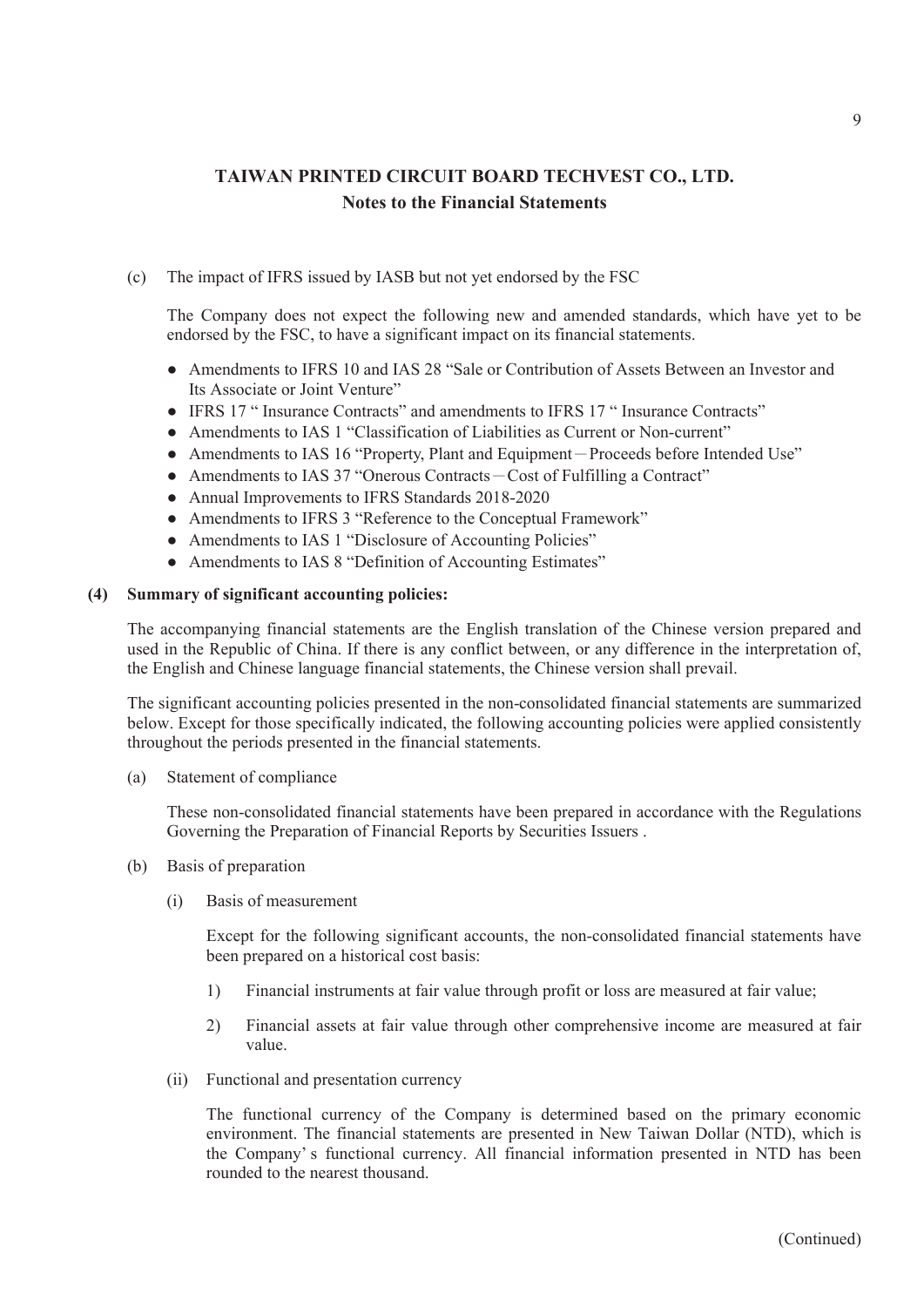## TAIWAN PRINTED CIRCUIT BOARD TECHVEST CO., LTD.
### Notes to the Financial Statements

(c) The impact of IFRS issued by IASB but not yet endorsed by the FSC

The Company does not expect the following new and amended standards, which have yet to be endorsed by the FSC, to have a significant impact on its financial statements.

- Amendments to IFRS 10 and IAS 28 "Sale or Contribution of Assets Between an Investor and Its Associate or Joint Venture"
- IFRS 17 " Insurance Contracts" and amendments to IFRS 17 " Insurance Contracts"
- Amendments to IAS 1 "Classification of Liabilities as Current or Non-current"
- Amendments to IAS 16 "Property, Plant and Equipment－Proceeds before Intended Use"
- Amendments to IAS 37 "Onerous Contracts－Cost of Fulfilling a Contract"
- Annual Improvements to IFRS Standards 2018-2020
- Amendments to IFRS 3 "Reference to the Conceptual Framework"
- Amendments to IAS 1 "Disclosure of Accounting Policies"
- Amendments to IAS 8 "Definition of Accounting Estimates"

**(4) Summary of significant accounting policies:**

The accompanying financial statements are the English translation of the Chinese version prepared and used in the Republic of China. If there is any conflict between, or any difference in the interpretation of, the English and Chinese language financial statements, the Chinese version shall prevail.

The significant accounting policies presented in the non-consolidated financial statements are summarized below. Except for those specifically indicated, the following accounting policies were applied consistently throughout the periods presented in the financial statements.

(a) Statement of compliance

These non-consolidated financial statements have been prepared in accordance with the Regulations Governing the Preparation of Financial Reports by Securities Issuers .

(b) Basis of preparation

(i) Basis of measurement

Except for the following significant accounts, the non-consolidated financial statements have been prepared on a historical cost basis:

1) Financial instruments at fair value through profit or loss are measured at fair value;

2) Financial assets at fair value through other comprehensive income are measured at fair value.

(ii) Functional and presentation currency

The functional currency of the Company is determined based on the primary economic environment. The financial statements are presented in New Taiwan Dollar (NTD), which is the Company's functional currency. All financial information presented in NTD has been rounded to the nearest thousand.

(Continued)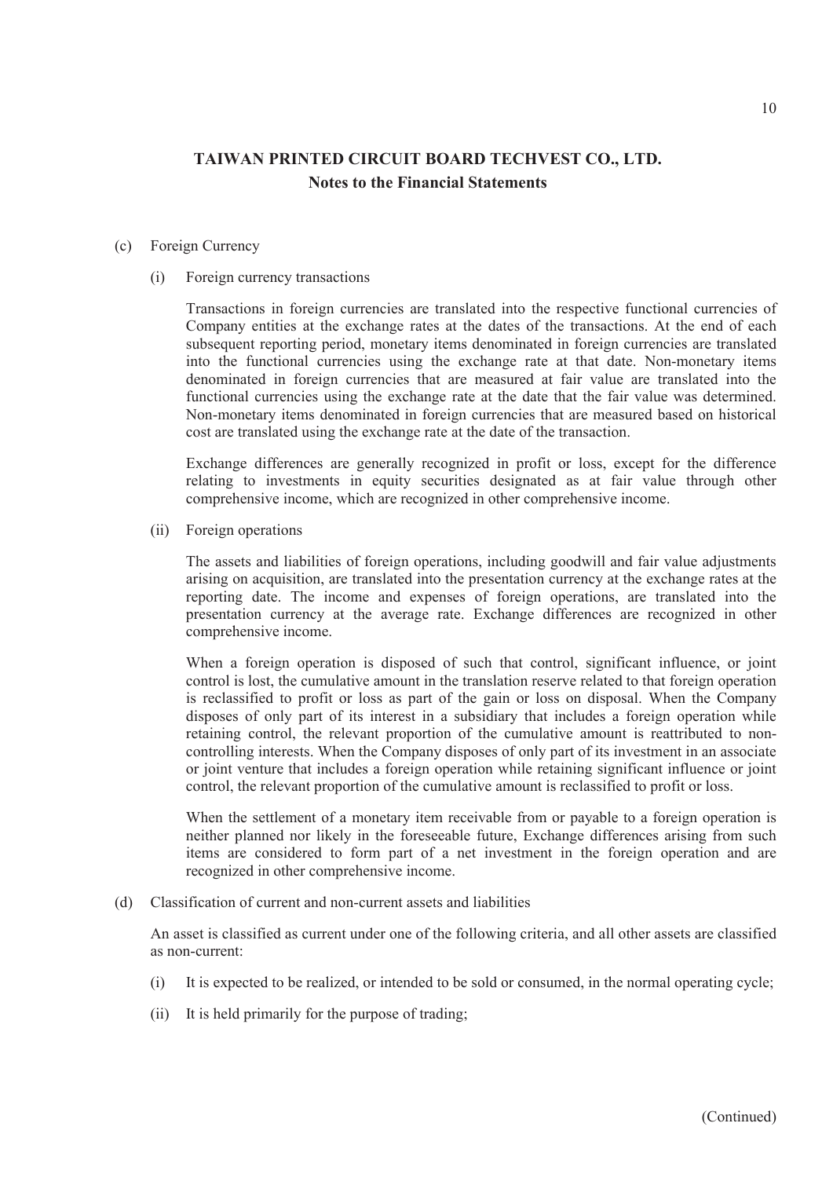(c) Foreign Currency

(i) Foreign currency transactions

Transactions in foreign currencies are translated into the respective functional currencies of Company entities at the exchange rates at the dates of the transactions. At the end of each subsequent reporting period, monetary items denominated in foreign currencies are translated into the functional currencies using the exchange rate at that date. Non-monetary items denominated in foreign currencies that are measured at fair value are translated into the functional currencies using the exchange rate at the date that the fair value was determined. Non-monetary items denominated in foreign currencies that are measured based on historical cost are translated using the exchange rate at the date of the transaction.

Exchange differences are generally recognized in profit or loss, except for the difference relating to investments in equity securities designated as at fair value through other comprehensive income, which are recognized in other comprehensive income.

(ii) Foreign operations

The assets and liabilities of foreign operations, including goodwill and fair value adjustments arising on acquisition, are translated into the presentation currency at the exchange rates at the reporting date. The income and expenses of foreign operations, are translated into the presentation currency at the average rate. Exchange differences are recognized in other comprehensive income.

When a foreign operation is disposed of such that control, significant influence, or joint control is lost, the cumulative amount in the translation reserve related to that foreign operation is reclassified to profit or loss as part of the gain or loss on disposal. When the Company disposes of only part of its interest in a subsidiary that includes a foreign operation while retaining control, the relevant proportion of the cumulative amount is reattributed to non-controlling interests. When the Company disposes of only part of its investment in an associate or joint venture that includes a foreign operation while retaining significant influence or joint control, the relevant proportion of the cumulative amount is reclassified to profit or loss.

When the settlement of a monetary item receivable from or payable to a foreign operation is neither planned nor likely in the foreseeable future, Exchange differences arising from such items are considered to form part of a net investment in the foreign operation and are recognized in other comprehensive income.

(d) Classification of current and non-current assets and liabilities

An asset is classified as current under one of the following criteria, and all other assets are classified as non-current:

(i) It is expected to be realized, or intended to be sold or consumed, in the normal operating cycle;

(ii) It is held primarily for the purpose of trading;

(Continued)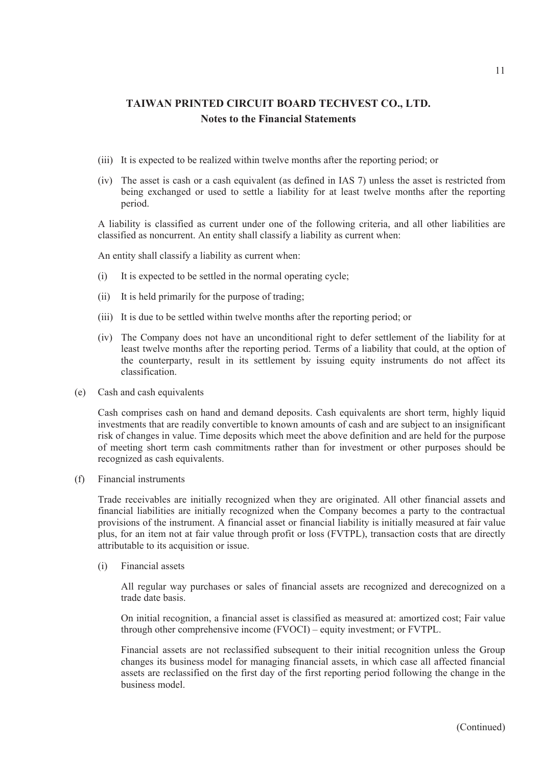**TAIWAN PRINTED CIRCUIT BOARD TECHVEST CO., LTD.**
**Notes to the Financial Statements**

(iii) It is expected to be realized within twelve months after the reporting period; or

(iv) The asset is cash or a cash equivalent (as defined in IAS 7) unless the asset is restricted from being exchanged or used to settle a liability for at least twelve months after the reporting period.

A liability is classified as current under one of the following criteria, and all other liabilities are classified as noncurrent. An entity shall classify a liability as current when:

An entity shall classify a liability as current when:

(i) It is expected to be settled in the normal operating cycle;

(ii) It is held primarily for the purpose of trading;

(iii) It is due to be settled within twelve months after the reporting period; or

(iv) The Company does not have an unconditional right to defer settlement of the liability for at least twelve months after the reporting period. Terms of a liability that could, at the option of the counterparty, result in its settlement by issuing equity instruments do not affect its classification.

(e) Cash and cash equivalents

Cash comprises cash on hand and demand deposits. Cash equivalents are short term, highly liquid investments that are readily convertible to known amounts of cash and are subject to an insignificant risk of changes in value. Time deposits which meet the above definition and are held for the purpose of meeting short term cash commitments rather than for investment or other purposes should be recognized as cash equivalents.

(f) Financial instruments

Trade receivables are initially recognized when they are originated. All other financial assets and financial liabilities are initially recognized when the Company becomes a party to the contractual provisions of the instrument. A financial asset or financial liability is initially measured at fair value plus, for an item not at fair value through profit or loss (FVTPL), transaction costs that are directly attributable to its acquisition or issue.

(i) Financial assets

All regular way purchases or sales of financial assets are recognized and derecognized on a trade date basis.

On initial recognition, a financial asset is classified as measured at: amortized cost; Fair value through other comprehensive income (FVOCI) – equity investment; or FVTPL.

Financial assets are not reclassified subsequent to their initial recognition unless the Group changes its business model for managing financial assets, in which case all affected financial assets are reclassified on the first day of the first reporting period following the change in the business model.

(Continued)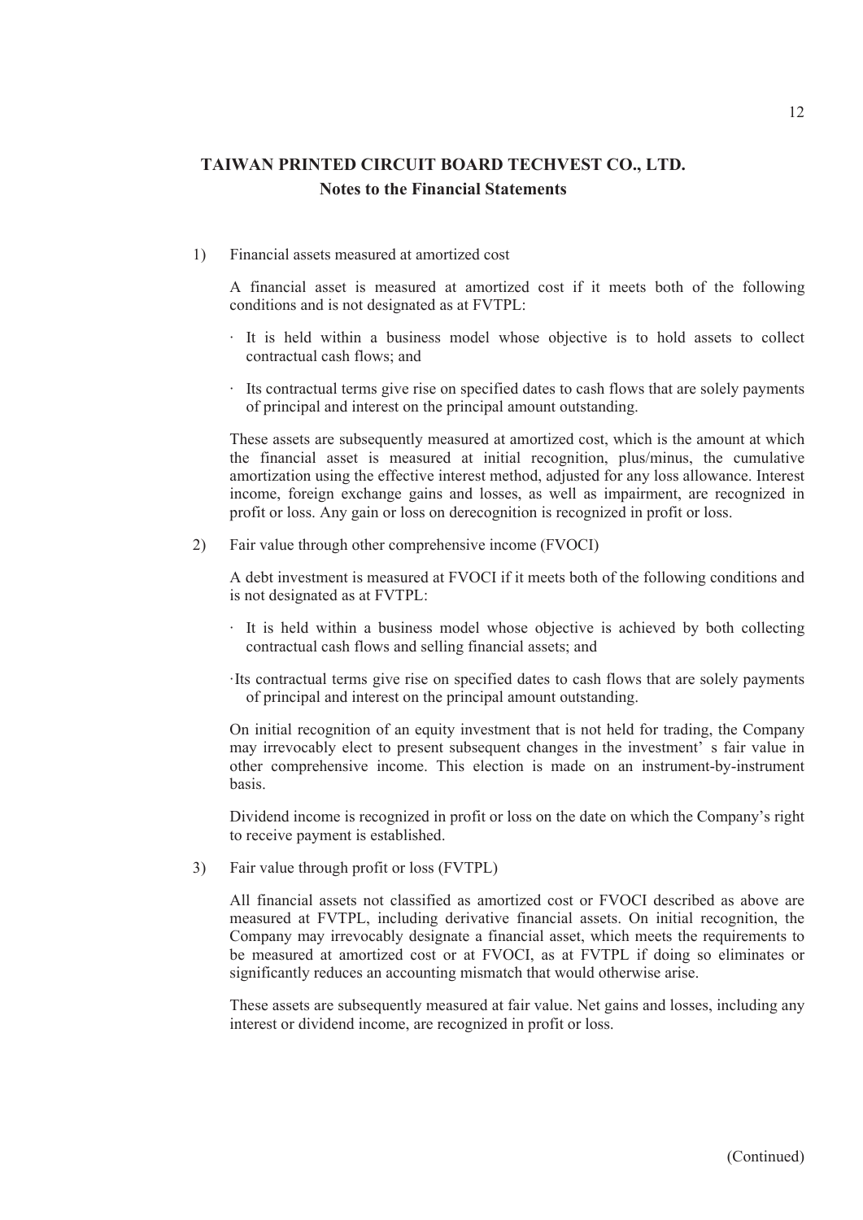1) Financial assets measured at amortized cost

A financial asset is measured at amortized cost if it meets both of the following conditions and is not designated as at FVTPL:

- It is held within a business model whose objective is to hold assets to collect contractual cash flows; and
- Its contractual terms give rise on specified dates to cash flows that are solely payments of principal and interest on the principal amount outstanding.

These assets are subsequently measured at amortized cost, which is the amount at which the financial asset is measured at initial recognition, plus/minus, the cumulative amortization using the effective interest method, adjusted for any loss allowance. Interest income, foreign exchange gains and losses, as well as impairment, are recognized in profit or loss. Any gain or loss on derecognition is recognized in profit or loss.

2) Fair value through other comprehensive income (FVOCI)

A debt investment is measured at FVOCI if it meets both of the following conditions and is not designated as at FVTPL:

- It is held within a business model whose objective is achieved by both collecting contractual cash flows and selling financial assets; and
- Its contractual terms give rise on specified dates to cash flows that are solely payments of principal and interest on the principal amount outstanding.

On initial recognition of an equity investment that is not held for trading, the Company may irrevocably elect to present subsequent changes in the investment' s fair value in other comprehensive income. This election is made on an instrument-by-instrument basis.

Dividend income is recognized in profit or loss on the date on which the Company's right to receive payment is established.

3) Fair value through profit or loss (FVTPL)

All financial assets not classified as amortized cost or FVOCI described as above are measured at FVTPL, including derivative financial assets. On initial recognition, the Company may irrevocably designate a financial asset, which meets the requirements to be measured at amortized cost or at FVOCI, as at FVTPL if doing so eliminates or significantly reduces an accounting mismatch that would otherwise arise.

These assets are subsequently measured at fair value. Net gains and losses, including any interest or dividend income, are recognized in profit or loss.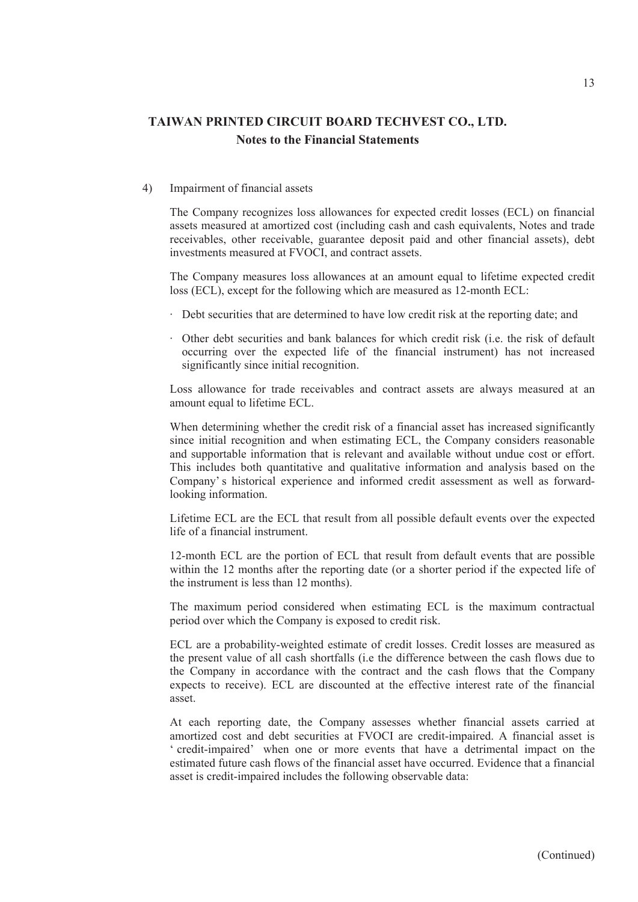4) Impairment of financial assets

The Company recognizes loss allowances for expected credit losses (ECL) on financial assets measured at amortized cost (including cash and cash equivalents, Notes and trade receivables, other receivable, guarantee deposit paid and other financial assets), debt investments measured at FVOCI, and contract assets.

The Company measures loss allowances at an amount equal to lifetime expected credit loss (ECL), except for the following which are measured as 12-month ECL:

- Debt securities that are determined to have low credit risk at the reporting date; and
- Other debt securities and bank balances for which credit risk (i.e. the risk of default occurring over the expected life of the financial instrument) has not increased significantly since initial recognition.

Loss allowance for trade receivables and contract assets are always measured at an amount equal to lifetime ECL.

When determining whether the credit risk of a financial asset has increased significantly since initial recognition and when estimating ECL, the Company considers reasonable and supportable information that is relevant and available without undue cost or effort. This includes both quantitative and qualitative information and analysis based on the Company's historical experience and informed credit assessment as well as forward-looking information.

Lifetime ECL are the ECL that result from all possible default events over the expected life of a financial instrument.

12-month ECL are the portion of ECL that result from default events that are possible within the 12 months after the reporting date (or a shorter period if the expected life of the instrument is less than 12 months).

The maximum period considered when estimating ECL is the maximum contractual period over which the Company is exposed to credit risk.

ECL are a probability-weighted estimate of credit losses. Credit losses are measured as the present value of all cash shortfalls (i.e the difference between the cash flows due to the Company in accordance with the contract and the cash flows that the Company expects to receive). ECL are discounted at the effective interest rate of the financial asset.

At each reporting date, the Company assesses whether financial assets carried at amortized cost and debt securities at FVOCI are credit-impaired. A financial asset is 'credit-impaired' when one or more events that have a detrimental impact on the estimated future cash flows of the financial asset have occurred. Evidence that a financial asset is credit-impaired includes the following observable data: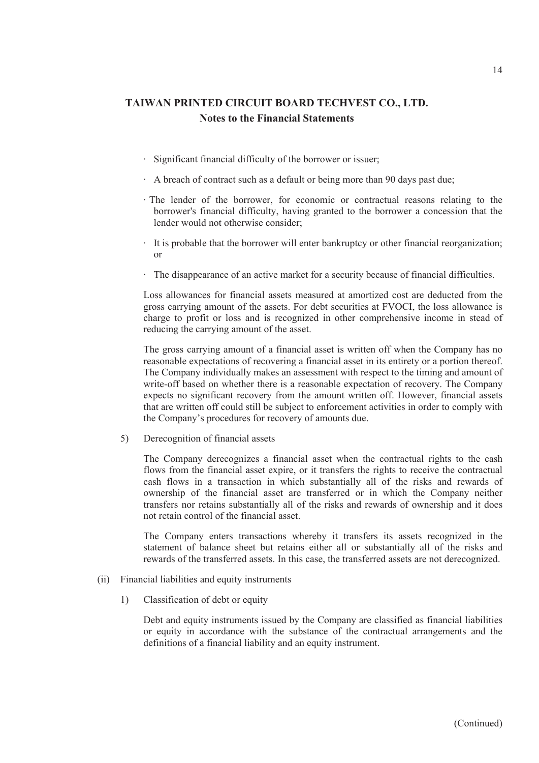- Significant financial difficulty of the borrower or issuer;
- A breach of contract such as a default or being more than 90 days past due;
- The lender of the borrower, for economic or contractual reasons relating to the borrower's financial difficulty, having granted to the borrower a concession that the lender would not otherwise consider;
- It is probable that the borrower will enter bankruptcy or other financial reorganization; or
- The disappearance of an active market for a security because of financial difficulties.

Loss allowances for financial assets measured at amortized cost are deducted from the gross carrying amount of the assets. For debt securities at FVOCI, the loss allowance is charge to profit or loss and is recognized in other comprehensive income in stead of reducing the carrying amount of the asset.

The gross carrying amount of a financial asset is written off when the Company has no reasonable expectations of recovering a financial asset in its entirety or a portion thereof. The Company individually makes an assessment with respect to the timing and amount of write-off based on whether there is a reasonable expectation of recovery. The Company expects no significant recovery from the amount written off. However, financial assets that are written off could still be subject to enforcement activities in order to comply with the Company's procedures for recovery of amounts due.

5) Derecognition of financial assets

The Company derecognizes a financial asset when the contractual rights to the cash flows from the financial asset expire, or it transfers the rights to receive the contractual cash flows in a transaction in which substantially all of the risks and rewards of ownership of the financial asset are transferred or in which the Company neither transfers nor retains substantially all of the risks and rewards of ownership and it does not retain control of the financial asset.

The Company enters transactions whereby it transfers its assets recognized in the statement of balance sheet but retains either all or substantially all of the risks and rewards of the transferred assets. In this case, the transferred assets are not derecognized.

(ii) Financial liabilities and equity instruments

1) Classification of debt or equity

Debt and equity instruments issued by the Company are classified as financial liabilities or equity in accordance with the substance of the contractual arrangements and the definitions of a financial liability and an equity instrument.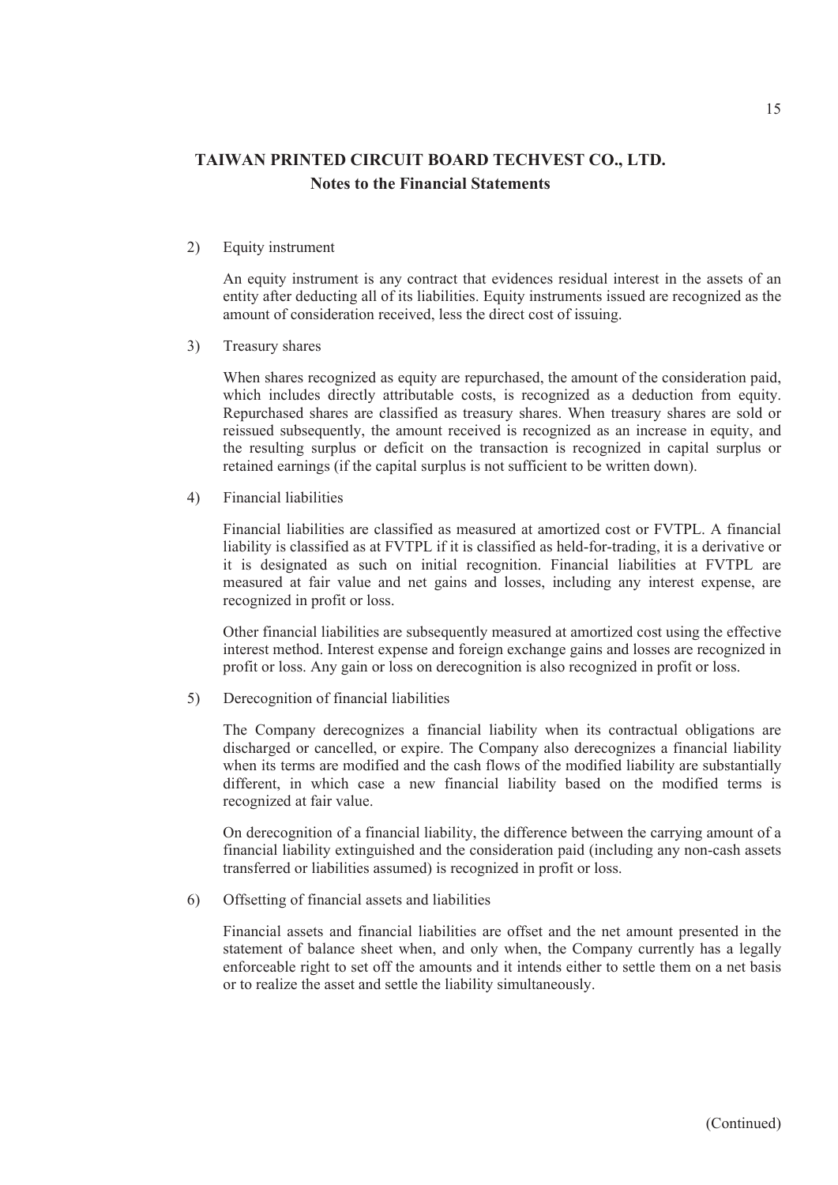# TAIWAN PRINTED CIRCUIT BOARD TECHVEST CO., LTD.

## Notes to the Financial Statements

2) Equity instrument

An equity instrument is any contract that evidences residual interest in the assets of an entity after deducting all of its liabilities. Equity instruments issued are recognized as the amount of consideration received, less the direct cost of issuing.

3) Treasury shares

When shares recognized as equity are repurchased, the amount of the consideration paid, which includes directly attributable costs, is recognized as a deduction from equity. Repurchased shares are classified as treasury shares. When treasury shares are sold or reissued subsequently, the amount received is recognized as an increase in equity, and the resulting surplus or deficit on the transaction is recognized in capital surplus or retained earnings (if the capital surplus is not sufficient to be written down).

4) Financial liabilities

Financial liabilities are classified as measured at amortized cost or FVTPL. A financial liability is classified as at FVTPL if it is classified as held-for-trading, it is a derivative or it is designated as such on initial recognition. Financial liabilities at FVTPL are measured at fair value and net gains and losses, including any interest expense, are recognized in profit or loss.

Other financial liabilities are subsequently measured at amortized cost using the effective interest method. Interest expense and foreign exchange gains and losses are recognized in profit or loss. Any gain or loss on derecognition is also recognized in profit or loss.

5) Derecognition of financial liabilities

The Company derecognizes a financial liability when its contractual obligations are discharged or cancelled, or expire. The Company also derecognizes a financial liability when its terms are modified and the cash flows of the modified liability are substantially different, in which case a new financial liability based on the modified terms is recognized at fair value.

On derecognition of a financial liability, the difference between the carrying amount of a financial liability extinguished and the consideration paid (including any non-cash assets transferred or liabilities assumed) is recognized in profit or loss.

6) Offsetting of financial assets and liabilities

Financial assets and financial liabilities are offset and the net amount presented in the statement of balance sheet when, and only when, the Company currently has a legally enforceable right to set off the amounts and it intends either to settle them on a net basis or to realize the asset and settle the liability simultaneously.

(Continued)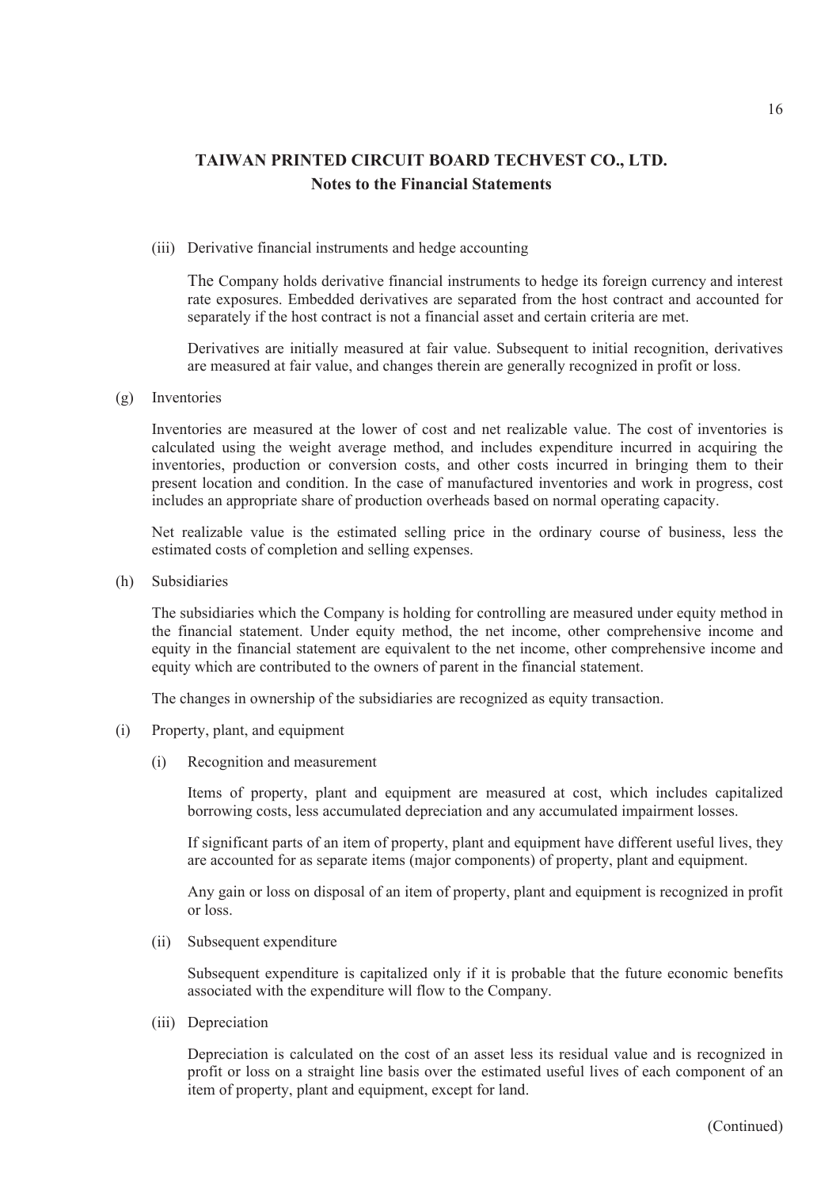# TAIWAN PRINTED CIRCUIT BOARD TECHVEST CO., LTD.

## Notes to the Financial Statements

(iii) Derivative financial instruments and hedge accounting

The Company holds derivative financial instruments to hedge its foreign currency and interest rate exposures. Embedded derivatives are separated from the host contract and accounted for separately if the host contract is not a financial asset and certain criteria are met.

Derivatives are initially measured at fair value. Subsequent to initial recognition, derivatives are measured at fair value, and changes therein are generally recognized in profit or loss.

(g) Inventories

Inventories are measured at the lower of cost and net realizable value. The cost of inventories is calculated using the weight average method, and includes expenditure incurred in acquiring the inventories, production or conversion costs, and other costs incurred in bringing them to their present location and condition. In the case of manufactured inventories and work in progress, cost includes an appropriate share of production overheads based on normal operating capacity.

Net realizable value is the estimated selling price in the ordinary course of business, less the estimated costs of completion and selling expenses.

(h) Subsidiaries

The subsidiaries which the Company is holding for controlling are measured under equity method in the financial statement. Under equity method, the net income, other comprehensive income and equity in the financial statement are equivalent to the net income, other comprehensive income and equity which are contributed to the owners of parent in the financial statement.

The changes in ownership of the subsidiaries are recognized as equity transaction.

(i) Property, plant, and equipment

(i) Recognition and measurement

Items of property, plant and equipment are measured at cost, which includes capitalized borrowing costs, less accumulated depreciation and any accumulated impairment losses.

If significant parts of an item of property, plant and equipment have different useful lives, they are accounted for as separate items (major components) of property, plant and equipment.

Any gain or loss on disposal of an item of property, plant and equipment is recognized in profit or loss.

(ii) Subsequent expenditure

Subsequent expenditure is capitalized only if it is probable that the future economic benefits associated with the expenditure will flow to the Company.

(iii) Depreciation

Depreciation is calculated on the cost of an asset less its residual value and is recognized in profit or loss on a straight line basis over the estimated useful lives of each component of an item of property, plant and equipment, except for land.

(Continued)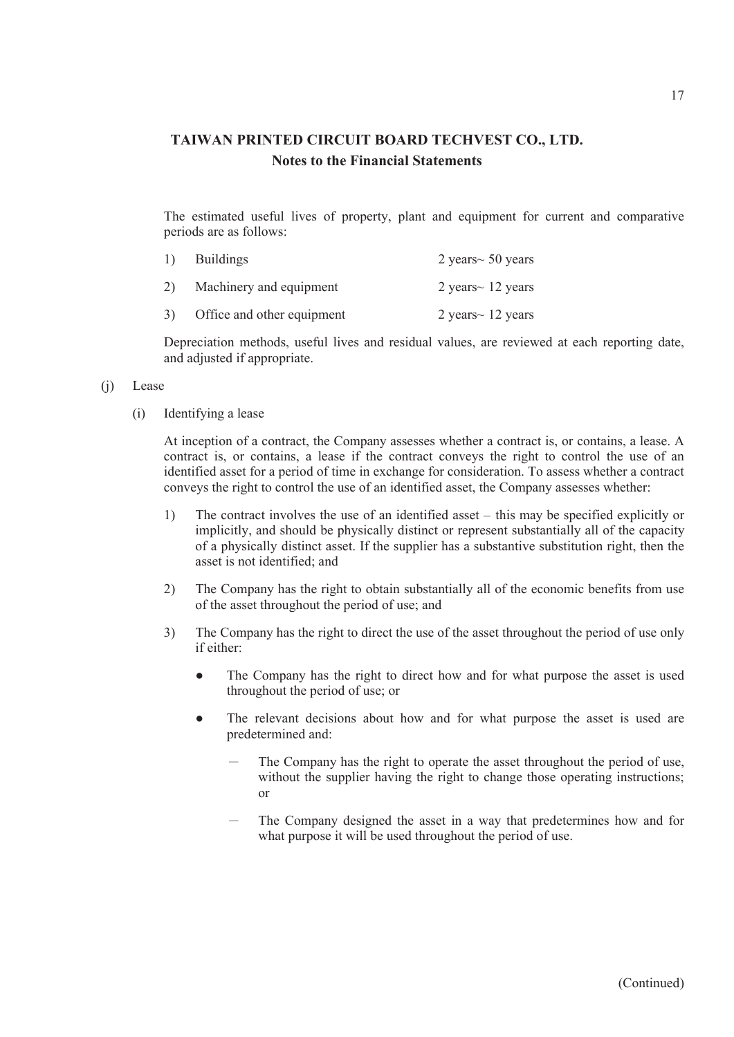The estimated useful lives of property, plant and equipment for current and comparative periods are as follows:

| | | |
|---|---|---|
| 1) | Buildings | 2 years~ 50 years |
| 2) | Machinery and equipment | 2 years~ 12 years |
| 3) | Office and other equipment | 2 years~ 12 years |

Depreciation methods, useful lives and residual values, are reviewed at each reporting date, and adjusted if appropriate.

(j) Lease

(i) Identifying a lease

At inception of a contract, the Company assesses whether a contract is, or contains, a lease. A contract is, or contains, a lease if the contract conveys the right to control the use of an identified asset for a period of time in exchange for consideration. To assess whether a contract conveys the right to control the use of an identified asset, the Company assesses whether:

1) The contract involves the use of an identified asset – this may be specified explicitly or implicitly, and should be physically distinct or represent substantially all of the capacity of a physically distinct asset. If the supplier has a substantive substitution right, then the asset is not identified; and

2) The Company has the right to obtain substantially all of the economic benefits from use of the asset throughout the period of use; and

3) The Company has the right to direct the use of the asset throughout the period of use only if either:

- The Company has the right to direct how and for what purpose the asset is used throughout the period of use; or

- The relevant decisions about how and for what purpose the asset is used are predetermined and:

  - The Company has the right to operate the asset throughout the period of use, without the supplier having the right to change those operating instructions; or

  - The Company designed the asset in a way that predetermines how and for what purpose it will be used throughout the period of use.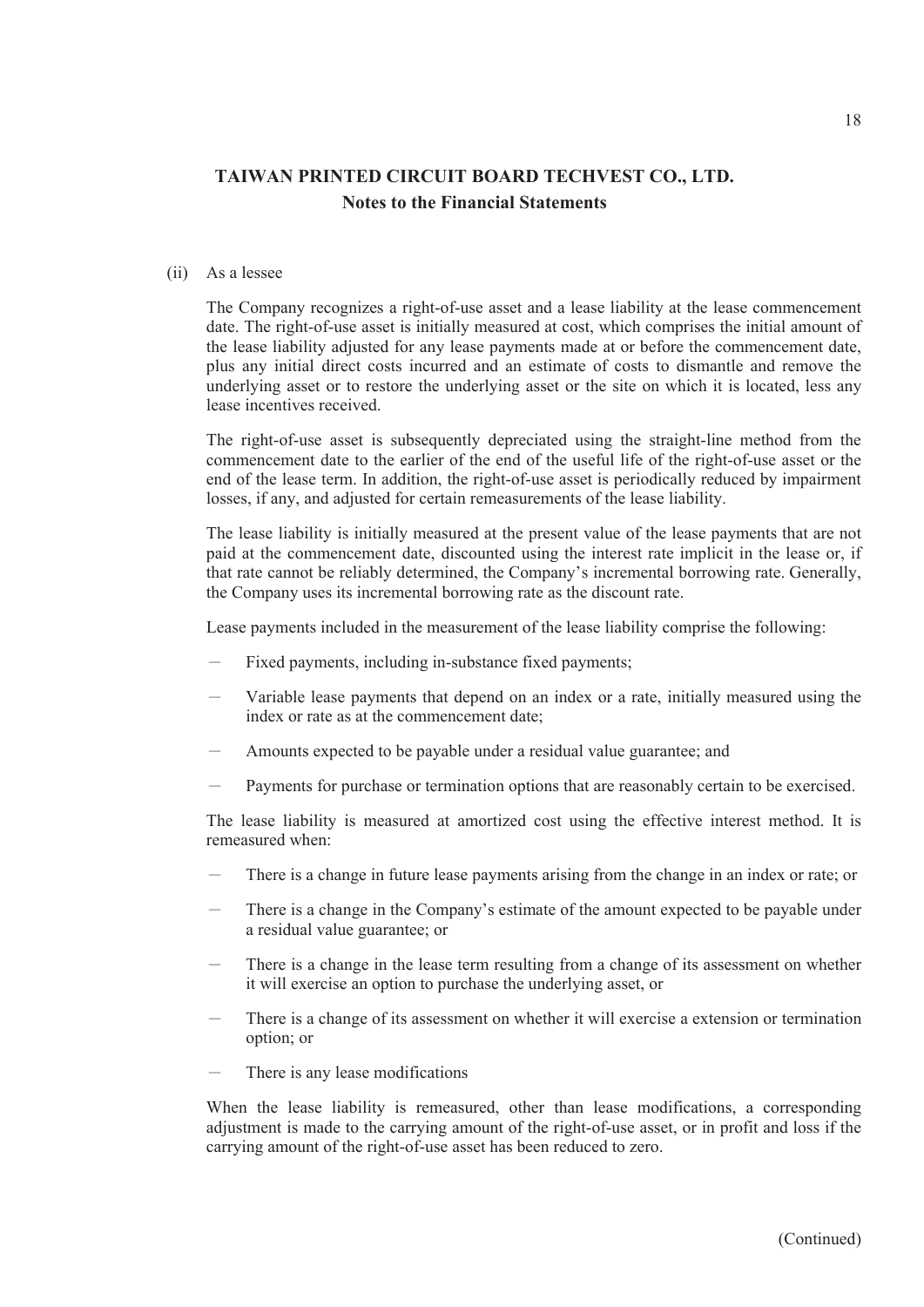(ii) As a lessee

The Company recognizes a right-of-use asset and a lease liability at the lease commencement date. The right-of-use asset is initially measured at cost, which comprises the initial amount of the lease liability adjusted for any lease payments made at or before the commencement date, plus any initial direct costs incurred and an estimate of costs to dismantle and remove the underlying asset or to restore the underlying asset or the site on which it is located, less any lease incentives received.

The right-of-use asset is subsequently depreciated using the straight-line method from the commencement date to the earlier of the end of the useful life of the right-of-use asset or the end of the lease term. In addition, the right-of-use asset is periodically reduced by impairment losses, if any, and adjusted for certain remeasurements of the lease liability.

The lease liability is initially measured at the present value of the lease payments that are not paid at the commencement date, discounted using the interest rate implicit in the lease or, if that rate cannot be reliably determined, the Company's incremental borrowing rate. Generally, the Company uses its incremental borrowing rate as the discount rate.

Lease payments included in the measurement of the lease liability comprise the following:

- Fixed payments, including in-substance fixed payments;
- Variable lease payments that depend on an index or a rate, initially measured using the index or rate as at the commencement date;
- Amounts expected to be payable under a residual value guarantee; and
- Payments for purchase or termination options that are reasonably certain to be exercised.

The lease liability is measured at amortized cost using the effective interest method. It is remeasured when:

- There is a change in future lease payments arising from the change in an index or rate; or
- There is a change in the Company's estimate of the amount expected to be payable under a residual value guarantee; or
- There is a change in the lease term resulting from a change of its assessment on whether it will exercise an option to purchase the underlying asset, or
- There is a change of its assessment on whether it will exercise a extension or termination option; or
- There is any lease modifications

When the lease liability is remeasured, other than lease modifications, a corresponding adjustment is made to the carrying amount of the right-of-use asset, or in profit and loss if the carrying amount of the right-of-use asset has been reduced to zero.

(Continued)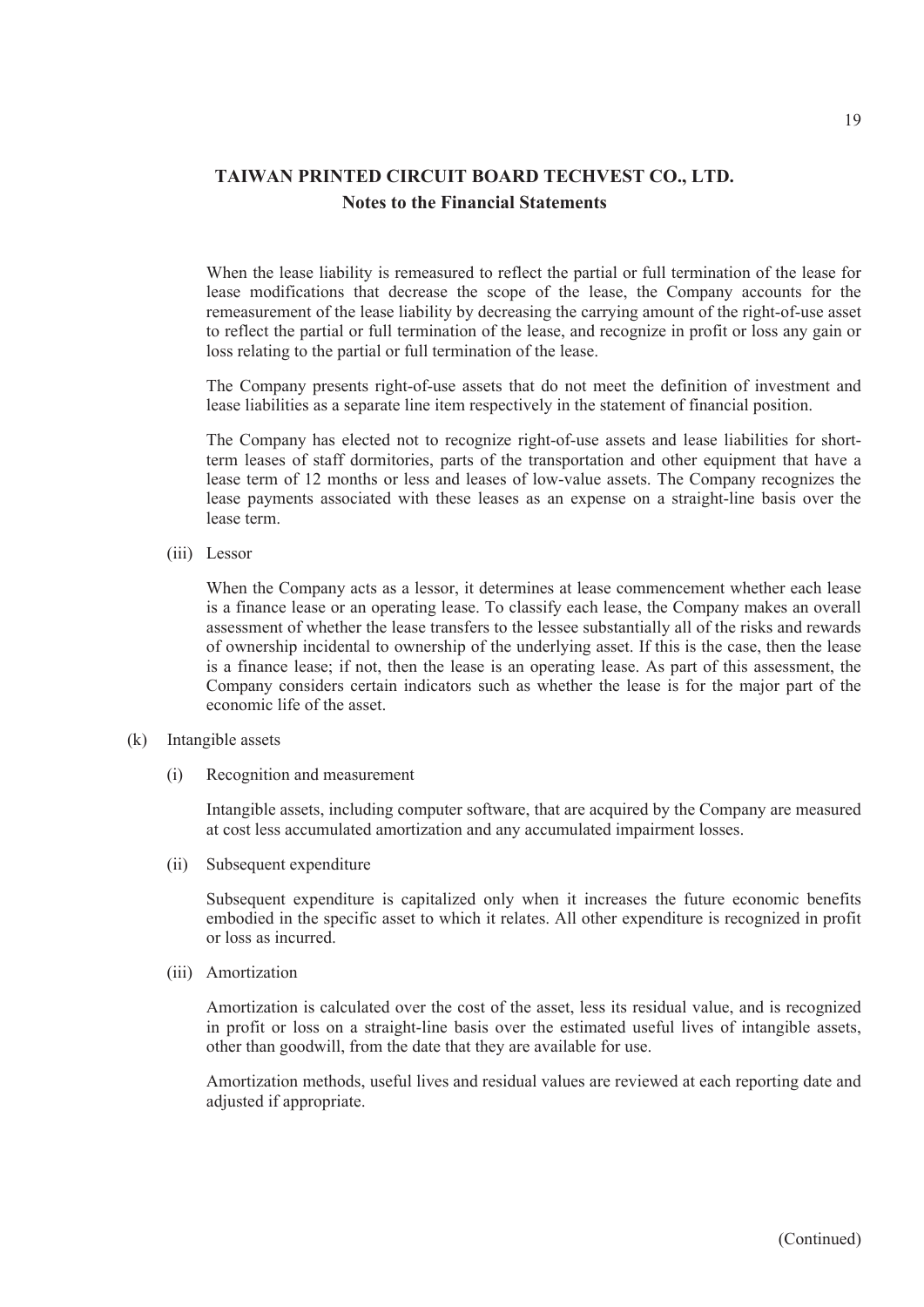When the lease liability is remeasured to reflect the partial or full termination of the lease for lease modifications that decrease the scope of the lease, the Company accounts for the remeasurement of the lease liability by decreasing the carrying amount of the right-of-use asset to reflect the partial or full termination of the lease, and recognize in profit or loss any gain or loss relating to the partial or full termination of the lease.

The Company presents right-of-use assets that do not meet the definition of investment and lease liabilities as a separate line item respectively in the statement of financial position.

The Company has elected not to recognize right-of-use assets and lease liabilities for short-term leases of staff dormitories, parts of the transportation and other equipment that have a lease term of 12 months or less and leases of low-value assets. The Company recognizes the lease payments associated with these leases as an expense on a straight-line basis over the lease term.

(iii) Lessor

When the Company acts as a lessor, it determines at lease commencement whether each lease is a finance lease or an operating lease. To classify each lease, the Company makes an overall assessment of whether the lease transfers to the lessee substantially all of the risks and rewards of ownership incidental to ownership of the underlying asset. If this is the case, then the lease is a finance lease; if not, then the lease is an operating lease. As part of this assessment, the Company considers certain indicators such as whether the lease is for the major part of the economic life of the asset.

(k) Intangible assets

(i) Recognition and measurement

Intangible assets, including computer software, that are acquired by the Company are measured at cost less accumulated amortization and any accumulated impairment losses.

(ii) Subsequent expenditure

Subsequent expenditure is capitalized only when it increases the future economic benefits embodied in the specific asset to which it relates. All other expenditure is recognized in profit or loss as incurred.

(iii) Amortization

Amortization is calculated over the cost of the asset, less its residual value, and is recognized in profit or loss on a straight-line basis over the estimated useful lives of intangible assets, other than goodwill, from the date that they are available for use.

Amortization methods, useful lives and residual values are reviewed at each reporting date and adjusted if appropriate.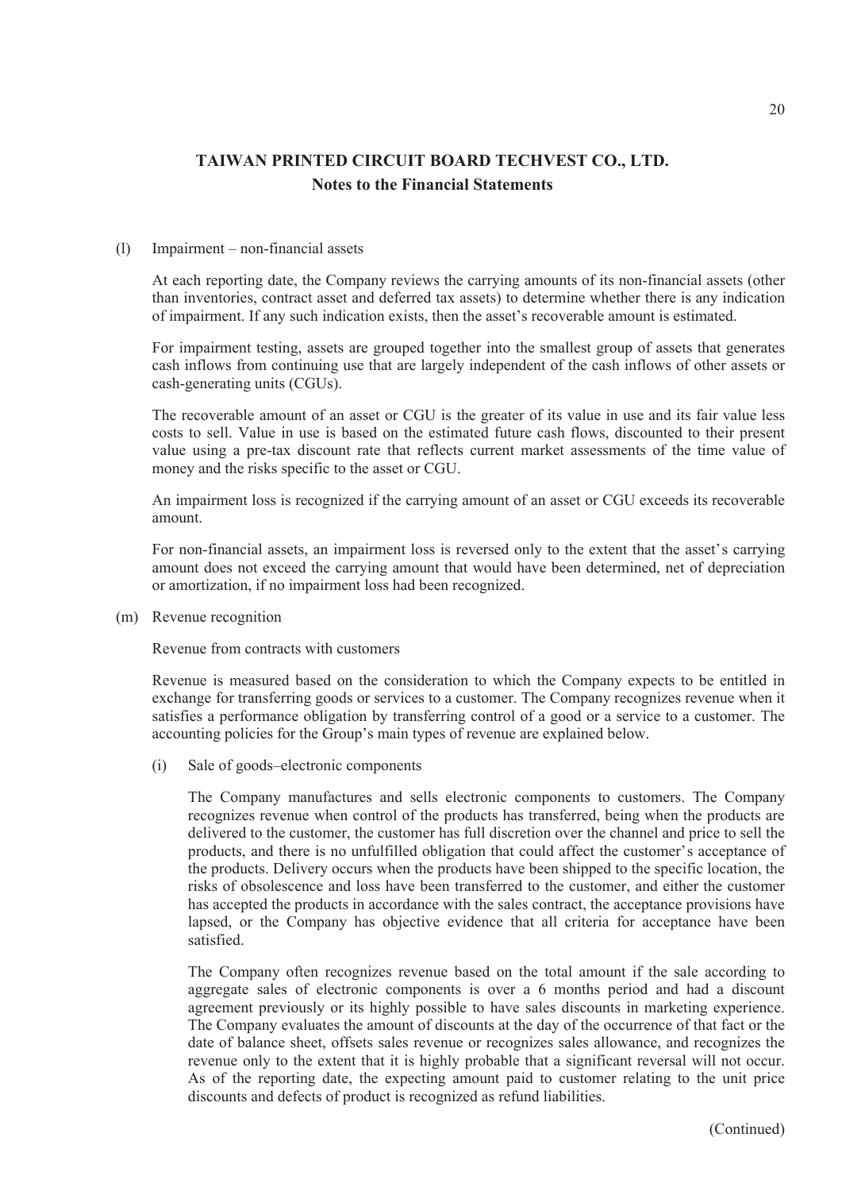## TAIWAN PRINTED CIRCUIT BOARD TECHVEST CO., LTD.
### Notes to the Financial Statements

(l) Impairment – non-financial assets

At each reporting date, the Company reviews the carrying amounts of its non-financial assets (other than inventories, contract asset and deferred tax assets) to determine whether there is any indication of impairment. If any such indication exists, then the asset's recoverable amount is estimated.

For impairment testing, assets are grouped together into the smallest group of assets that generates cash inflows from continuing use that are largely independent of the cash inflows of other assets or cash-generating units (CGUs).

The recoverable amount of an asset or CGU is the greater of its value in use and its fair value less costs to sell. Value in use is based on the estimated future cash flows, discounted to their present value using a pre-tax discount rate that reflects current market assessments of the time value of money and the risks specific to the asset or CGU.

An impairment loss is recognized if the carrying amount of an asset or CGU exceeds its recoverable amount.

For non-financial assets, an impairment loss is reversed only to the extent that the asset's carrying amount does not exceed the carrying amount that would have been determined, net of depreciation or amortization, if no impairment loss had been recognized.

(m) Revenue recognition

Revenue from contracts with customers

Revenue is measured based on the consideration to which the Company expects to be entitled in exchange for transferring goods or services to a customer. The Company recognizes revenue when it satisfies a performance obligation by transferring control of a good or a service to a customer. The accounting policies for the Group's main types of revenue are explained below.

(i) Sale of goods–electronic components

The Company manufactures and sells electronic components to customers. The Company recognizes revenue when control of the products has transferred, being when the products are delivered to the customer, the customer has full discretion over the channel and price to sell the products, and there is no unfulfilled obligation that could affect the customer's acceptance of the products. Delivery occurs when the products have been shipped to the specific location, the risks of obsolescence and loss have been transferred to the customer, and either the customer has accepted the products in accordance with the sales contract, the acceptance provisions have lapsed, or the Company has objective evidence that all criteria for acceptance have been satisfied.

The Company often recognizes revenue based on the total amount if the sale according to aggregate sales of electronic components is over a 6 months period and had a discount agreement previously or its highly possible to have sales discounts in marketing experience. The Company evaluates the amount of discounts at the day of the occurrence of that fact or the date of balance sheet, offsets sales revenue or recognizes sales allowance, and recognizes the revenue only to the extent that it is highly probable that a significant reversal will not occur. As of the reporting date, the expecting amount paid to customer relating to the unit price discounts and defects of product is recognized as refund liabilities.

(Continued)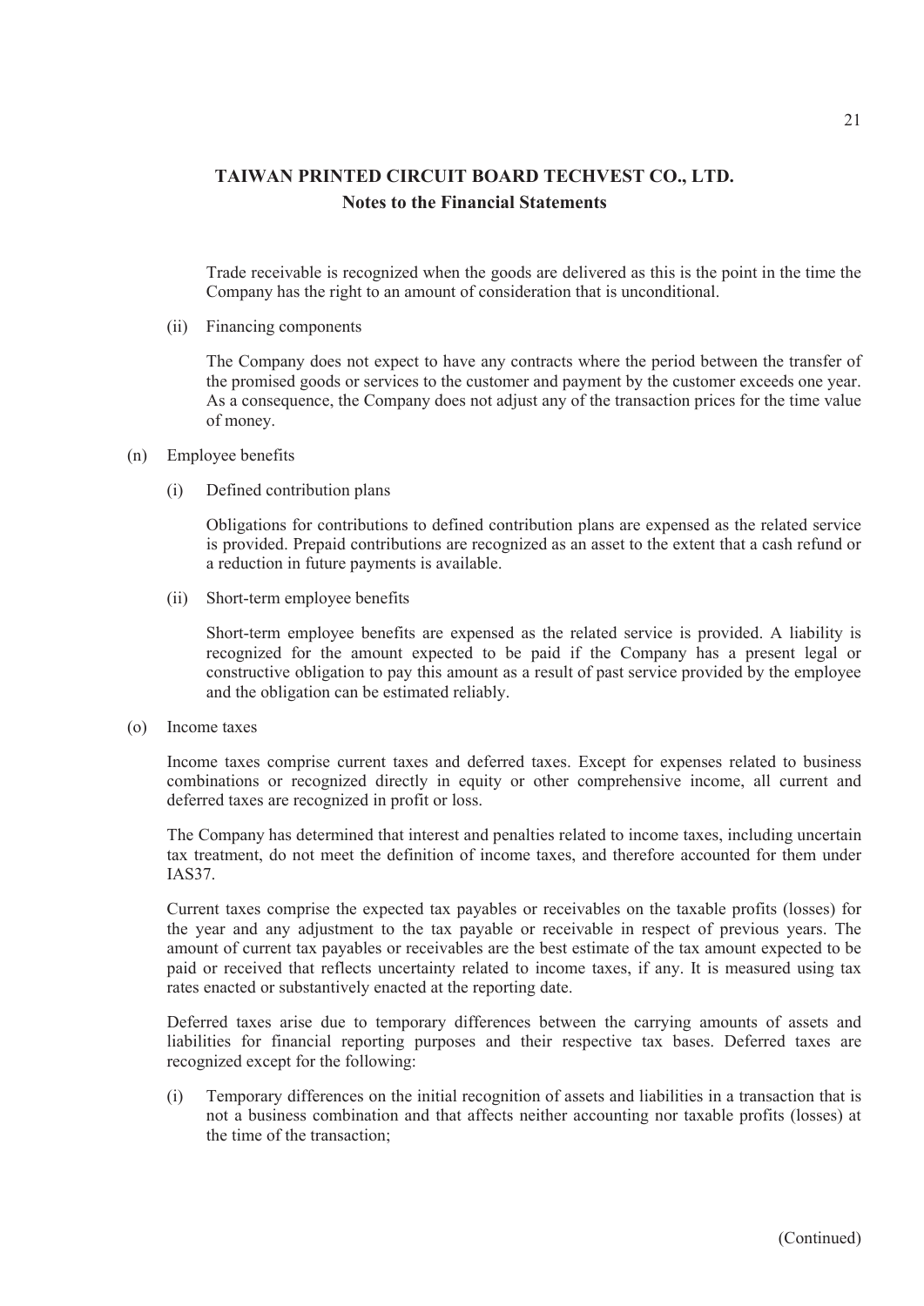Trade receivable is recognized when the goods are delivered as this is the point in the time the Company has the right to an amount of consideration that is unconditional.

(ii) Financing components

The Company does not expect to have any contracts where the period between the transfer of the promised goods or services to the customer and payment by the customer exceeds one year. As a consequence, the Company does not adjust any of the transaction prices for the time value of money.

(n) Employee benefits

(i) Defined contribution plans

Obligations for contributions to defined contribution plans are expensed as the related service is provided. Prepaid contributions are recognized as an asset to the extent that a cash refund or a reduction in future payments is available.

(ii) Short-term employee benefits

Short-term employee benefits are expensed as the related service is provided. A liability is recognized for the amount expected to be paid if the Company has a present legal or constructive obligation to pay this amount as a result of past service provided by the employee and the obligation can be estimated reliably.

(o) Income taxes

Income taxes comprise current taxes and deferred taxes. Except for expenses related to business combinations or recognized directly in equity or other comprehensive income, all current and deferred taxes are recognized in profit or loss.

The Company has determined that interest and penalties related to income taxes, including uncertain tax treatment, do not meet the definition of income taxes, and therefore accounted for them under IAS37.

Current taxes comprise the expected tax payables or receivables on the taxable profits (losses) for the year and any adjustment to the tax payable or receivable in respect of previous years. The amount of current tax payables or receivables are the best estimate of the tax amount expected to be paid or received that reflects uncertainty related to income taxes, if any. It is measured using tax rates enacted or substantively enacted at the reporting date.

Deferred taxes arise due to temporary differences between the carrying amounts of assets and liabilities for financial reporting purposes and their respective tax bases. Deferred taxes are recognized except for the following:

(i) Temporary differences on the initial recognition of assets and liabilities in a transaction that is not a business combination and that affects neither accounting nor taxable profits (losses) at the time of the transaction;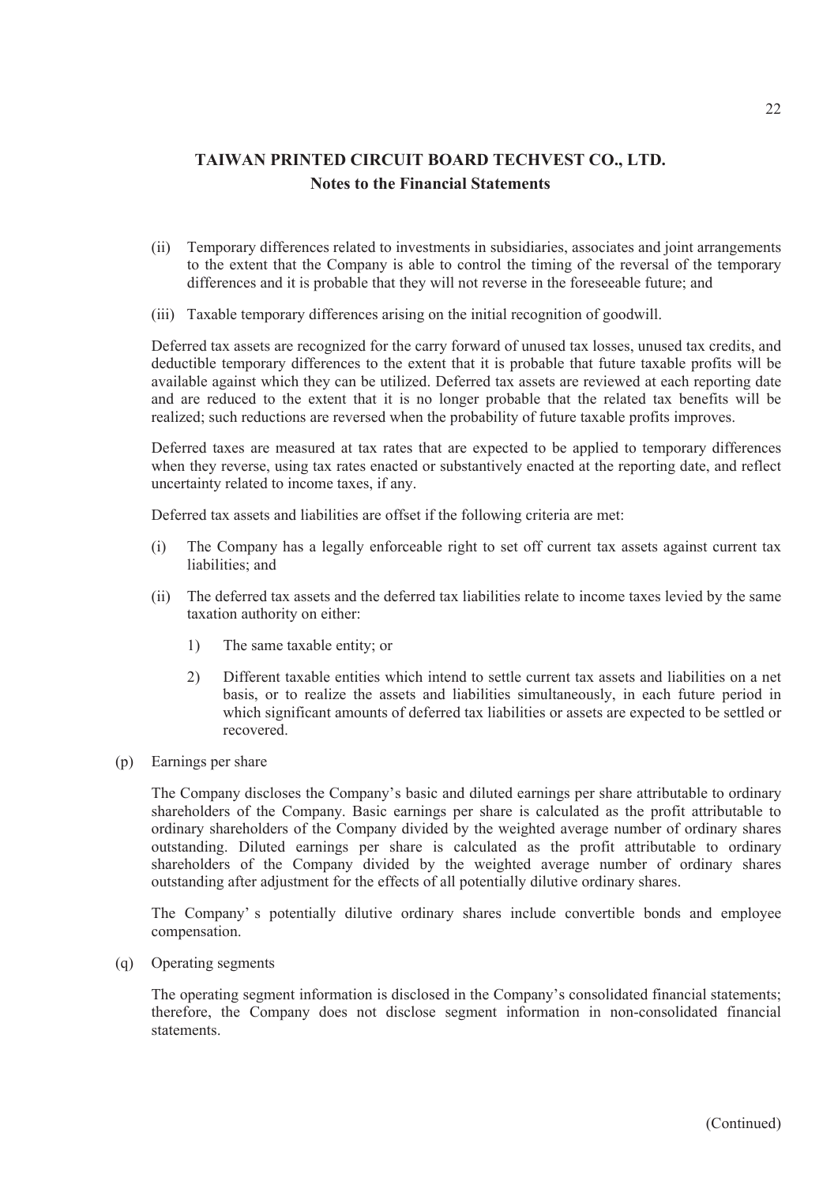# TAIWAN PRINTED CIRCUIT BOARD TECHVEST CO., LTD.
## Notes to the Financial Statements

(ii) Temporary differences related to investments in subsidiaries, associates and joint arrangements to the extent that the Company is able to control the timing of the reversal of the temporary differences and it is probable that they will not reverse in the foreseeable future; and

(iii) Taxable temporary differences arising on the initial recognition of goodwill.

Deferred tax assets are recognized for the carry forward of unused tax losses, unused tax credits, and deductible temporary differences to the extent that it is probable that future taxable profits will be available against which they can be utilized. Deferred tax assets are reviewed at each reporting date and are reduced to the extent that it is no longer probable that the related tax benefits will be realized; such reductions are reversed when the probability of future taxable profits improves.

Deferred taxes are measured at tax rates that are expected to be applied to temporary differences when they reverse, using tax rates enacted or substantively enacted at the reporting date, and reflect uncertainty related to income taxes, if any.

Deferred tax assets and liabilities are offset if the following criteria are met:

(i) The Company has a legally enforceable right to set off current tax assets against current tax liabilities; and

(ii) The deferred tax assets and the deferred tax liabilities relate to income taxes levied by the same taxation authority on either:

1) The same taxable entity; or

2) Different taxable entities which intend to settle current tax assets and liabilities on a net basis, or to realize the assets and liabilities simultaneously, in each future period in which significant amounts of deferred tax liabilities or assets are expected to be settled or recovered.

(p) Earnings per share

The Company discloses the Company's basic and diluted earnings per share attributable to ordinary shareholders of the Company. Basic earnings per share is calculated as the profit attributable to ordinary shareholders of the Company divided by the weighted average number of ordinary shares outstanding. Diluted earnings per share is calculated as the profit attributable to ordinary shareholders of the Company divided by the weighted average number of ordinary shares outstanding after adjustment for the effects of all potentially dilutive ordinary shares.

The Company' s potentially dilutive ordinary shares include convertible bonds and employee compensation.

(q) Operating segments

The operating segment information is disclosed in the Company's consolidated financial statements; therefore, the Company does not disclose segment information in non-consolidated financial statements.

(Continued)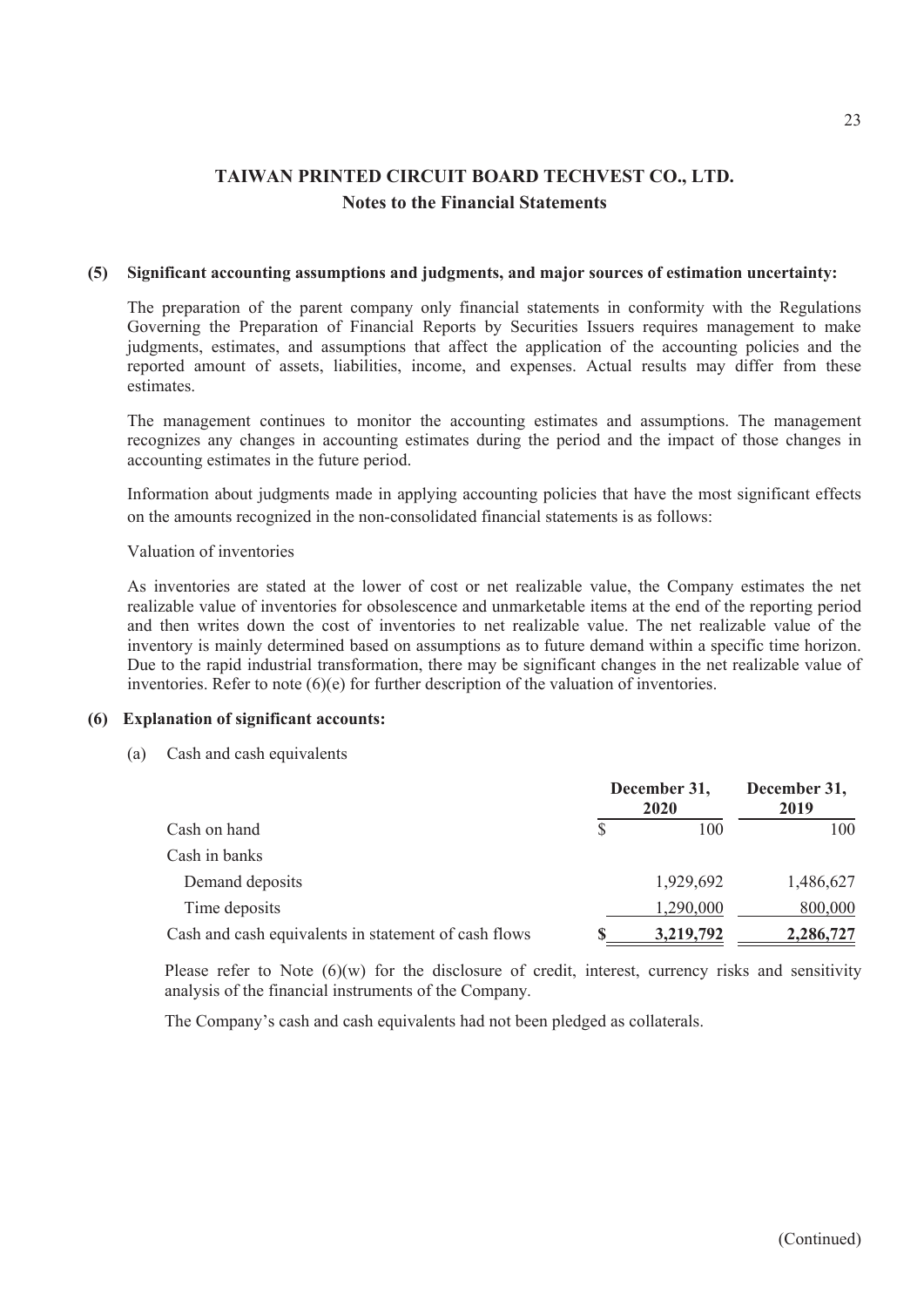# TAIWAN PRINTED CIRCUIT BOARD TECHVEST CO., LTD.

## Notes to the Financial Statements

**(5) Significant accounting assumptions and judgments, and major sources of estimation uncertainty:**

The preparation of the parent company only financial statements in conformity with the Regulations Governing the Preparation of Financial Reports by Securities Issuers requires management to make judgments, estimates, and assumptions that affect the application of the accounting policies and the reported amount of assets, liabilities, income, and expenses. Actual results may differ from these estimates.

The management continues to monitor the accounting estimates and assumptions. The management recognizes any changes in accounting estimates during the period and the impact of those changes in accounting estimates in the future period.

Information about judgments made in applying accounting policies that have the most significant effects on the amounts recognized in the non-consolidated financial statements is as follows:

Valuation of inventories

As inventories are stated at the lower of cost or net realizable value, the Company estimates the net realizable value of inventories for obsolescence and unmarketable items at the end of the reporting period and then writes down the cost of inventories to net realizable value. The net realizable value of the inventory is mainly determined based on assumptions as to future demand within a specific time horizon. Due to the rapid industrial transformation, there may be significant changes in the net realizable value of inventories. Refer to note (6)(e) for further description of the valuation of inventories.

**(6) Explanation of significant accounts:**

(a) Cash and cash equivalents

| | December 31, 2020 | December 31, 2019 |
|---|---|---|
| Cash on hand | $ 100 | 100 |
| Cash in banks | | |
| Demand deposits | 1,929,692 | 1,486,627 |
| Time deposits | 1,290,000 | 800,000 |
| Cash and cash equivalents in statement of cash flows | **$ 3,219,792** | **2,286,727** |

Please refer to Note (6)(w) for the disclosure of credit, interest, currency risks and sensitivity analysis of the financial instruments of the Company.

The Company's cash and cash equivalents had not been pledged as collaterals.

(Continued)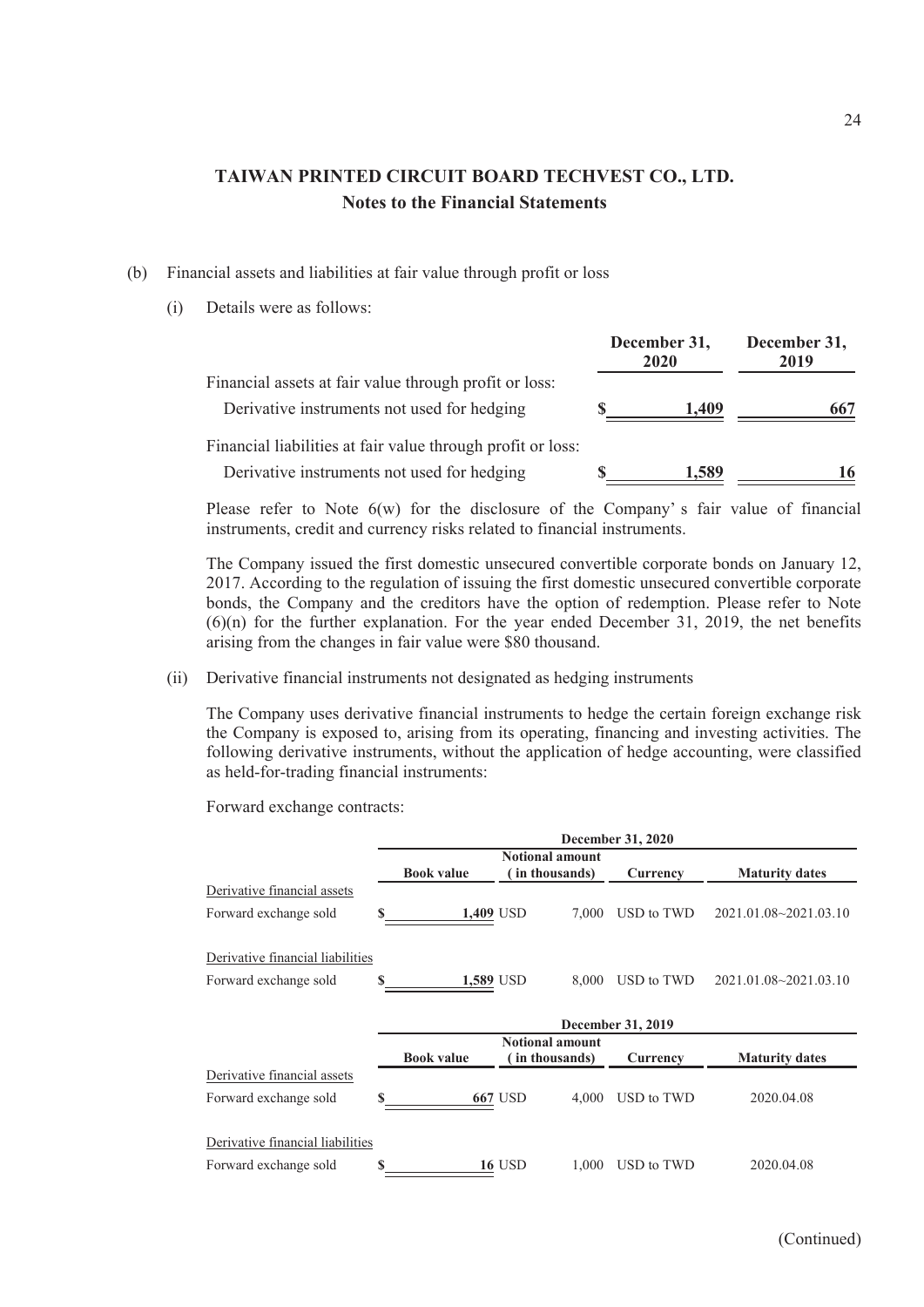## TAIWAN PRINTED CIRCUIT BOARD TECHVEST CO., LTD.
### Notes to the Financial Statements

(b) Financial assets and liabilities at fair value through profit or loss

(i) Details were as follows:

| | December 31, 2020 | December 31, 2019 |
|---|---|---|
| Financial assets at fair value through profit or loss: | | |
| Derivative instruments not used for hedging | $ 1,409 | 667 |
| Financial liabilities at fair value through profit or loss: | | |
| Derivative instruments not used for hedging | $ 1,589 | 16 |

Please refer to Note 6(w) for the disclosure of the Company's fair value of financial instruments, credit and currency risks related to financial instruments.

The Company issued the first domestic unsecured convertible corporate bonds on January 12, 2017. According to the regulation of issuing the first domestic unsecured convertible corporate bonds, the Company and the creditors have the option of redemption. Please refer to Note (6)(n) for the further explanation. For the year ended December 31, 2019, the net benefits arising from the changes in fair value were $80 thousand.

(ii) Derivative financial instruments not designated as hedging instruments

The Company uses derivative financial instruments to hedge the certain foreign exchange risk the Company is exposed to, arising from its operating, financing and investing activities. The following derivative instruments, without the application of hedge accounting, were classified as held-for-trading financial instruments:

Forward exchange contracts:

| | December 31, 2020 | | | |
|---|---|---|---|---|
| | Book value | Notional amount (in thousands) | Currency | Maturity dates |
| Derivative financial assets | | | | |
| Forward exchange sold | $ 1,409 | USD 7,000 | USD to TWD | 2021.01.08~2021.03.10 |
| Derivative financial liabilities | | | | |
| Forward exchange sold | $ 1,589 | USD 8,000 | USD to TWD | 2021.01.08~2021.03.10 |

| | December 31, 2019 | | | |
|---|---|---|---|---|
| | Book value | Notional amount (in thousands) | Currency | Maturity dates |
| Derivative financial assets | | | | |
| Forward exchange sold | $ 667 | USD 4,000 | USD to TWD | 2020.04.08 |
| Derivative financial liabilities | | | | |
| Forward exchange sold | $ 16 | USD 1,000 | USD to TWD | 2020.04.08 |

(Continued)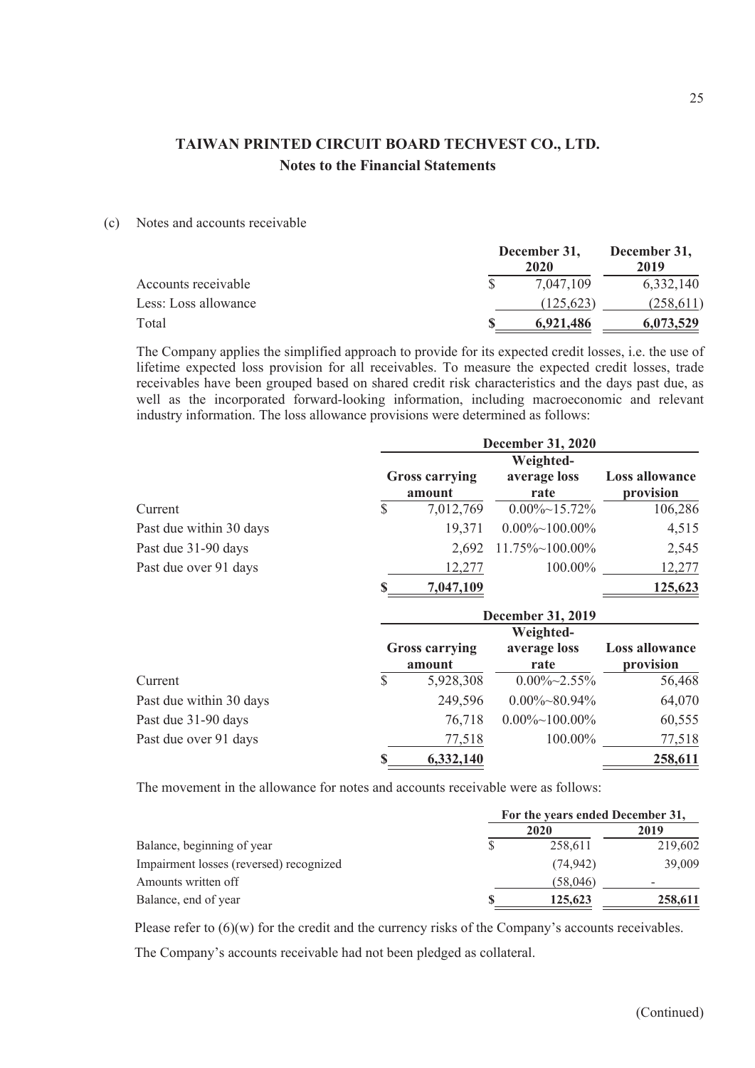## TAIWAN PRINTED CIRCUIT BOARD TECHVEST CO., LTD.
### Notes to the Financial Statements

(c) Notes and accounts receivable

| | December 31, 2020 | December 31, 2019 |
|---|---|---|
| Accounts receivable | $ 7,047,109 | 6,332,140 |
| Less: Loss allowance | (125,623) | (258,611) |
| Total | **$ 6,921,486** | **6,073,529** |

The Company applies the simplified approach to provide for its expected credit losses, i.e. the use of lifetime expected loss provision for all receivables. To measure the expected credit losses, trade receivables have been grouped based on shared credit risk characteristics and the days past due, as well as the incorporated forward-looking information, including macroeconomic and relevant industry information. The loss allowance provisions were determined as follows:

| | December 31, 2020 | | |
|---|---|---|---|
| | Gross carrying amount | Weighted-average loss rate | Loss allowance provision |
| Current | $ 7,012,769 | 0.00%~15.72% | 106,286 |
| Past due within 30 days | 19,371 | 0.00%~100.00% | 4,515 |
| Past due 31-90 days | 2,692 | 11.75%~100.00% | 2,545 |
| Past due over 91 days | 12,277 | 100.00% | 12,277 |
| | **$ 7,047,109** | | **125,623** |

| | December 31, 2019 | | |
|---|---|---|---|
| | Gross carrying amount | Weighted-average loss rate | Loss allowance provision |
| Current | $ 5,928,308 | 0.00%~2.55% | 56,468 |
| Past due within 30 days | 249,596 | 0.00%~80.94% | 64,070 |
| Past due 31-90 days | 76,718 | 0.00%~100.00% | 60,555 |
| Past due over 91 days | 77,518 | 100.00% | 77,518 |
| | **$ 6,332,140** | | **258,611** |

The movement in the allowance for notes and accounts receivable were as follows:

| | For the years ended December 31, | |
|---|---|---|
| | 2020 | 2019 |
| Balance, beginning of year | $ 258,611 | 219,602 |
| Impairment losses (reversed) recognized | (74,942) | 39,009 |
| Amounts written off | (58,046) | - |
| Balance, end of year | **$ 125,623** | **258,611** |

Please refer to (6)(w) for the credit and the currency risks of the Company's accounts receivables.

The Company's accounts receivable had not been pledged as collateral.

(Continued)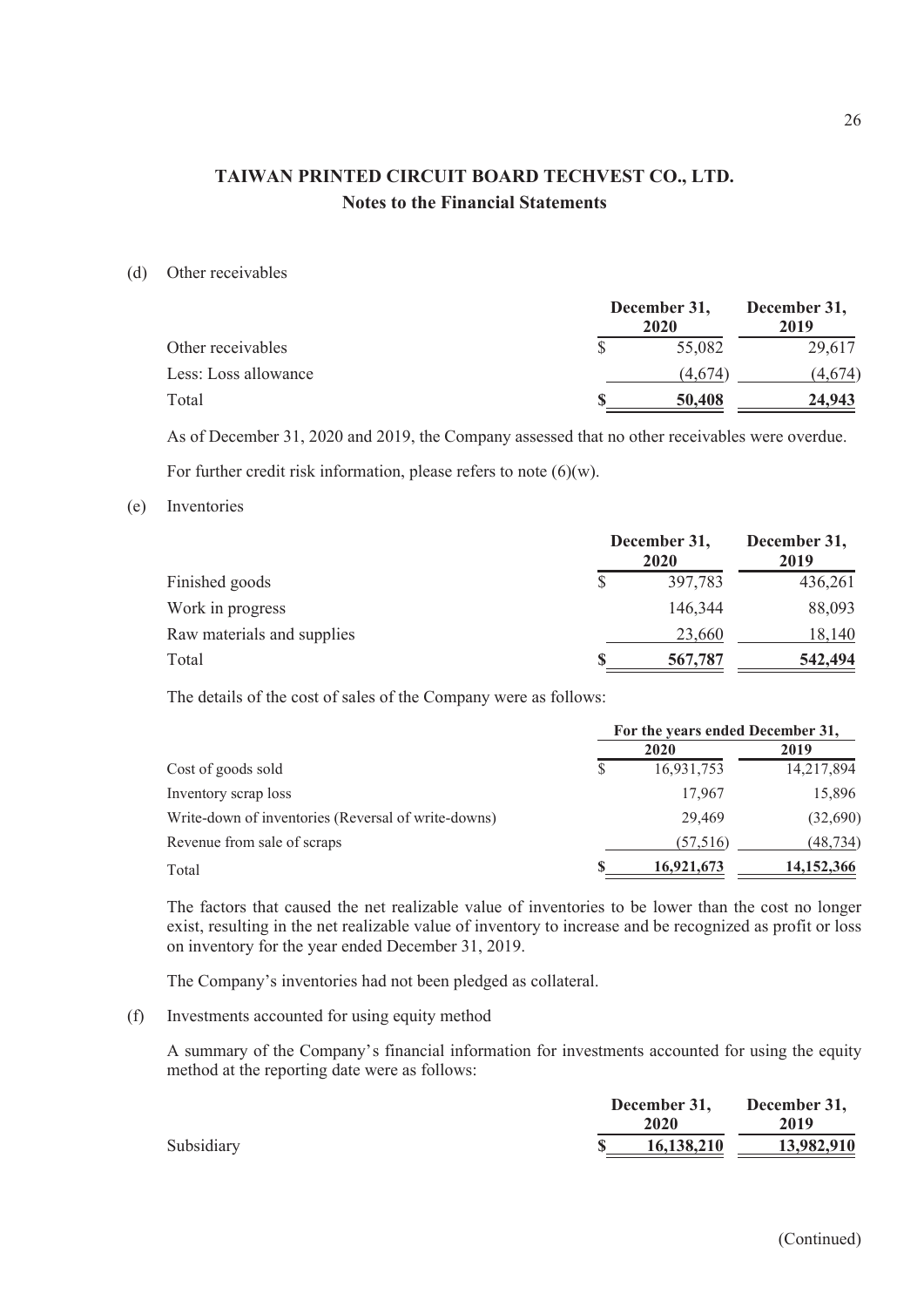# TAIWAN PRINTED CIRCUIT BOARD TECHVEST CO., LTD.

## Notes to the Financial Statements

(d) Other receivables

| | December 31, 2020 | December 31, 2019 |
|---|---|---|
| Other receivables | $ 55,082 | 29,617 |
| Less: Loss allowance | (4,674) | (4,674) |
| Total | **$ 50,408** | **24,943** |

As of December 31, 2020 and 2019, the Company assessed that no other receivables were overdue.

For further credit risk information, please refers to note (6)(w).

(e) Inventories

| | December 31, 2020 | December 31, 2019 |
|---|---|---|
| Finished goods | $ 397,783 | 436,261 |
| Work in progress | 146,344 | 88,093 |
| Raw materials and supplies | 23,660 | 18,140 |
| Total | **$ 567,787** | **542,494** |

The details of the cost of sales of the Company were as follows:

| | For the years ended December 31, | |
|---|---|---|
| | 2020 | 2019 |
| Cost of goods sold | $ 16,931,753 | 14,217,894 |
| Inventory scrap loss | 17,967 | 15,896 |
| Write-down of inventories (Reversal of write-downs) | 29,469 | (32,690) |
| Revenue from sale of scraps | (57,516) | (48,734) |
| Total | **$ 16,921,673** | **14,152,366** |

The factors that caused the net realizable value of inventories to be lower than the cost no longer exist, resulting in the net realizable value of inventory to increase and be recognized as profit or loss on inventory for the year ended December 31, 2019.

The Company's inventories had not been pledged as collateral.

(f) Investments accounted for using equity method

A summary of the Company's financial information for investments accounted for using the equity method at the reporting date were as follows:

| | December 31, 2020 | December 31, 2019 |
|---|---|---|
| Subsidiary | **$ 16,138,210** | **13,982,910** |

(Continued)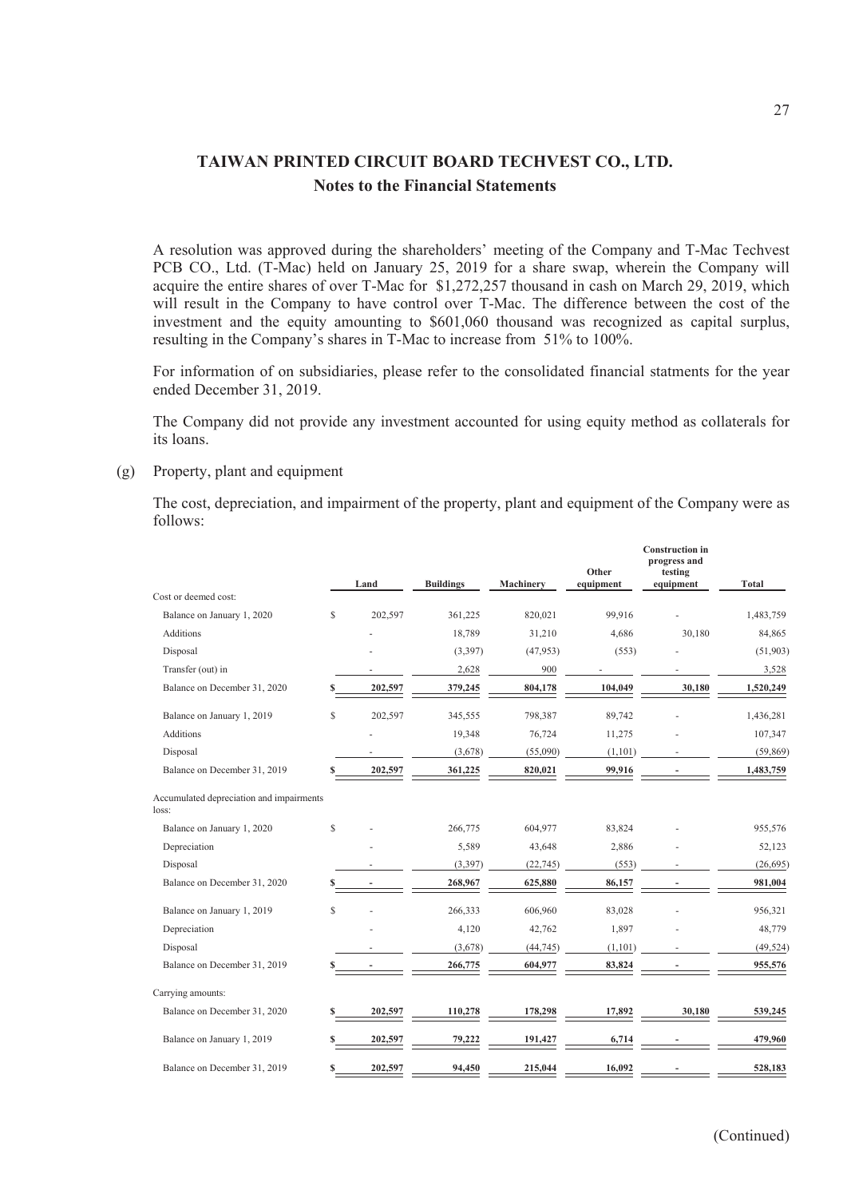## TAIWAN PRINTED CIRCUIT BOARD TECHVEST CO., LTD.
### Notes to the Financial Statements

A resolution was approved during the shareholders' meeting of the Company and T-Mac Techvest PCB CO., Ltd. (T-Mac) held on January 25, 2019 for a share swap, wherein the Company will acquire the entire shares of over T-Mac for $1,272,257 thousand in cash on March 29, 2019, which will result in the Company to have control over T-Mac. The difference between the cost of the investment and the equity amounting to $601,060 thousand was recognized as capital surplus, resulting in the Company's shares in T-Mac to increase from 51% to 100%.

For information of on subsidiaries, please refer to the consolidated financial statments for the year ended December 31, 2019.

The Company did not provide any investment accounted for using equity method as collaterals for its loans.

(g) Property, plant and equipment

The cost, depreciation, and impairment of the property, plant and equipment of the Company were as follows:

| | Land | Buildings | Machinery | Other equipment | Construction in progress and testing equipment | Total |
|---|---|---|---|---|---|---|
| Cost or deemed cost: | | | | | | |
| Balance on January 1, 2020 | $ 202,597 | 361,225 | 820,021 | 99,916 | - | 1,483,759 |
| Additions | - | 18,789 | 31,210 | 4,686 | 30,180 | 84,865 |
| Disposal | - | (3,397) | (47,953) | (553) | - | (51,903) |
| Transfer (out) in | - | 2,628 | 900 | - | - | 3,528 |
| Balance on December 31, 2020 | $ 202,597 | 379,245 | 804,178 | 104,049 | 30,180 | 1,520,249 |
| Balance on January 1, 2019 | $ 202,597 | 345,555 | 798,387 | 89,742 | - | 1,436,281 |
| Additions | - | 19,348 | 76,724 | 11,275 | - | 107,347 |
| Disposal | - | (3,678) | (55,090) | (1,101) | - | (59,869) |
| Balance on December 31, 2019 | $ 202,597 | 361,225 | 820,021 | 99,916 | - | 1,483,759 |
| Accumulated depreciation and impairments loss: | | | | | | |
| Balance on January 1, 2020 | $ - | 266,775 | 604,977 | 83,824 | - | 955,576 |
| Depreciation | - | 5,589 | 43,648 | 2,886 | - | 52,123 |
| Disposal | - | (3,397) | (22,745) | (553) | - | (26,695) |
| Balance on December 31, 2020 | $ - | 268,967 | 625,880 | 86,157 | - | 981,004 |
| Balance on January 1, 2019 | $ - | 266,333 | 606,960 | 83,028 | - | 956,321 |
| Depreciation | - | 4,120 | 42,762 | 1,897 | - | 48,779 |
| Disposal | - | (3,678) | (44,745) | (1,101) | - | (49,524) |
| Balance on December 31, 2019 | $ - | 266,775 | 604,977 | 83,824 | - | 955,576 |
| Carrying amounts: | | | | | | |
| Balance on December 31, 2020 | $ 202,597 | 110,278 | 178,298 | 17,892 | 30,180 | 539,245 |
| Balance on January 1, 2019 | $ 202,597 | 79,222 | 191,427 | 6,714 | - | 479,960 |
| Balance on December 31, 2019 | $ 202,597 | 94,450 | 215,044 | 16,092 | - | 528,183 |

(Continued)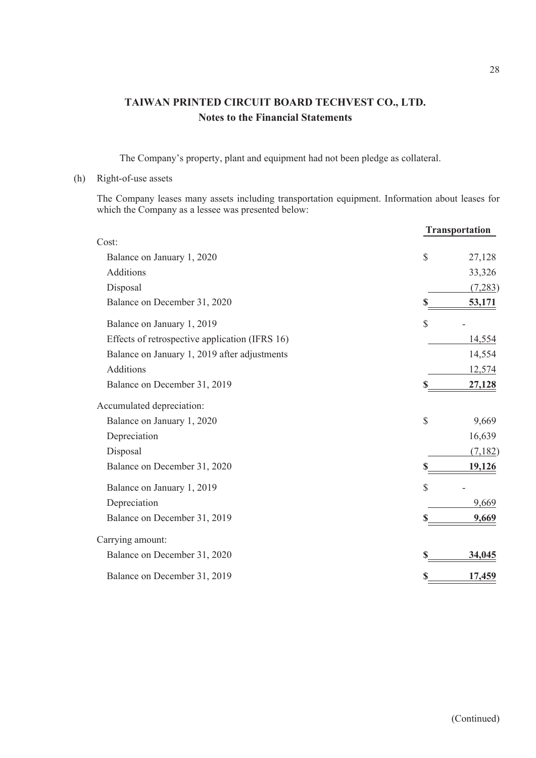# TAIWAN PRINTED CIRCUIT BOARD TECHVEST CO., LTD.
## Notes to the Financial Statements

The Company's property, plant and equipment had not been pledge as collateral.

(h) Right-of-use assets

The Company leases many assets including transportation equipment. Information about leases for which the Company as a lessee was presented below:

| | Transportation |
|---|---|
| Cost: | |
| Balance on January 1, 2020 | $ 27,128 |
| Additions | 33,326 |
| Disposal | (7,283) |
| Balance on December 31, 2020 | **$ 53,171** |
| Balance on January 1, 2019 | $ - |
| Effects of retrospective application (IFRS 16) | 14,554 |
| Balance on January 1, 2019 after adjustments | 14,554 |
| Additions | 12,574 |
| Balance on December 31, 2019 | **$ 27,128** |
| Accumulated depreciation: | |
| Balance on January 1, 2020 | $ 9,669 |
| Depreciation | 16,639 |
| Disposal | (7,182) |
| Balance on December 31, 2020 | **$ 19,126** |
| Balance on January 1, 2019 | $ - |
| Depreciation | 9,669 |
| Balance on December 31, 2019 | **$ 9,669** |
| Carrying amount: | |
| Balance on December 31, 2020 | **$ 34,045** |
| Balance on December 31, 2019 | **$ 17,459** |

(Continued)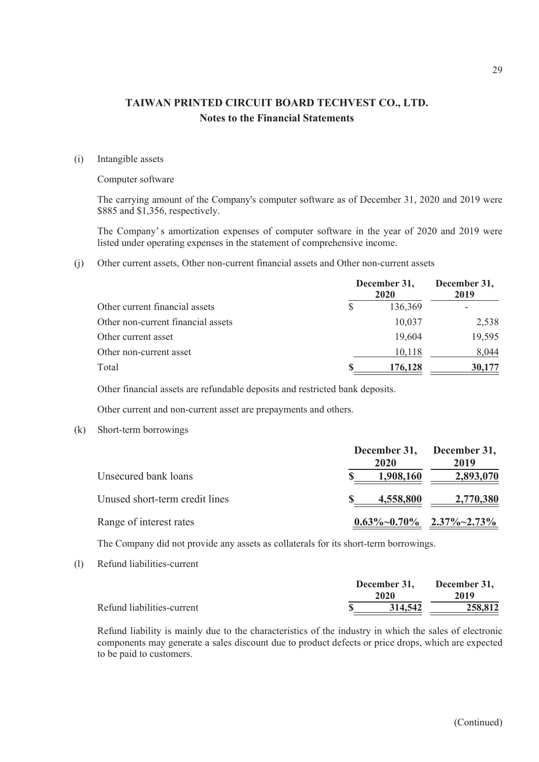# TAIWAN PRINTED CIRCUIT BOARD TECHVEST CO., LTD.
## Notes to the Financial Statements

(i) Intangible assets

Computer software

The carrying amount of the Company's computer software as of December 31, 2020 and 2019 were $885 and $1,356, respectively.

The Company's amortization expenses of computer software in the year of 2020 and 2019 were listed under operating expenses in the statement of comprehensive income.

(j) Other current assets, Other non-current financial assets and Other non-current assets

| | December 31, 2020 | December 31, 2019 |
|---|---|---|
| Other current financial assets | $ 136,369 | - |
| Other non-current financial assets | 10,037 | 2,538 |
| Other current asset | 19,604 | 19,595 |
| Other non-current asset | 10,118 | 8,044 |
| Total | **$ 176,128** | **30,177** |

Other financial assets are refundable deposits and restricted bank deposits.

Other current and non-current asset are prepayments and others.

(k) Short-term borrowings

| | December 31, 2020 | December 31, 2019 |
|---|---|---|
| Unsecured bank loans | **$ 1,908,160** | **2,893,070** |
| Unused short-term credit lines | **$ 4,558,800** | **2,770,380** |
| Range of interest rates | **0.63%~0.70%** | **2.37%~2.73%** |

The Company did not provide any assets as collaterals for its short-term borrowings.

(l) Refund liabilities-current

| | December 31, 2020 | December 31, 2019 |
|---|---|---|
| Refund liabilities-current | **$ 314,542** | **258,812** |

Refund liability is mainly due to the characteristics of the industry in which the sales of electronic components may generate a sales discount due to product defects or price drops, which are expected to be paid to customers.

(Continued)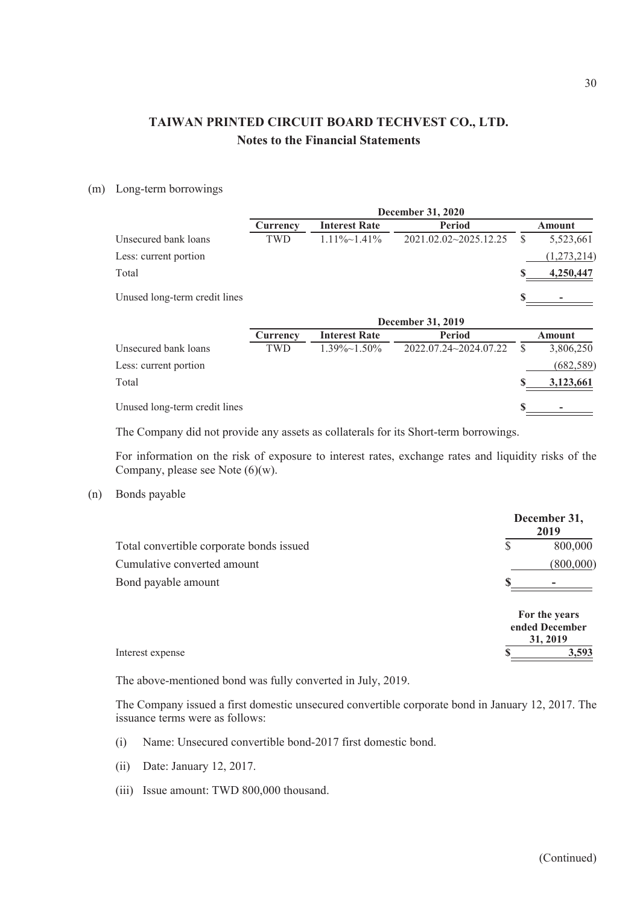## TAIWAN PRINTED CIRCUIT BOARD TECHVEST CO., LTD.
### Notes to the Financial Statements

(m) Long-term borrowings

| | December 31, 2020 | | | |
|---|---|---|---|---|
| | Currency | Interest Rate | Period | Amount |
| Unsecured bank loans | TWD | 1.11%~1.41% | 2021.02.02~2025.12.25 | $ 5,523,661 |
| Less: current portion | | | | (1,273,214) |
| Total | | | | $ 4,250,447 |
| Unused long-term credit lines | | | | $ - |

| | December 31, 2019 | | | |
|---|---|---|---|---|
| | Currency | Interest Rate | Period | Amount |
| Unsecured bank loans | TWD | 1.39%~1.50% | 2022.07.24~2024.07.22 | $ 3,806,250 |
| Less: current portion | | | | (682,589) |
| Total | | | | $ 3,123,661 |
| Unused long-term credit lines | | | | $ - |

The Company did not provide any assets as collaterals for its Short-term borrowings.

For information on the risk of exposure to interest rates, exchange rates and liquidity risks of the Company, please see Note (6)(w).

(n) Bonds payable

| | December 31, 2019 |
|---|---|
| Total convertible corporate bonds issued | $ 800,000 |
| Cumulative converted amount | (800,000) |
| Bond payable amount | $ - |

| | For the years ended December 31, 2019 |
|---|---|
| Interest expense | $ 3,593 |

The above-mentioned bond was fully converted in July, 2019.

The Company issued a first domestic unsecured convertible corporate bond in January 12, 2017. The issuance terms were as follows:

(i) Name: Unsecured convertible bond-2017 first domestic bond.

(ii) Date: January 12, 2017.

(iii) Issue amount: TWD 800,000 thousand.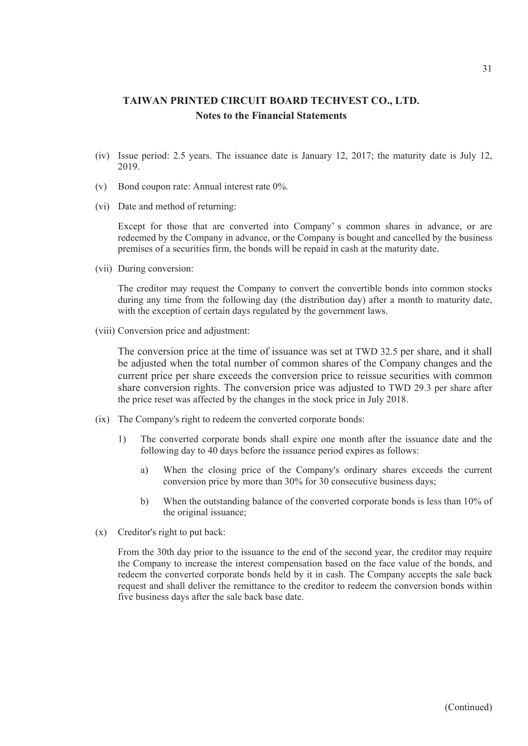**TAIWAN PRINTED CIRCUIT BOARD TECHVEST CO., LTD.**
**Notes to the Financial Statements**

(iv) Issue period: 2.5 years. The issuance date is January 12, 2017; the maturity date is July 12, 2019.

(v) Bond coupon rate: Annual interest rate 0%.

(vi) Date and method of returning:

Except for those that are converted into Company' s common shares in advance, or are redeemed by the Company in advance, or the Company is bought and cancelled by the business premises of a securities firm, the bonds will be repaid in cash at the maturity date.

(vii) During conversion:

The creditor may request the Company to convert the convertible bonds into common stocks during any time from the following day (the distribution day) after a month to maturity date, with the exception of certain days regulated by the government laws.

(viii) Conversion price and adjustment:

The conversion price at the time of issuance was set at TWD 32.5 per share, and it shall be adjusted when the total number of common shares of the Company changes and the current price per share exceeds the conversion price to reissue securities with common share conversion rights. The conversion price was adjusted to TWD 29.3 per share after the price reset was affected by the changes in the stock price in July 2018.

(ix) The Company's right to redeem the converted corporate bonds:

1) The converted corporate bonds shall expire one month after the issuance date and the following day to 40 days before the issuance period expires as follows:

   a) When the closing price of the Company's ordinary shares exceeds the current conversion price by more than 30% for 30 consecutive business days;

   b) When the outstanding balance of the converted corporate bonds is less than 10% of the original issuance;

(x) Creditor's right to put back:

From the 30th day prior to the issuance to the end of the second year, the creditor may require the Company to increase the interest compensation based on the face value of the bonds, and redeem the converted corporate bonds held by it in cash. The Company accepts the sale back request and shall deliver the remittance to the creditor to redeem the conversion bonds within five business days after the sale back base date.

(Continued)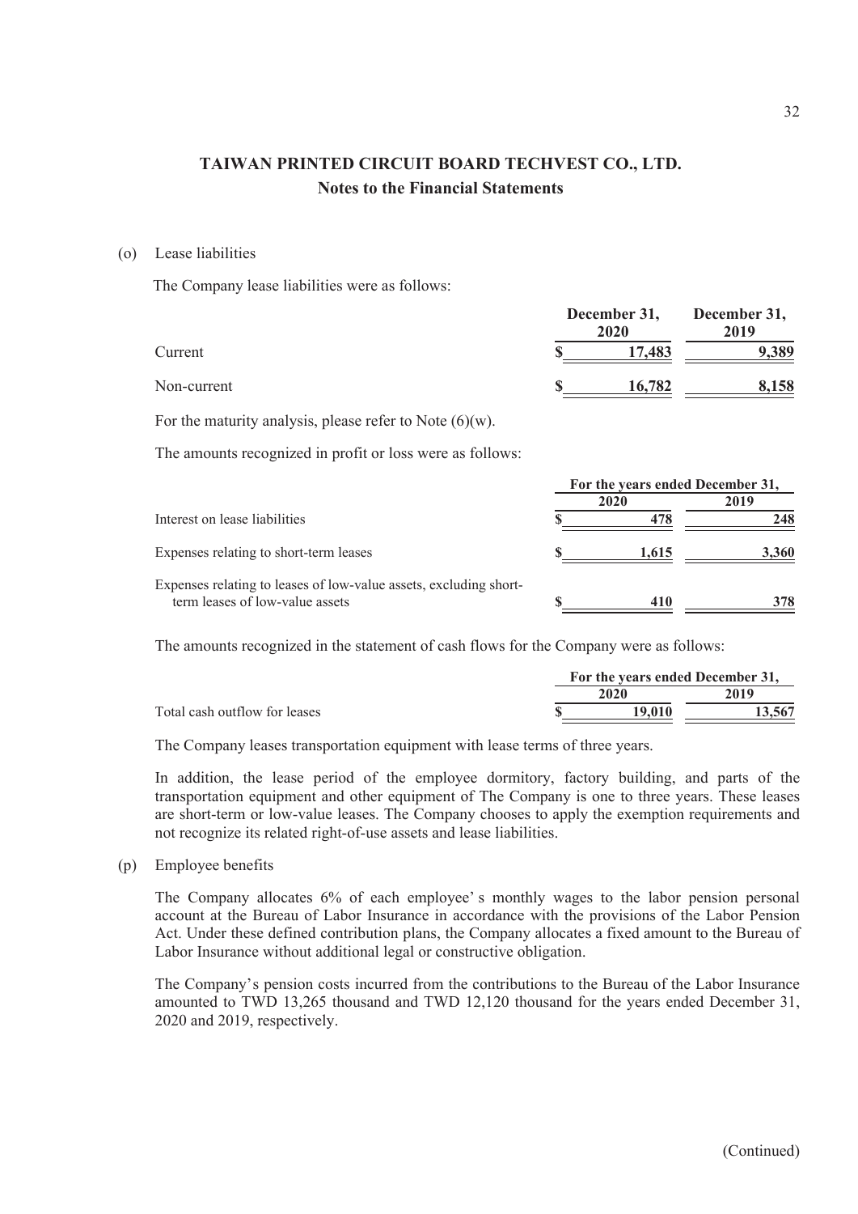# TAIWAN PRINTED CIRCUIT BOARD TECHVEST CO., LTD.
## Notes to the Financial Statements

(o) Lease liabilities

The Company lease liabilities were as follows:

| | December 31, 2020 | December 31, 2019 |
|---|---|---|
| Current | $ 17,483 | 9,389 |
| Non-current | $ 16,782 | 8,158 |

For the maturity analysis, please refer to Note (6)(w).

The amounts recognized in profit or loss were as follows:

| | For the years ended December 31, | |
|---|---|---|
| | 2020 | 2019 |
| Interest on lease liabilities | $ 478 | 248 |
| Expenses relating to short-term leases | $ 1,615 | 3,360 |
| Expenses relating to leases of low-value assets, excluding short-term leases of low-value assets | $ 410 | 378 |

The amounts recognized in the statement of cash flows for the Company were as follows:

| | For the years ended December 31, | |
|---|---|---|
| | 2020 | 2019 |
| Total cash outflow for leases | $ 19,010 | 13,567 |

The Company leases transportation equipment with lease terms of three years.

In addition, the lease period of the employee dormitory, factory building, and parts of the transportation equipment and other equipment of The Company is one to three years. These leases are short-term or low-value leases. The Company chooses to apply the exemption requirements and not recognize its related right-of-use assets and lease liabilities.

(p) Employee benefits

The Company allocates 6% of each employee's monthly wages to the labor pension personal account at the Bureau of Labor Insurance in accordance with the provisions of the Labor Pension Act. Under these defined contribution plans, the Company allocates a fixed amount to the Bureau of Labor Insurance without additional legal or constructive obligation.

The Company's pension costs incurred from the contributions to the Bureau of the Labor Insurance amounted to TWD 13,265 thousand and TWD 12,120 thousand for the years ended December 31, 2020 and 2019, respectively.

(Continued)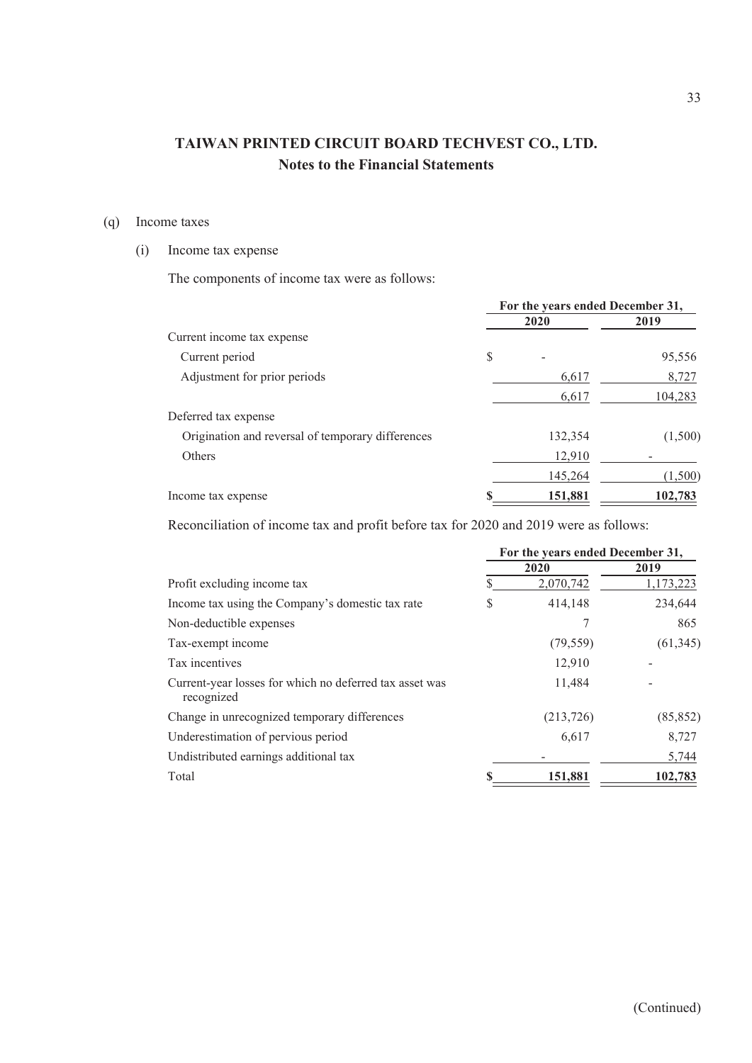# TAIWAN PRINTED CIRCUIT BOARD TECHVEST CO., LTD.
## Notes to the Financial Statements

(q) Income taxes

(i) Income tax expense

The components of income tax were as follows:

| | For the years ended December 31, | |
|---|---|---|
| | 2020 | 2019 |
| Current income tax expense | | |
| Current period | $ - | 95,556 |
| Adjustment for prior periods | 6,617 | 8,727 |
| | 6,617 | 104,283 |
| Deferred tax expense | | |
| Origination and reversal of temporary differences | 132,354 | (1,500) |
| Others | 12,910 | - |
| | 145,264 | (1,500) |
| Income tax expense | **$ 151,881** | **102,783** |

Reconciliation of income tax and profit before tax for 2020 and 2019 were as follows:

| | For the years ended December 31, | |
|---|---|---|
| | 2020 | 2019 |
| Profit excluding income tax | $ 2,070,742 | 1,173,223 |
| Income tax using the Company's domestic tax rate | $ 414,148 | 234,644 |
| Non-deductible expenses | 7 | 865 |
| Tax-exempt income | (79,559) | (61,345) |
| Tax incentives | 12,910 | - |
| Current-year losses for which no deferred tax asset was recognized | 11,484 | - |
| Change in unrecognized temporary differences | (213,726) | (85,852) |
| Underestimation of pervious period | 6,617 | 8,727 |
| Undistributed earnings additional tax | - | 5,744 |
| Total | **$ 151,881** | **102,783** |

(Continued)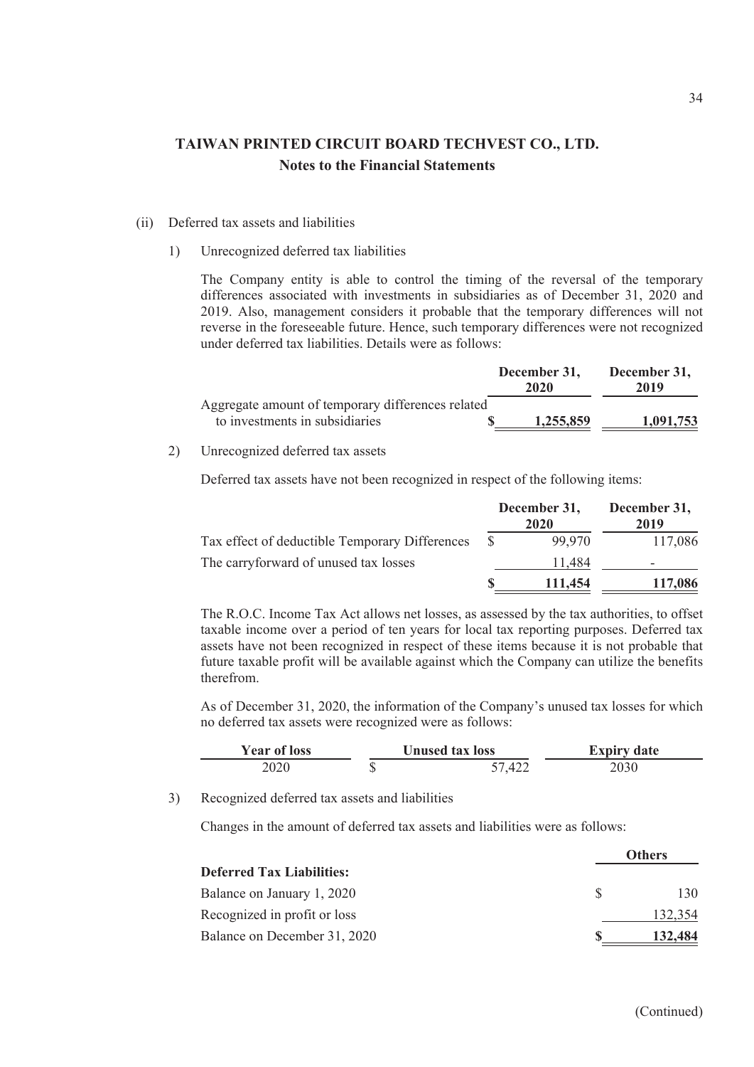## TAIWAN PRINTED CIRCUIT BOARD TECHVEST CO., LTD.
### Notes to the Financial Statements

(ii) Deferred tax assets and liabilities

1) Unrecognized deferred tax liabilities

The Company entity is able to control the timing of the reversal of the temporary differences associated with investments in subsidiaries as of December 31, 2020 and 2019. Also, management considers it probable that the temporary differences will not reverse in the foreseeable future. Hence, such temporary differences were not recognized under deferred tax liabilities. Details were as follows:

| | December 31, 2020 | December 31, 2019 |
|---|---|---|
| Aggregate amount of temporary differences related to investments in subsidiaries | **$ 1,255,859** | **1,091,753** |

2) Unrecognized deferred tax assets

Deferred tax assets have not been recognized in respect of the following items:

| | December 31, 2020 | December 31, 2019 |
|---|---|---|
| Tax effect of deductible Temporary Differences | $ 99,970 | 117,086 |
| The carryforward of unused tax losses | 11,484 | - |
| | **$ 111,454** | **117,086** |

The R.O.C. Income Tax Act allows net losses, as assessed by the tax authorities, to offset taxable income over a period of ten years for local tax reporting purposes. Deferred tax assets have not been recognized in respect of these items because it is not probable that future taxable profit will be available against which the Company can utilize the benefits therefrom.

As of December 31, 2020, the information of the Company's unused tax losses for which no deferred tax assets were recognized were as follows:

| Year of loss | Unused tax loss | Expiry date |
|---|---|---|
| 2020 | $ 57,422 | 2030 |

3) Recognized deferred tax assets and liabilities

Changes in the amount of deferred tax assets and liabilities were as follows:

| | Others |
|---|---|
| **Deferred Tax Liabilities:** | |
| Balance on January 1, 2020 | $ 130 |
| Recognized in profit or loss | 132,354 |
| Balance on December 31, 2020 | **$ 132,484** |

(Continued)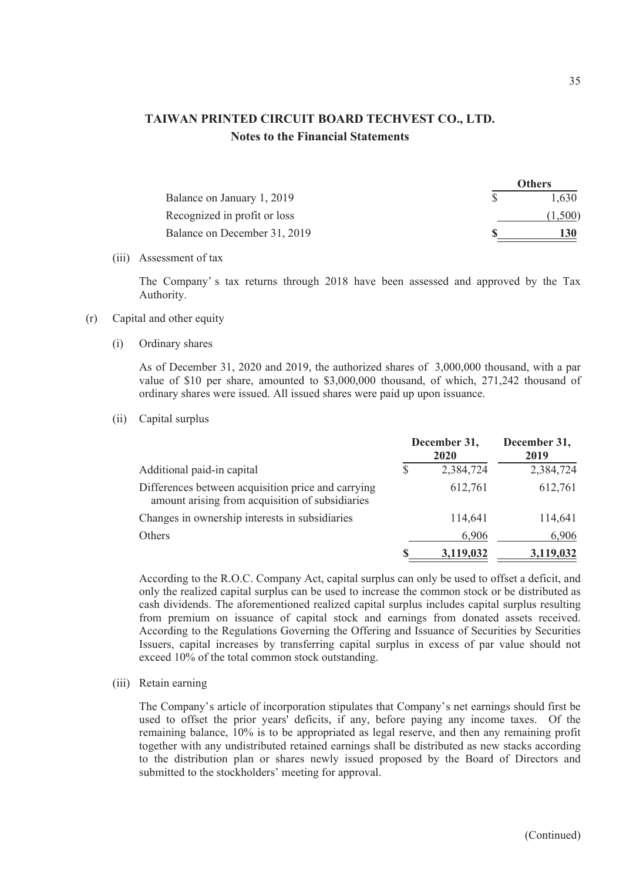**TAIWAN PRINTED CIRCUIT BOARD TECHVEST CO., LTD.**

**Notes to the Financial Statements**

| | | Others |
|---|---|---|
| Balance on January 1, 2019 | $ | 1,630 |
| Recognized in profit or loss | | (1,500) |
| Balance on December 31, 2019 | **$** | **130** |

(iii) Assessment of tax

The Company' s tax returns through 2018 have been assessed and approved by the Tax Authority.

(r) Capital and other equity

(i) Ordinary shares

As of December 31, 2020 and 2019, the authorized shares of 3,000,000 thousand, with a par value of $10 per share, amounted to $3,000,000 thousand, of which, 271,242 thousand of ordinary shares were issued. All issued shares were paid up upon issuance.

(ii) Capital surplus

| | | December 31, 2020 | December 31, 2019 |
|---|---|---|---|
| Additional paid-in capital | $ | 2,384,724 | 2,384,724 |
| Differences between acquisition price and carrying amount arising from acquisition of subsidiaries | | 612,761 | 612,761 |
| Changes in ownership interests in subsidiaries | | 114,641 | 114,641 |
| Others | | 6,906 | 6,906 |
| | **$** | **3,119,032** | **3,119,032** |

According to the R.O.C. Company Act, capital surplus can only be used to offset a deficit, and only the realized capital surplus can be used to increase the common stock or be distributed as cash dividends. The aforementioned realized capital surplus includes capital surplus resulting from premium on issuance of capital stock and earnings from donated assets received. According to the Regulations Governing the Offering and Issuance of Securities by Securities Issuers, capital increases by transferring capital surplus in excess of par value should not exceed 10% of the total common stock outstanding.

(iii) Retain earning

The Company's article of incorporation stipulates that Company's net earnings should first be used to offset the prior years' deficits, if any, before paying any income taxes. Of the remaining balance, 10% is to be appropriated as legal reserve, and then any remaining profit together with any undistributed retained earnings shall be distributed as new stacks according to the distribution plan or shares newly issued proposed by the Board of Directors and submitted to the stockholders' meeting for approval.

(Continued)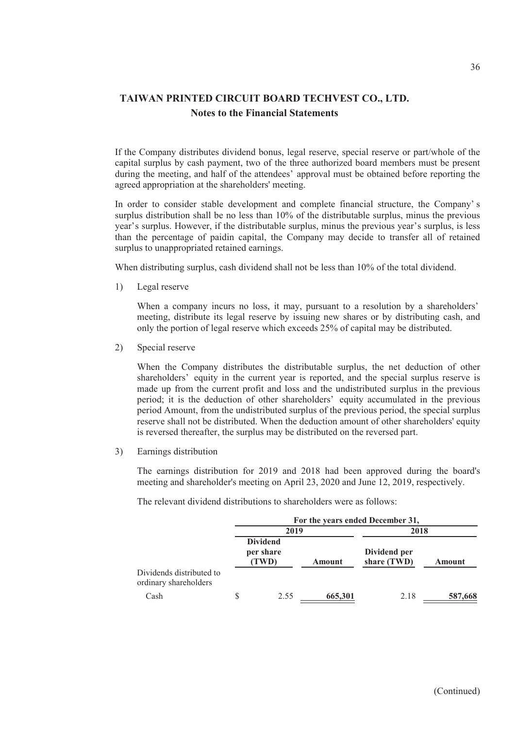# TAIWAN PRINTED CIRCUIT BOARD TECHVEST CO., LTD.

## Notes to the Financial Statements

If the Company distributes dividend bonus, legal reserve, special reserve or part/whole of the capital surplus by cash payment, two of the three authorized board members must be present during the meeting, and half of the attendees' approval must be obtained before reporting the agreed appropriation at the shareholders' meeting.

In order to consider stable development and complete financial structure, the Company' s surplus distribution shall be no less than 10% of the distributable surplus, minus the previous year's surplus. However, if the distributable surplus, minus the previous year's surplus, is less than the percentage of paidin capital, the Company may decide to transfer all of retained surplus to unappropriated retained earnings.

When distributing surplus, cash dividend shall not be less than 10% of the total dividend.

1) Legal reserve

   When a company incurs no loss, it may, pursuant to a resolution by a shareholders' meeting, distribute its legal reserve by issuing new shares or by distributing cash, and only the portion of legal reserve which exceeds 25% of capital may be distributed.

2) Special reserve

   When the Company distributes the distributable surplus, the net deduction of other shareholders' equity in the current year is reported, and the special surplus reserve is made up from the current profit and loss and the undistributed surplus in the previous period; it is the deduction of other shareholders' equity accumulated in the previous period Amount, from the undistributed surplus of the previous period, the special surplus reserve shall not be distributed. When the deduction amount of other shareholders' equity is reversed thereafter, the surplus may be distributed on the reversed part.

3) Earnings distribution

   The earnings distribution for 2019 and 2018 had been approved during the board's meeting and shareholder's meeting on April 23, 2020 and June 12, 2019, respectively.

   The relevant dividend distributions to shareholders were as follows:

| | For the years ended December 31, | | | |
|---|---|---|---|---|
| | 2019 | | 2018 | |
| | Dividend per share (TWD) | Amount | Dividend per share (TWD) | Amount |
| Dividends distributed to ordinary shareholders | | | | |
| Cash | $ 2.55 | 665,301 | 2.18 | 587,668 |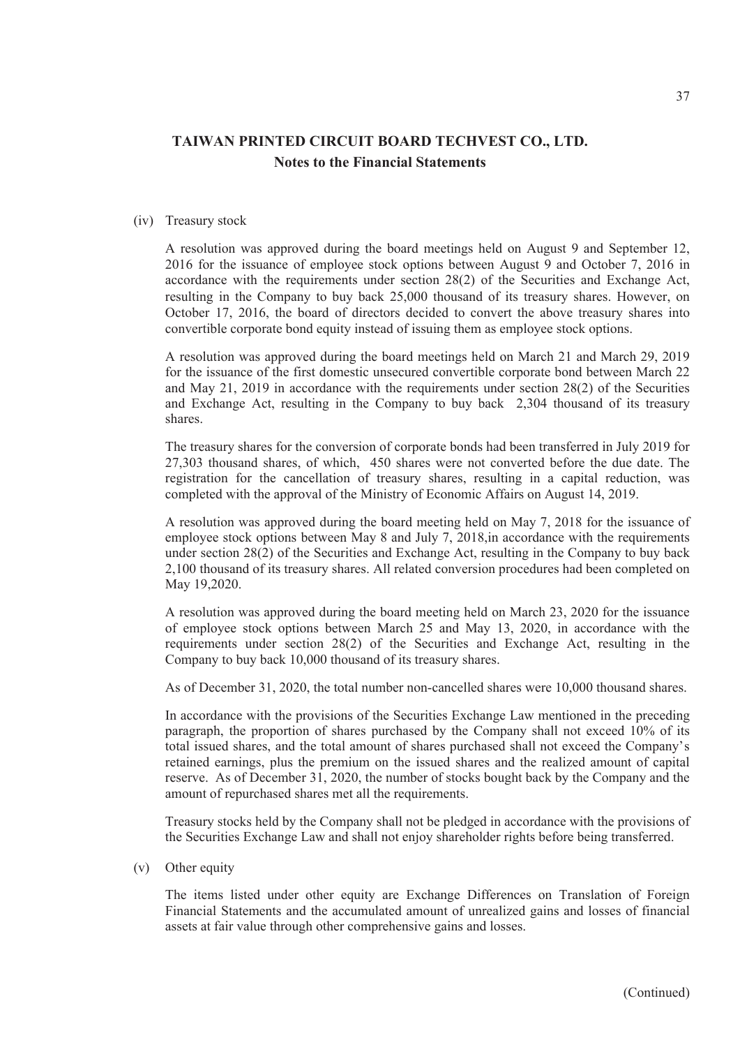## TAIWAN PRINTED CIRCUIT BOARD TECHVEST CO., LTD.
### Notes to the Financial Statements

(iv) Treasury stock

A resolution was approved during the board meetings held on August 9 and September 12, 2016 for the issuance of employee stock options between August 9 and October 7, 2016 in accordance with the requirements under section 28(2) of the Securities and Exchange Act, resulting in the Company to buy back 25,000 thousand of its treasury shares. However, on October 17, 2016, the board of directors decided to convert the above treasury shares into convertible corporate bond equity instead of issuing them as employee stock options.

A resolution was approved during the board meetings held on March 21 and March 29, 2019 for the issuance of the first domestic unsecured convertible corporate bond between March 22 and May 21, 2019 in accordance with the requirements under section 28(2) of the Securities and Exchange Act, resulting in the Company to buy back 2,304 thousand of its treasury shares.

The treasury shares for the conversion of corporate bonds had been transferred in July 2019 for 27,303 thousand shares, of which, 450 shares were not converted before the due date. The registration for the cancellation of treasury shares, resulting in a capital reduction, was completed with the approval of the Ministry of Economic Affairs on August 14, 2019.

A resolution was approved during the board meeting held on May 7, 2018 for the issuance of employee stock options between May 8 and July 7, 2018,in accordance with the requirements under section 28(2) of the Securities and Exchange Act, resulting in the Company to buy back 2,100 thousand of its treasury shares. All related conversion procedures had been completed on May 19,2020.

A resolution was approved during the board meeting held on March 23, 2020 for the issuance of employee stock options between March 25 and May 13, 2020, in accordance with the requirements under section 28(2) of the Securities and Exchange Act, resulting in the Company to buy back 10,000 thousand of its treasury shares.

As of December 31, 2020, the total number non-cancelled shares were 10,000 thousand shares.

In accordance with the provisions of the Securities Exchange Law mentioned in the preceding paragraph, the proportion of shares purchased by the Company shall not exceed 10% of its total issued shares, and the total amount of shares purchased shall not exceed the Company's retained earnings, plus the premium on the issued shares and the realized amount of capital reserve. As of December 31, 2020, the number of stocks bought back by the Company and the amount of repurchased shares met all the requirements.

Treasury stocks held by the Company shall not be pledged in accordance with the provisions of the Securities Exchange Law and shall not enjoy shareholder rights before being transferred.

(v) Other equity

The items listed under other equity are Exchange Differences on Translation of Foreign Financial Statements and the accumulated amount of unrealized gains and losses of financial assets at fair value through other comprehensive gains and losses.

(Continued)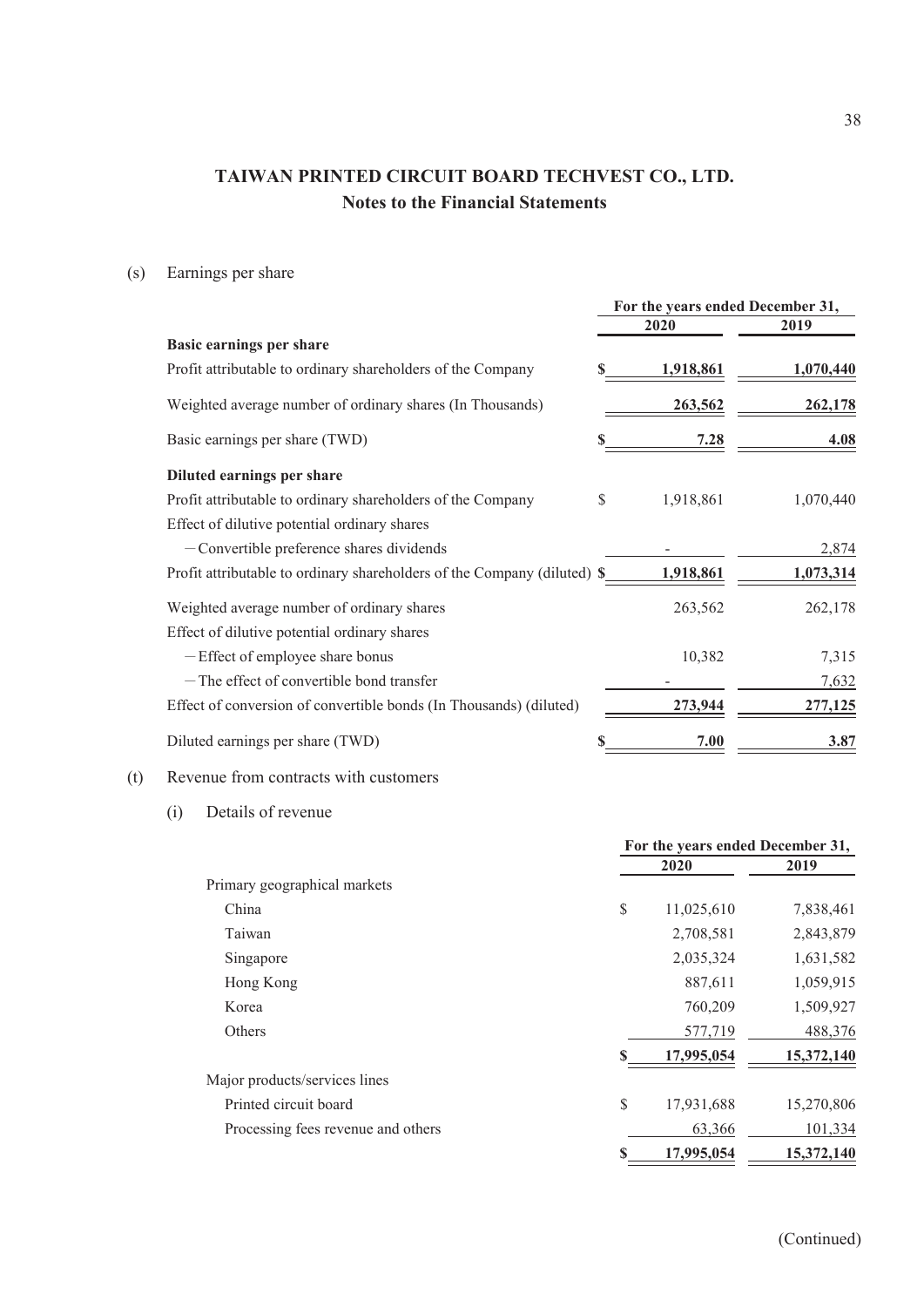# TAIWAN PRINTED CIRCUIT BOARD TECHVEST CO., LTD.
## Notes to the Financial Statements

(s) Earnings per share

| | For the years ended December 31, | |
|---|---|---|
| | 2020 | 2019 |
| **Basic earnings per share** | | |
| Profit attributable to ordinary shareholders of the Company | $ 1,918,861 | 1,070,440 |
| Weighted average number of ordinary shares (In Thousands) | 263,562 | 262,178 |
| Basic earnings per share (TWD) | $ 7.28 | 4.08 |
| **Diluted earnings per share** | | |
| Profit attributable to ordinary shareholders of the Company | $ 1,918,861 | 1,070,440 |
| Effect of dilutive potential ordinary shares | | |
| －Convertible preference shares dividends | - | 2,874 |
| Profit attributable to ordinary shareholders of the Company (diluted) | $ 1,918,861 | 1,073,314 |
| Weighted average number of ordinary shares | 263,562 | 262,178 |
| Effect of dilutive potential ordinary shares | | |
| －Effect of employee share bonus | 10,382 | 7,315 |
| －The effect of convertible bond transfer | - | 7,632 |
| Effect of conversion of convertible bonds (In Thousands) (diluted) | 273,944 | 277,125 |
| Diluted earnings per share (TWD) | $ 7.00 | 3.87 |

(t) Revenue from contracts with customers

(i) Details of revenue

| | For the years ended December 31, | |
|---|---|---|
| | 2020 | 2019 |
| Primary geographical markets | | |
| China | $ 11,025,610 | 7,838,461 |
| Taiwan | 2,708,581 | 2,843,879 |
| Singapore | 2,035,324 | 1,631,582 |
| Hong Kong | 887,611 | 1,059,915 |
| Korea | 760,209 | 1,509,927 |
| Others | 577,719 | 488,376 |
| | $ 17,995,054 | 15,372,140 |
| Major products/services lines | | |
| Printed circuit board | $ 17,931,688 | 15,270,806 |
| Processing fees revenue and others | 63,366 | 101,334 |
| | $ 17,995,054 | 15,372,140 |

(Continued)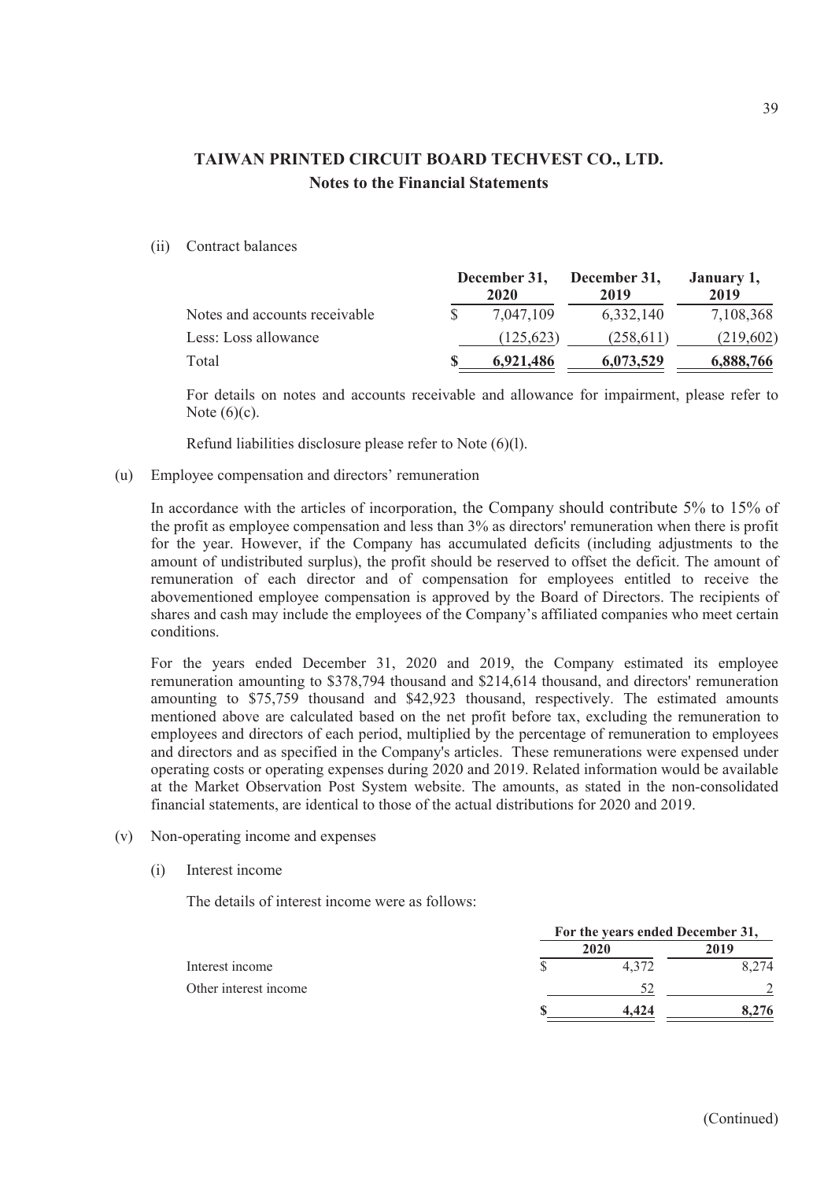## TAIWAN PRINTED CIRCUIT BOARD TECHVEST CO., LTD.
### Notes to the Financial Statements

(ii) Contract balances

| | December 31, 2020 | December 31, 2019 | January 1, 2019 |
|---|---|---|---|
| Notes and accounts receivable | $ 7,047,109 | 6,332,140 | 7,108,368 |
| Less: Loss allowance | (125,623) | (258,611) | (219,602) |
| Total | **$ 6,921,486** | **6,073,529** | **6,888,766** |

For details on notes and accounts receivable and allowance for impairment, please refer to Note (6)(c).

Refund liabilities disclosure please refer to Note (6)(l).

(u) Employee compensation and directors' remuneration

In accordance with the articles of incorporation, the Company should contribute 5% to 15% of the profit as employee compensation and less than 3% as directors' remuneration when there is profit for the year. However, if the Company has accumulated deficits (including adjustments to the amount of undistributed surplus), the profit should be reserved to offset the deficit. The amount of remuneration of each director and of compensation for employees entitled to receive the abovementioned employee compensation is approved by the Board of Directors. The recipients of shares and cash may include the employees of the Company's affiliated companies who meet certain conditions.

For the years ended December 31, 2020 and 2019, the Company estimated its employee remuneration amounting to $378,794 thousand and $214,614 thousand, and directors' remuneration amounting to $75,759 thousand and $42,923 thousand, respectively. The estimated amounts mentioned above are calculated based on the net profit before tax, excluding the remuneration to employees and directors of each period, multiplied by the percentage of remuneration to employees and directors and as specified in the Company's articles. These remunerations were expensed under operating costs or operating expenses during 2020 and 2019. Related information would be available at the Market Observation Post System website. The amounts, as stated in the non-consolidated financial statements, are identical to those of the actual distributions for 2020 and 2019.

(v) Non-operating income and expenses

(i) Interest income

The details of interest income were as follows:

| | For the years ended December 31, | |
|---|---|---|
| | 2020 | 2019 |
| Interest income | $ 4,372 | 8,274 |
| Other interest income | 52 | 2 |
| | **$ 4,424** | **8,276** |

(Continued)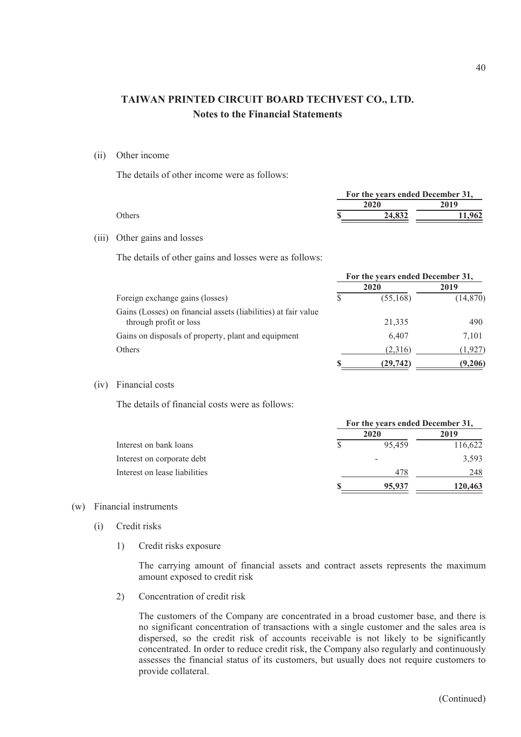# TAIWAN PRINTED CIRCUIT BOARD TECHVEST CO., LTD.
## Notes to the Financial Statements

(ii) Other income

The details of other income were as follows:

| | For the years ended December 31, | |
|---|---|---|
| | 2020 | 2019 |
| Others | $ 24,832 | 11,962 |

(iii) Other gains and losses

The details of other gains and losses were as follows:

| | For the years ended December 31, | |
|---|---|---|
| | 2020 | 2019 |
| Foreign exchange gains (losses) | $ (55,168) | (14,870) |
| Gains (Losses) on financial assets (liabilities) at fair value through profit or loss | 21,335 | 490 |
| Gains on disposals of property, plant and equipment | 6,407 | 7,101 |
| Others | (2,316) | (1,927) |
| | $ (29,742) | (9,206) |

(iv) Financial costs

The details of financial costs were as follows:

| | For the years ended December 31, | |
|---|---|---|
| | 2020 | 2019 |
| Interest on bank loans | $ 95,459 | 116,622 |
| Interest on corporate debt | - | 3,593 |
| Interest on lease liabilities | 478 | 248 |
| | $ 95,937 | 120,463 |

(w) Financial instruments

(i) Credit risks

1) Credit risks exposure

The carrying amount of financial assets and contract assets represents the maximum amount exposed to credit risk

2) Concentration of credit risk

The customers of the Company are concentrated in a broad customer base, and there is no significant concentration of transactions with a single customer and the sales area is dispersed, so the credit risk of accounts receivable is not likely to be significantly concentrated. In order to reduce credit risk, the Company also regularly and continuously assesses the financial status of its customers, but usually does not require customers to provide collateral.

(Continued)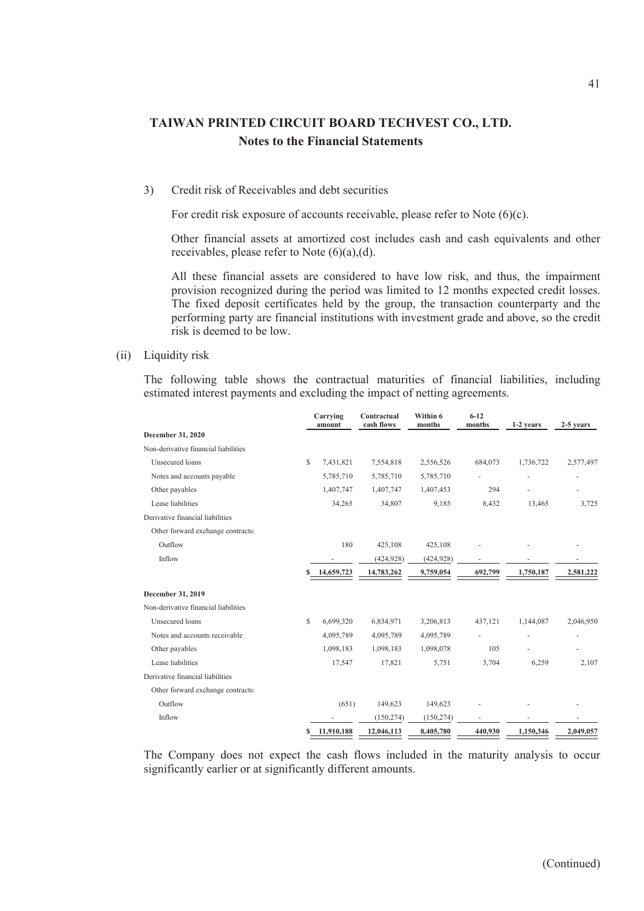## TAIWAN PRINTED CIRCUIT BOARD TECHVEST CO., LTD.
### Notes to the Financial Statements

3) Credit risk of Receivables and debt securities

For credit risk exposure of accounts receivable, please refer to Note (6)(c).

Other financial assets at amortized cost includes cash and cash equivalents and other receivables, please refer to Note (6)(a),(d).

All these financial assets are considered to have low risk, and thus, the impairment provision recognized during the period was limited to 12 months expected credit losses. The fixed deposit certificates held by the group, the transaction counterparty and the performing party are financial institutions with investment grade and above, so the credit risk is deemed to be low.

(ii) Liquidity risk

The following table shows the contractual maturities of financial liabilities, including estimated interest payments and excluding the impact of netting agreements.

| | Carrying amount | Contractual cash flows | Within 6 months | 6-12 months | 1-2 years | 2-5 years |
|---|---|---|---|---|---|---|
| **December 31, 2020** | | | | | | |
| Non-derivative financial liabilities | | | | | | |
| Unsecured loans | $ 7,431,821 | 7,554,818 | 2,556,526 | 684,073 | 1,736,722 | 2,577,497 |
| Notes and accounts payable | 5,785,710 | 5,785,710 | 5,785,710 | - | - | - |
| Other payables | 1,407,747 | 1,407,747 | 1,407,453 | 294 | - | - |
| Lease liabilities | 34,265 | 34,807 | 9,185 | 8,432 | 13,465 | 3,725 |
| Derivative financial liabilities | | | | | | |
| Other forward exchange contracts: | | | | | | |
| Outflow | 180 | 425,108 | 425,108 | - | - | - |
| Inflow | - | (424,928) | (424,928) | - | - | - |
| | $ 14,659,723 | 14,783,262 | 9,759,054 | 692,799 | 1,750,187 | 2,581,222 |
| **December 31, 2019** | | | | | | |
| Non-derivative financial liabilities | | | | | | |
| Unsecured loans | $ 6,699,320 | 6,834,971 | 3,206,813 | 437,121 | 1,144,087 | 2,046,950 |
| Notes and accounts receivable | 4,095,789 | 4,095,789 | 4,095,789 | - | - | - |
| Other payables | 1,098,183 | 1,098,183 | 1,098,078 | 105 | - | - |
| Lease liabilities | 17,547 | 17,821 | 5,751 | 3,704 | 6,259 | 2,107 |
| Derivative financial liabilities | | | | | | |
| Other forward exchange contracts: | | | | | | |
| Outflow | (651) | 149,623 | 149,623 | - | - | - |
| Inflow | - | (150,274) | (150,274) | - | - | - |
| | $ 11,910,188 | 12,046,113 | 8,405,780 | 440,930 | 1,150,346 | 2,049,057 |

The Company does not expect the cash flows included in the maturity analysis to occur significantly earlier or at significantly different amounts.

(Continued)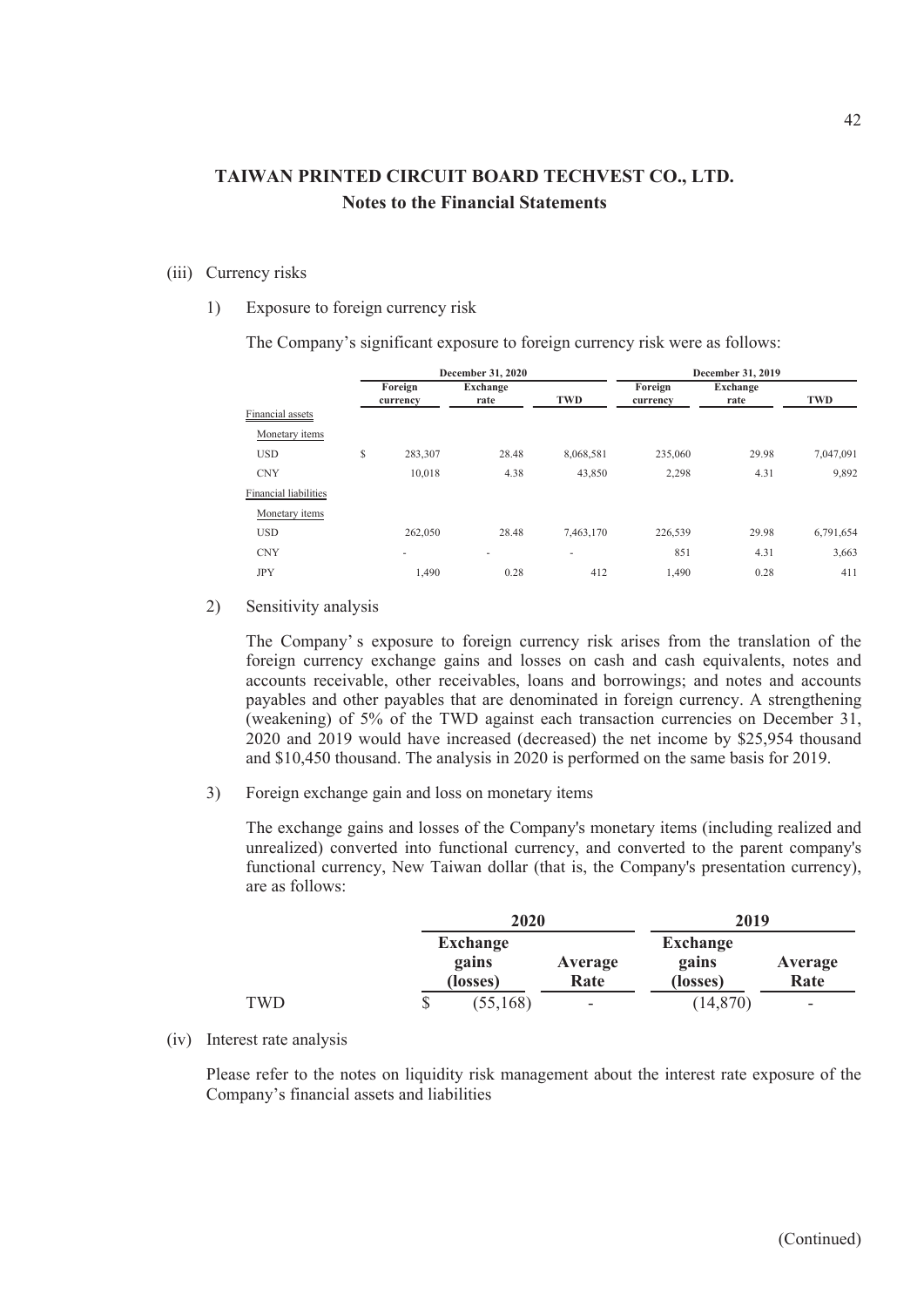# TAIWAN PRINTED CIRCUIT BOARD TECHVEST CO., LTD.

## Notes to the Financial Statements

(iii) Currency risks

1) Exposure to foreign currency risk

The Company's significant exposure to foreign currency risk were as follows:

| | December 31, 2020 | | | December 31, 2019 | | |
|---|---|---|---|---|---|---|
| | Foreign currency | Exchange rate | TWD | Foreign currency | Exchange rate | TWD |
| Financial assets | | | | | | |
| Monetary items | | | | | | |
| USD | $ 283,307 | 28.48 | 8,068,581 | 235,060 | 29.98 | 7,047,091 |
| CNY | 10,018 | 4.38 | 43,850 | 2,298 | 4.31 | 9,892 |
| Financial liabilities | | | | | | |
| Monetary items | | | | | | |
| USD | 262,050 | 28.48 | 7,463,170 | 226,539 | 29.98 | 6,791,654 |
| CNY | - | - | - | 851 | 4.31 | 3,663 |
| JPY | 1,490 | 0.28 | 412 | 1,490 | 0.28 | 411 |

2) Sensitivity analysis

The Company' s exposure to foreign currency risk arises from the translation of the foreign currency exchange gains and losses on cash and cash equivalents, notes and accounts receivable, other receivables, loans and borrowings; and notes and accounts payables and other payables that are denominated in foreign currency. A strengthening (weakening) of 5% of the TWD against each transaction currencies on December 31, 2020 and 2019 would have increased (decreased) the net income by $25,954 thousand and $10,450 thousand. The analysis in 2020 is performed on the same basis for 2019.

3) Foreign exchange gain and loss on monetary items

The exchange gains and losses of the Company's monetary items (including realized and unrealized) converted into functional currency, and converted to the parent company's functional currency, New Taiwan dollar (that is, the Company's presentation currency), are as follows:

| | 2020 | | 2019 | |
|---|---|---|---|---|
| | Exchange gains (losses) | Average Rate | Exchange gains (losses) | Average Rate |
| TWD | $ (55,168) | - | (14,870) | - |

(iv) Interest rate analysis

Please refer to the notes on liquidity risk management about the interest rate exposure of the Company's financial assets and liabilities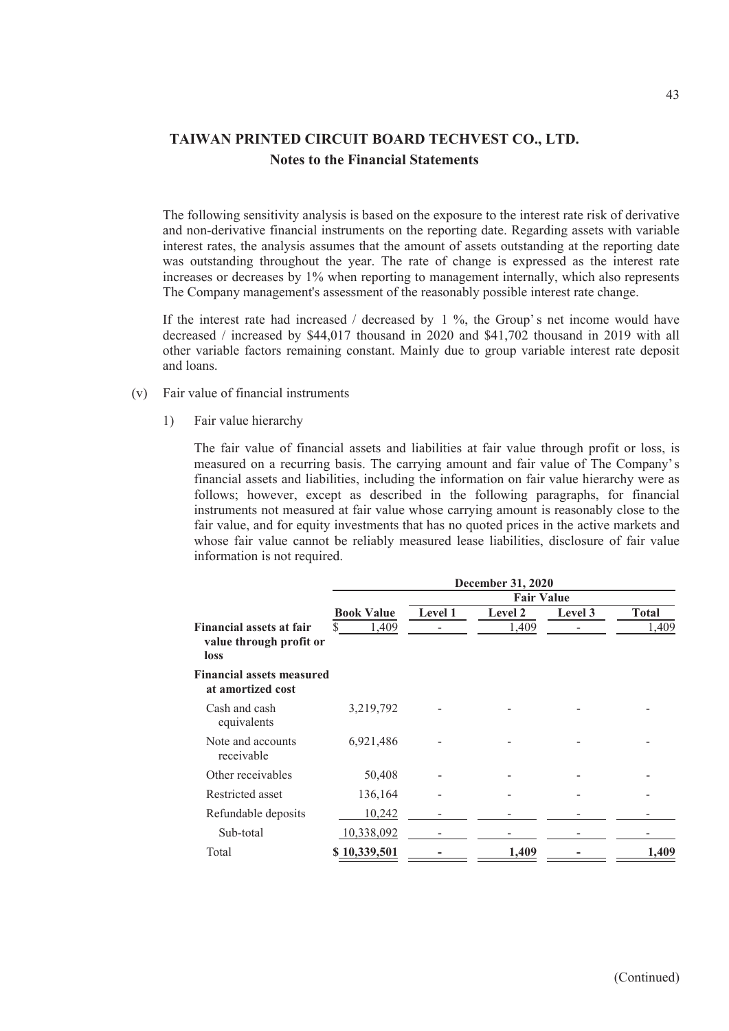# TAIWAN PRINTED CIRCUIT BOARD TECHVEST CO., LTD.

## Notes to the Financial Statements

The following sensitivity analysis is based on the exposure to the interest rate risk of derivative and non-derivative financial instruments on the reporting date. Regarding assets with variable interest rates, the analysis assumes that the amount of assets outstanding at the reporting date was outstanding throughout the year. The rate of change is expressed as the interest rate increases or decreases by 1% when reporting to management internally, which also represents The Company management's assessment of the reasonably possible interest rate change.

If the interest rate had increased / decreased by 1 %, the Group's net income would have decreased / increased by $44,017 thousand in 2020 and $41,702 thousand in 2019 with all other variable factors remaining constant. Mainly due to group variable interest rate deposit and loans.

(v) Fair value of financial instruments

1) Fair value hierarchy

The fair value of financial assets and liabilities at fair value through profit or loss, is measured on a recurring basis. The carrying amount and fair value of The Company's financial assets and liabilities, including the information on fair value hierarchy were as follows; however, except as described in the following paragraphs, for financial instruments not measured at fair value whose carrying amount is reasonably close to the fair value, and for equity investments that has no quoted prices in the active markets and whose fair value cannot be reliably measured lease liabilities, disclosure of fair value information is not required.

| | December 31, 2020 | | | | |
|---|---|---|---|---|---|
| | | Fair Value | | | |
| | Book Value | Level 1 | Level 2 | Level 3 | Total |
| **Financial assets at fair value through profit or loss** | $ 1,409 | - | 1,409 | - | 1,409 |
| **Financial assets measured at amortized cost** | | | | | |
| Cash and cash equivalents | 3,219,792 | - | - | - | - |
| Note and accounts receivable | 6,921,486 | - | - | - | - |
| Other receivables | 50,408 | - | - | - | - |
| Restricted asset | 136,164 | - | - | - | - |
| Refundable deposits | 10,242 | - | - | - | - |
| Sub-total | 10,338,092 | - | - | - | - |
| Total | $ 10,339,501 | - | 1,409 | - | 1,409 |

(Continued)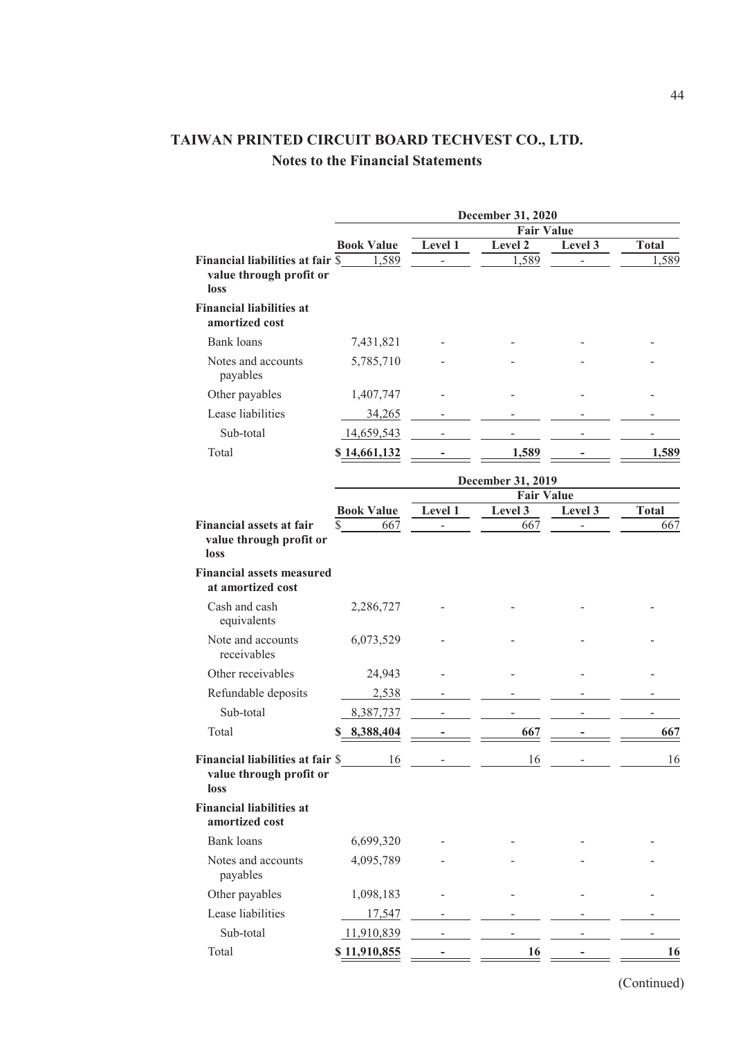# TAIWAN PRINTED CIRCUIT BOARD TECHVEST CO., LTD.

## Notes to the Financial Statements

| | December 31, 2020 | | | | |
|---|---|---|---|---|---|
| | | Fair Value | | | |
| | Book Value | Level 1 | Level 2 | Level 3 | Total |
| **Financial liabilities at fair value through profit or loss** | $ 1,589 | - | 1,589 | - | 1,589 |
| **Financial liabilities at amortized cost** | | | | | |
| Bank loans | 7,431,821 | - | - | - | - |
| Notes and accounts payables | 5,785,710 | - | - | - | - |
| Other payables | 1,407,747 | - | - | - | - |
| Lease liabilities | 34,265 | - | - | - | - |
| Sub-total | 14,659,543 | - | - | - | - |
| Total | $ 14,661,132 | - | 1,589 | - | 1,589 |

| | December 31, 2019 | | | | |
|---|---|---|---|---|---|
| | | Fair Value | | | |
| | Book Value | Level 1 | Level 3 | Level 3 | Total |
| **Financial assets at fair value through profit or loss** | $ 667 | - | 667 | - | 667 |
| **Financial assets measured at amortized cost** | | | | | |
| Cash and cash equivalents | 2,286,727 | - | - | - | - |
| Note and accounts receivables | 6,073,529 | - | - | - | - |
| Other receivables | 24,943 | - | - | - | - |
| Refundable deposits | 2,538 | - | - | - | - |
| Sub-total | 8,387,737 | - | - | - | - |
| Total | $ 8,388,404 | - | 667 | - | 667 |
| **Financial liabilities at fair value through profit or loss** | $ 16 | - | 16 | - | 16 |
| **Financial liabilities at amortized cost** | | | | | |
| Bank loans | 6,699,320 | - | - | - | - |
| Notes and accounts payables | 4,095,789 | - | - | - | - |
| Other payables | 1,098,183 | - | - | - | - |
| Lease liabilities | 17,547 | - | - | - | - |
| Sub-total | 11,910,839 | - | - | - | - |
| Total | $ 11,910,855 | - | 16 | - | 16 |

(Continued)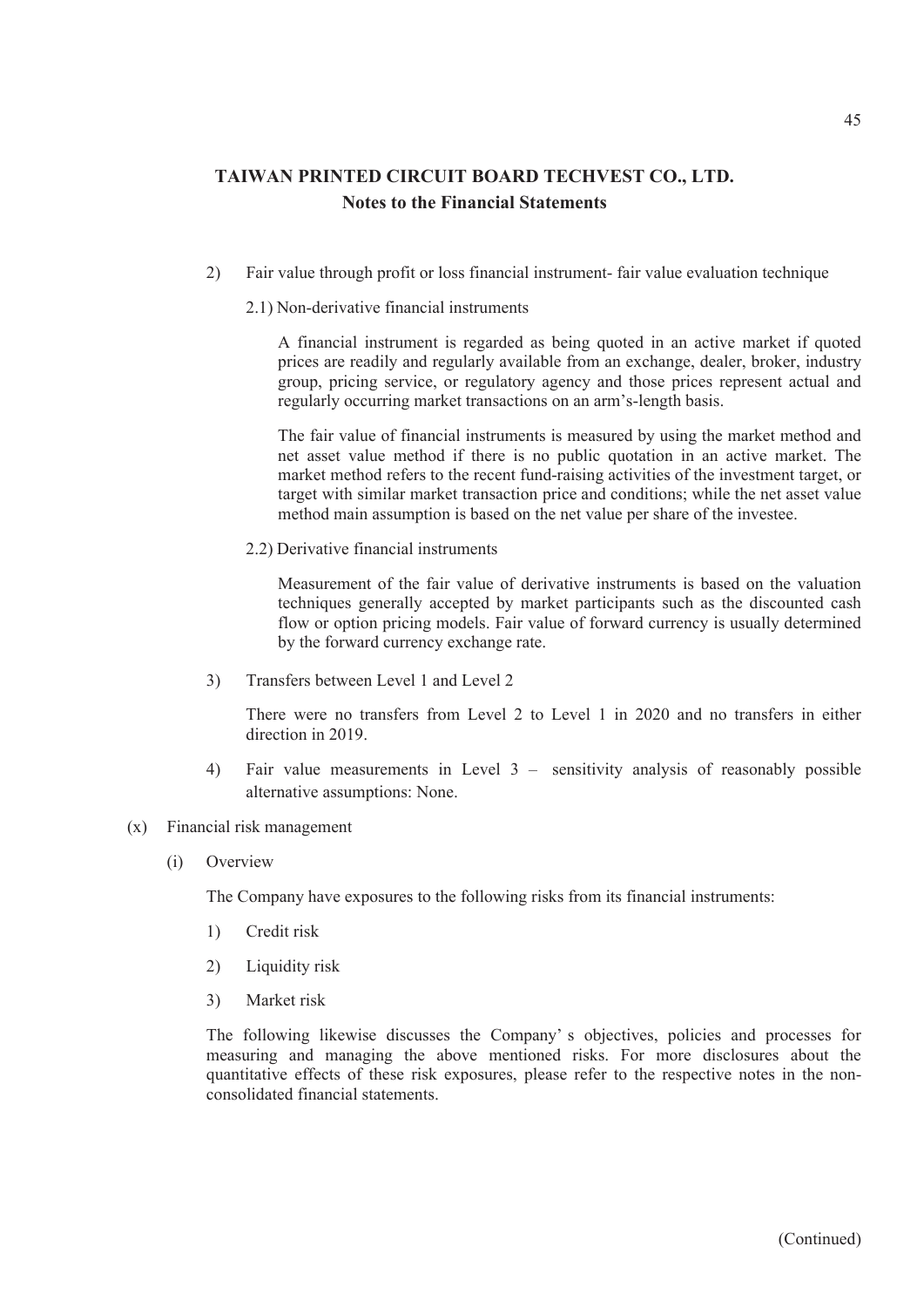**TAIWAN PRINTED CIRCUIT BOARD TECHVEST CO., LTD.**
**Notes to the Financial Statements**

2) Fair value through profit or loss financial instrument- fair value evaluation technique

2.1) Non-derivative financial instruments

A financial instrument is regarded as being quoted in an active market if quoted prices are readily and regularly available from an exchange, dealer, broker, industry group, pricing service, or regulatory agency and those prices represent actual and regularly occurring market transactions on an arm's-length basis.

The fair value of financial instruments is measured by using the market method and net asset value method if there is no public quotation in an active market. The market method refers to the recent fund-raising activities of the investment target, or target with similar market transaction price and conditions; while the net asset value method main assumption is based on the net value per share of the investee.

2.2) Derivative financial instruments

Measurement of the fair value of derivative instruments is based on the valuation techniques generally accepted by market participants such as the discounted cash flow or option pricing models. Fair value of forward currency is usually determined by the forward currency exchange rate.

3) Transfers between Level 1 and Level 2

There were no transfers from Level 2 to Level 1 in 2020 and no transfers in either direction in 2019.

4) Fair value measurements in Level 3 – sensitivity analysis of reasonably possible alternative assumptions: None.

(x) Financial risk management

(i) Overview

The Company have exposures to the following risks from its financial instruments:

1) Credit risk

2) Liquidity risk

3) Market risk

The following likewise discusses the Company's objectives, policies and processes for measuring and managing the above mentioned risks. For more disclosures about the quantitative effects of these risk exposures, please refer to the respective notes in the non-consolidated financial statements.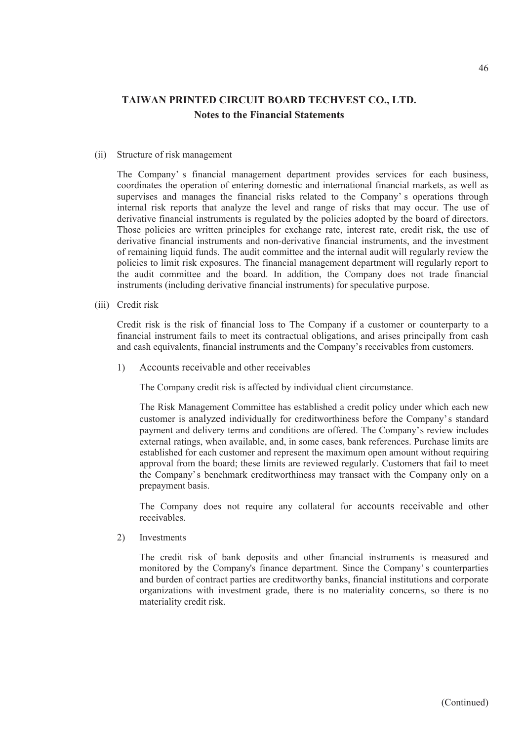# TAIWAN PRINTED CIRCUIT BOARD TECHVEST CO., LTD.
## Notes to the Financial Statements

(ii) Structure of risk management

The Company' s financial management department provides services for each business, coordinates the operation of entering domestic and international financial markets, as well as supervises and manages the financial risks related to the Company' s operations through internal risk reports that analyze the level and range of risks that may occur. The use of derivative financial instruments is regulated by the policies adopted by the board of directors. Those policies are written principles for exchange rate, interest rate, credit risk, the use of derivative financial instruments and non-derivative financial instruments, and the investment of remaining liquid funds. The audit committee and the internal audit will regularly review the policies to limit risk exposures. The financial management department will regularly report to the audit committee and the board. In addition, the Company does not trade financial instruments (including derivative financial instruments) for speculative purpose.

(iii) Credit risk

Credit risk is the risk of financial loss to The Company if a customer or counterparty to a financial instrument fails to meet its contractual obligations, and arises principally from cash and cash equivalents, financial instruments and the Company's receivables from customers.

1) Accounts receivable and other receivables

The Company credit risk is affected by individual client circumstance.

The Risk Management Committee has established a credit policy under which each new customer is analyzed individually for creditworthiness before the Company's standard payment and delivery terms and conditions are offered. The Company's review includes external ratings, when available, and, in some cases, bank references. Purchase limits are established for each customer and represent the maximum open amount without requiring approval from the board; these limits are reviewed regularly. Customers that fail to meet the Company's benchmark creditworthiness may transact with the Company only on a prepayment basis.

The Company does not require any collateral for accounts receivable and other receivables.

2) Investments

The credit risk of bank deposits and other financial instruments is measured and monitored by the Company's finance department. Since the Company's counterparties and burden of contract parties are creditworthy banks, financial institutions and corporate organizations with investment grade, there is no materiality concerns, so there is no materiality credit risk.

(Continued)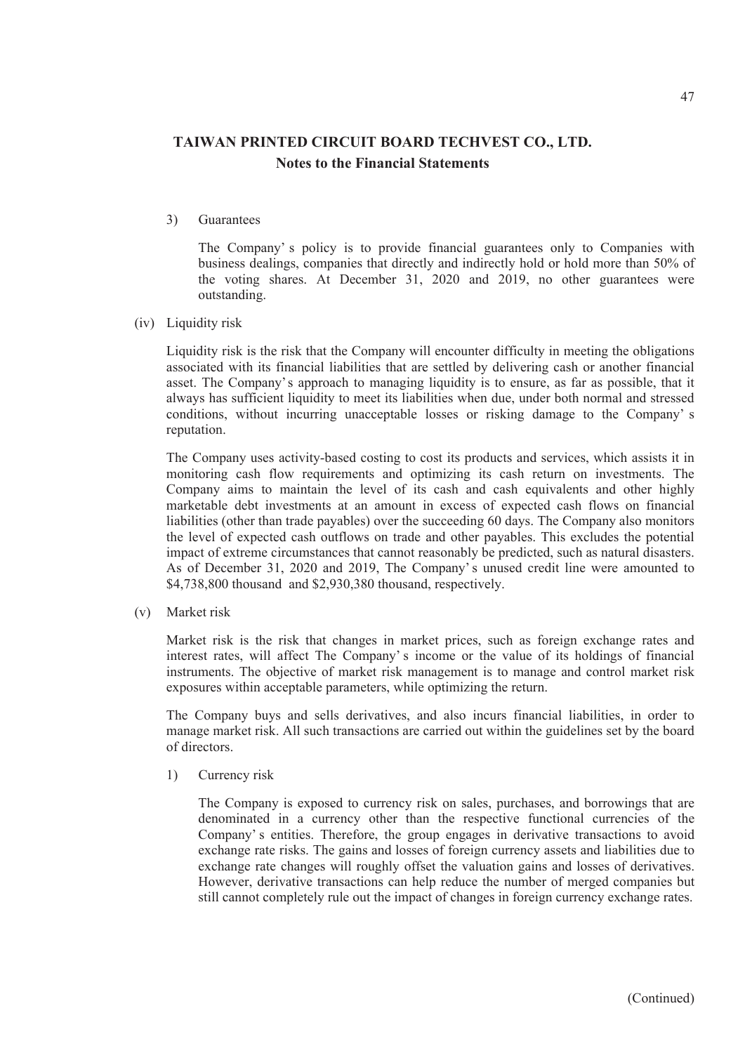# TAIWAN PRINTED CIRCUIT BOARD TECHVEST CO., LTD.

## Notes to the Financial Statements

3) Guarantees

The Company' s policy is to provide financial guarantees only to Companies with business dealings, companies that directly and indirectly hold or hold more than 50% of the voting shares. At December 31, 2020 and 2019, no other guarantees were outstanding.

(iv) Liquidity risk

Liquidity risk is the risk that the Company will encounter difficulty in meeting the obligations associated with its financial liabilities that are settled by delivering cash or another financial asset. The Company's approach to managing liquidity is to ensure, as far as possible, that it always has sufficient liquidity to meet its liabilities when due, under both normal and stressed conditions, without incurring unacceptable losses or risking damage to the Company' s reputation.

The Company uses activity-based costing to cost its products and services, which assists it in monitoring cash flow requirements and optimizing its cash return on investments. The Company aims to maintain the level of its cash and cash equivalents and other highly marketable debt investments at an amount in excess of expected cash flows on financial liabilities (other than trade payables) over the succeeding 60 days. The Company also monitors the level of expected cash outflows on trade and other payables. This excludes the potential impact of extreme circumstances that cannot reasonably be predicted, such as natural disasters. As of December 31, 2020 and 2019, The Company' s unused credit line were amounted to $4,738,800 thousand and $2,930,380 thousand, respectively.

(v) Market risk

Market risk is the risk that changes in market prices, such as foreign exchange rates and interest rates, will affect The Company' s income or the value of its holdings of financial instruments. The objective of market risk management is to manage and control market risk exposures within acceptable parameters, while optimizing the return.

The Company buys and sells derivatives, and also incurs financial liabilities, in order to manage market risk. All such transactions are carried out within the guidelines set by the board of directors.

1) Currency risk

The Company is exposed to currency risk on sales, purchases, and borrowings that are denominated in a currency other than the respective functional currencies of the Company' s entities. Therefore, the group engages in derivative transactions to avoid exchange rate risks. The gains and losses of foreign currency assets and liabilities due to exchange rate changes will roughly offset the valuation gains and losses of derivatives. However, derivative transactions can help reduce the number of merged companies but still cannot completely rule out the impact of changes in foreign currency exchange rates.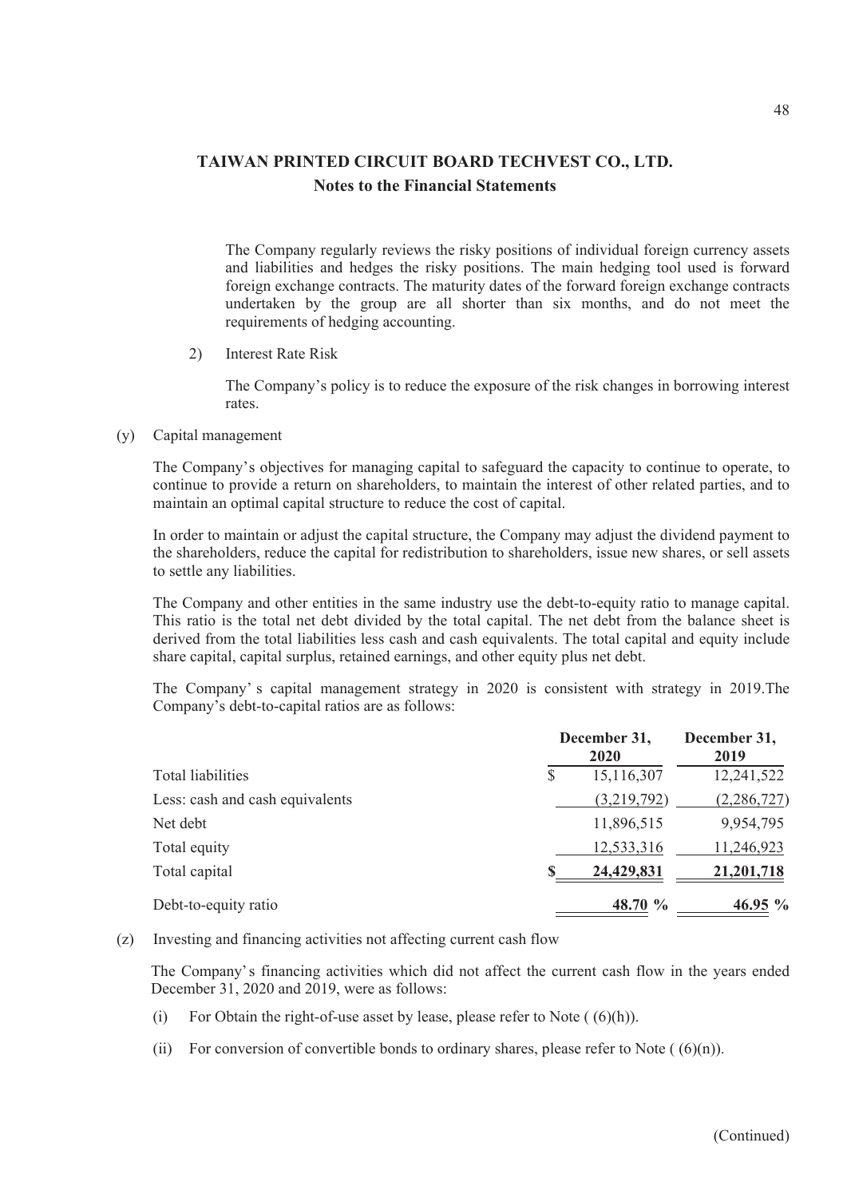The Company regularly reviews the risky positions of individual foreign currency assets and liabilities and hedges the risky positions. The main hedging tool used is forward foreign exchange contracts. The maturity dates of the forward foreign exchange contracts undertaken by the group are all shorter than six months, and do not meet the requirements of hedging accounting.

2) Interest Rate Risk

The Company's policy is to reduce the exposure of the risk changes in borrowing interest rates.

(y) Capital management

The Company's objectives for managing capital to safeguard the capacity to continue to operate, to continue to provide a return on shareholders, to maintain the interest of other related parties, and to maintain an optimal capital structure to reduce the cost of capital.

In order to maintain or adjust the capital structure, the Company may adjust the dividend payment to the shareholders, reduce the capital for redistribution to shareholders, issue new shares, or sell assets to settle any liabilities.

The Company and other entities in the same industry use the debt-to-equity ratio to manage capital. This ratio is the total net debt divided by the total capital. The net debt from the balance sheet is derived from the total liabilities less cash and cash equivalents. The total capital and equity include share capital, capital surplus, retained earnings, and other equity plus net debt.

The Company' s capital management strategy in 2020 is consistent with strategy in 2019.The Company's debt-to-capital ratios are as follows:

| | December 31, 2020 | December 31, 2019 |
|---|---|---|
| Total liabilities | $ 15,116,307 | 12,241,522 |
| Less: cash and cash equivalents | (3,219,792) | (2,286,727) |
| Net debt | 11,896,515 | 9,954,795 |
| Total equity | 12,533,316 | 11,246,923 |
| Total capital | **$ 24,429,831** | **21,201,718** |
| Debt-to-equity ratio | **48.70 %** | **46.95 %** |

(z) Investing and financing activities not affecting current cash flow

The Company's financing activities which did not affect the current cash flow in the years ended December 31, 2020 and 2019, were as follows:

(i) For Obtain the right-of-use asset by lease, please refer to Note ( (6)(h)).

(ii) For conversion of convertible bonds to ordinary shares, please refer to Note ( (6)(n)).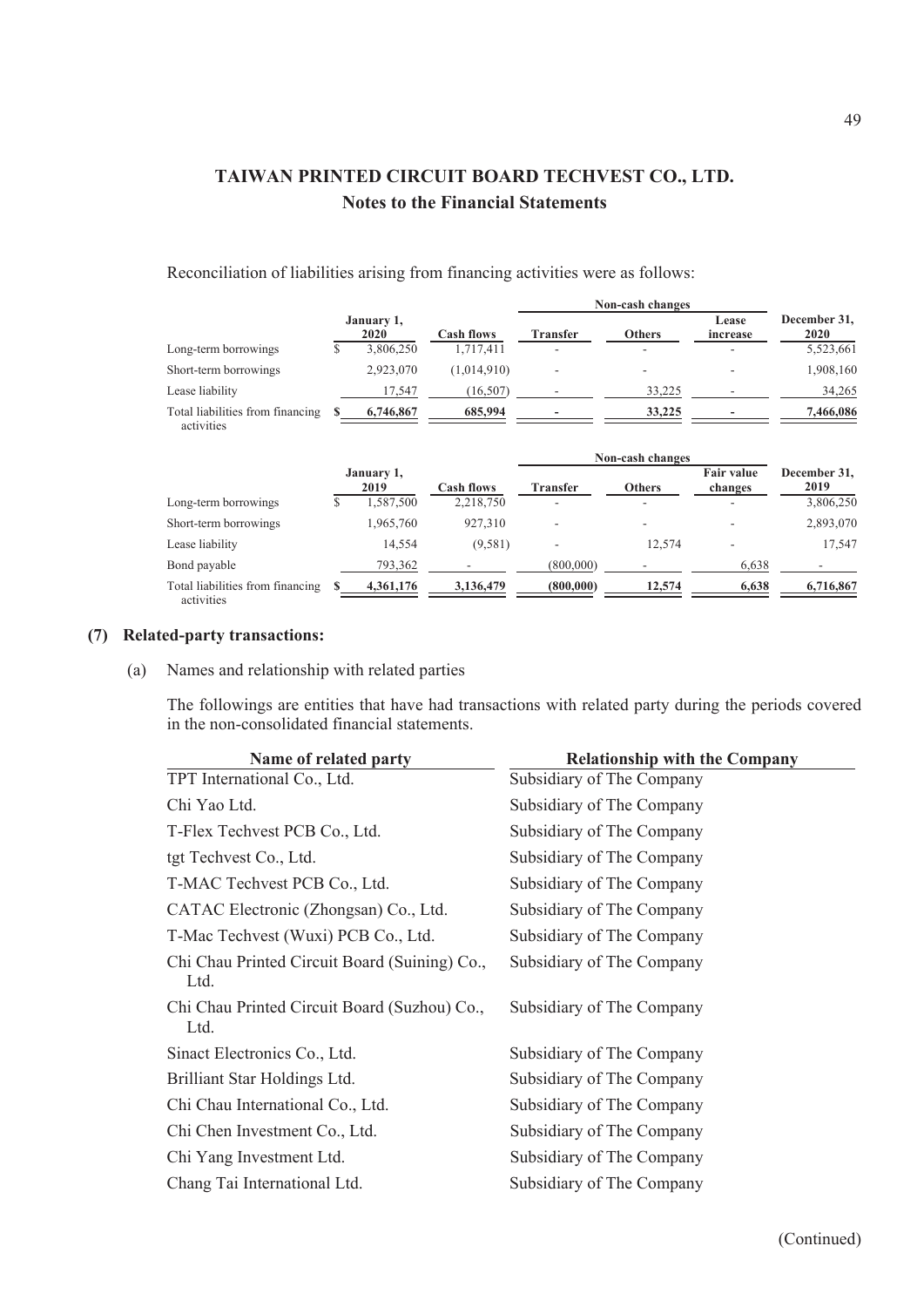# TAIWAN PRINTED CIRCUIT BOARD TECHVEST CO., LTD.
## Notes to the Financial Statements

Reconciliation of liabilities arising from financing activities were as follows:

| | January 1, 2020 | Cash flows | Non-cash changes | | | December 31, 2020 |
|---|---|---|---|---|---|---|
| | | | Transfer | Others | Lease increase | |
| Long-term borrowings | $ 3,806,250 | 1,717,411 | - | - | - | 5,523,661 |
| Short-term borrowings | 2,923,070 | (1,014,910) | - | - | - | 1,908,160 |
| Lease liability | 17,547 | (16,507) | - | 33,225 | - | 34,265 |
| Total liabilities from financing activities | $ 6,746,867 | 685,994 | - | 33,225 | - | 7,466,086 |

| | January 1, 2019 | Cash flows | Non-cash changes | | | December 31, 2019 |
|---|---|---|---|---|---|---|
| | | | Transfer | Others | Fair value changes | |
| Long-term borrowings | $ 1,587,500 | 2,218,750 | - | - | - | 3,806,250 |
| Short-term borrowings | 1,965,760 | 927,310 | - | - | - | 2,893,070 |
| Lease liability | 14,554 | (9,581) | - | 12,574 | - | 17,547 |
| Bond payable | 793,362 | - | (800,000) | - | 6,638 | - |
| Total liabilities from financing activities | $ 4,361,176 | 3,136,479 | (800,000) | 12,574 | 6,638 | 6,716,867 |

### (7) Related-party transactions:

(a) Names and relationship with related parties

The followings are entities that have had transactions with related party during the periods covered in the non-consolidated financial statements.

| Name of related party | Relationship with the Company |
|---|---|
| TPT International Co., Ltd. | Subsidiary of The Company |
| Chi Yao Ltd. | Subsidiary of The Company |
| T-Flex Techvest PCB Co., Ltd. | Subsidiary of The Company |
| tgt Techvest Co., Ltd. | Subsidiary of The Company |
| T-MAC Techvest PCB Co., Ltd. | Subsidiary of The Company |
| CATAC Electronic (Zhongsan) Co., Ltd. | Subsidiary of The Company |
| T-Mac Techvest (Wuxi) PCB Co., Ltd. | Subsidiary of The Company |
| Chi Chau Printed Circuit Board (Suining) Co., Ltd. | Subsidiary of The Company |
| Chi Chau Printed Circuit Board (Suzhou) Co., Ltd. | Subsidiary of The Company |
| Sinact Electronics Co., Ltd. | Subsidiary of The Company |
| Brilliant Star Holdings Ltd. | Subsidiary of The Company |
| Chi Chau International Co., Ltd. | Subsidiary of The Company |
| Chi Chen Investment Co., Ltd. | Subsidiary of The Company |
| Chi Yang Investment Ltd. | Subsidiary of The Company |
| Chang Tai International Ltd. | Subsidiary of The Company |

(Continued)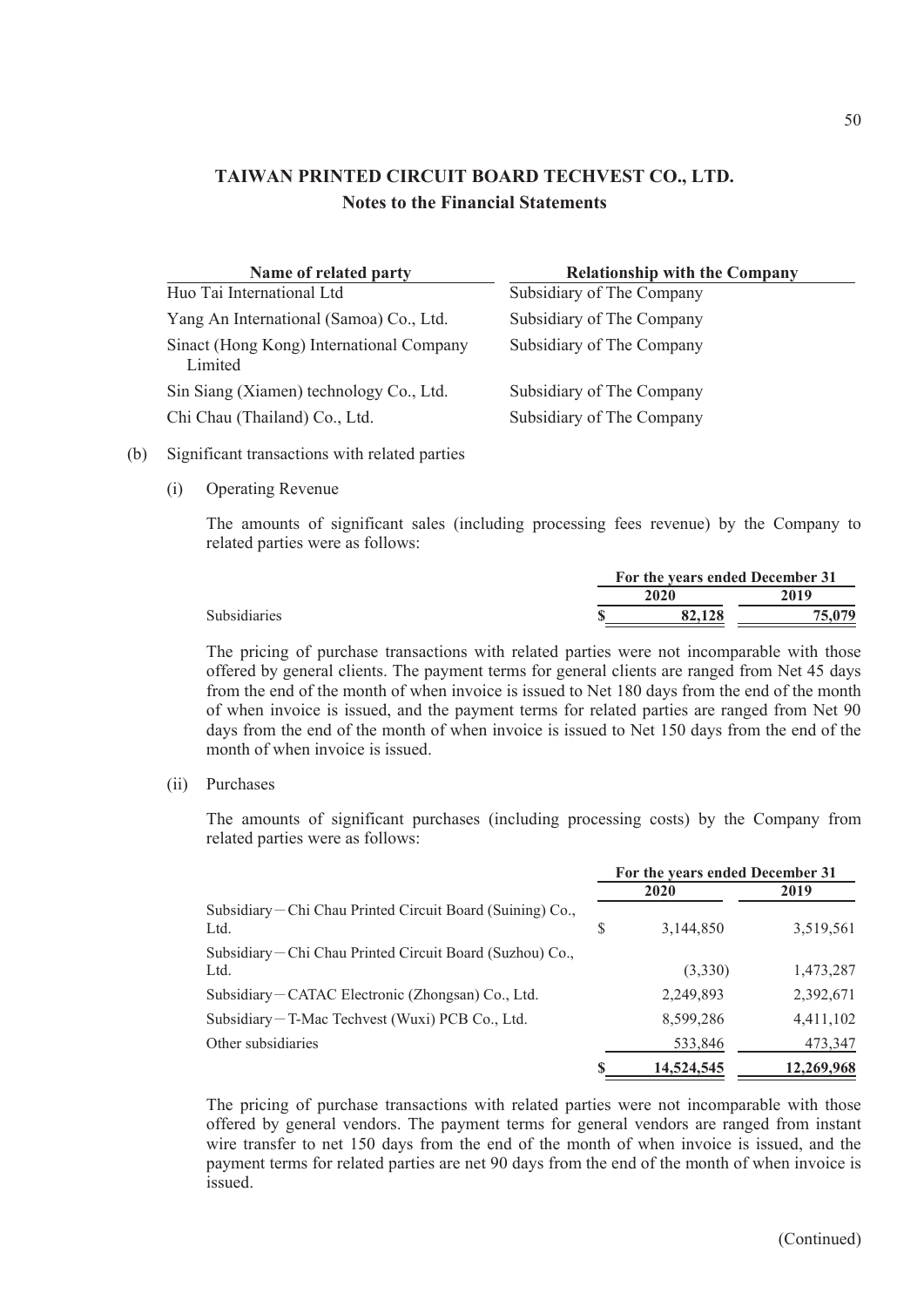# TAIWAN PRINTED CIRCUIT BOARD TECHVEST CO., LTD.
## Notes to the Financial Statements

| Name of related party | Relationship with the Company |
|---|---|
| Huo Tai International Ltd | Subsidiary of The Company |
| Yang An International (Samoa) Co., Ltd. | Subsidiary of The Company |
| Sinact (Hong Kong) International Company Limited | Subsidiary of The Company |
| Sin Siang (Xiamen) technology Co., Ltd. | Subsidiary of The Company |
| Chi Chau (Thailand) Co., Ltd. | Subsidiary of The Company |

(b) Significant transactions with related parties

(i) Operating Revenue

The amounts of significant sales (including processing fees revenue) by the Company to related parties were as follows:

| | For the years ended December 31 | |
|---|---|---|
| | 2020 | 2019 |
| Subsidiaries | $ 82,128 | 75,079 |

The pricing of purchase transactions with related parties were not incomparable with those offered by general clients. The payment terms for general clients are ranged from Net 45 days from the end of the month of when invoice is issued to Net 180 days from the end of the month of when invoice is issued, and the payment terms for related parties are ranged from Net 90 days from the end of the month of when invoice is issued to Net 150 days from the end of the month of when invoice is issued.

(ii) Purchases

The amounts of significant purchases (including processing costs) by the Company from related parties were as follows:

| | For the years ended December 31 | |
|---|---|---|
| | 2020 | 2019 |
| Subsidiary－Chi Chau Printed Circuit Board (Suining) Co., Ltd. | $ 3,144,850 | 3,519,561 |
| Subsidiary－Chi Chau Printed Circuit Board (Suzhou) Co., Ltd. | (3,330) | 1,473,287 |
| Subsidiary－CATAC Electronic (Zhongsan) Co., Ltd. | 2,249,893 | 2,392,671 |
| Subsidiary－T-Mac Techvest (Wuxi) PCB Co., Ltd. | 8,599,286 | 4,411,102 |
| Other subsidiaries | 533,846 | 473,347 |
| | $ 14,524,545 | 12,269,968 |

The pricing of purchase transactions with related parties were not incomparable with those offered by general vendors. The payment terms for general vendors are ranged from instant wire transfer to net 150 days from the end of the month of when invoice is issued, and the payment terms for related parties are net 90 days from the end of the month of when invoice is issued.

(Continued)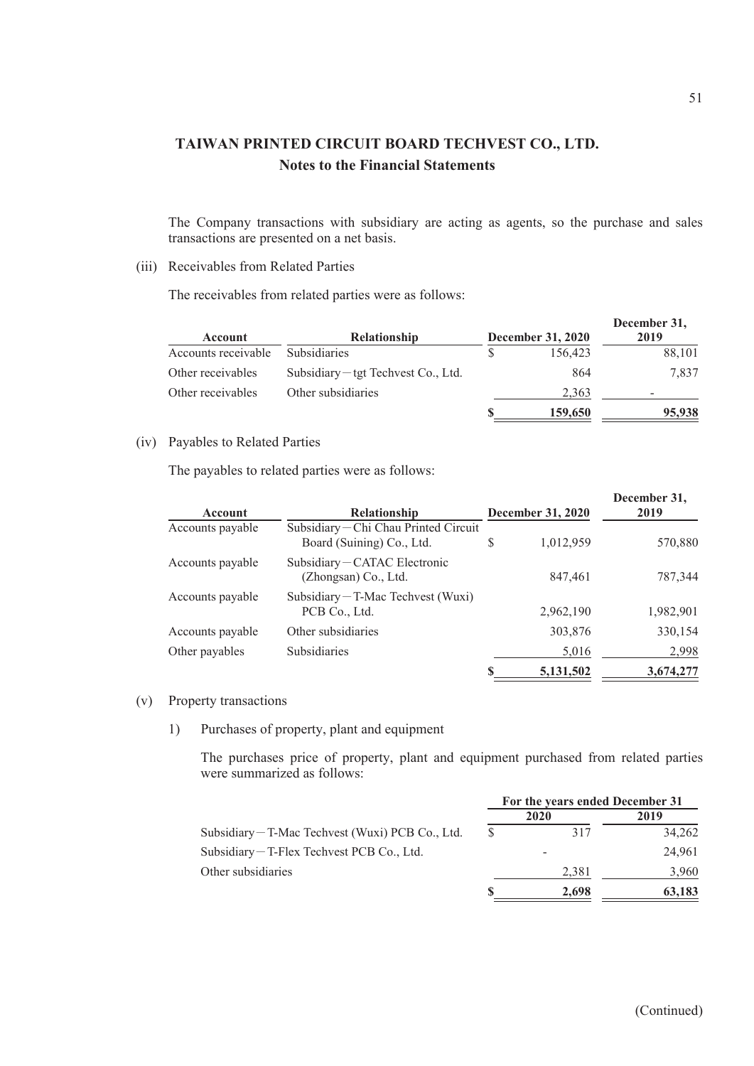## TAIWAN PRINTED CIRCUIT BOARD TECHVEST CO., LTD.
### Notes to the Financial Statements

The Company transactions with subsidiary are acting as agents, so the purchase and sales transactions are presented on a net basis.

(iii) Receivables from Related Parties

The receivables from related parties were as follows:

| Account | Relationship | December 31, 2020 | December 31, 2019 |
|---|---|---|---|
| Accounts receivable | Subsidiaries | $ 156,423 | 88,101 |
| Other receivables | Subsidiary－tgt Techvest Co., Ltd. | 864 | 7,837 |
| Other receivables | Other subsidiaries | 2,363 | - |
| | | **$ 159,650** | **95,938** |

(iv) Payables to Related Parties

The payables to related parties were as follows:

| Account | Relationship | December 31, 2020 | December 31, 2019 |
|---|---|---|---|
| Accounts payable | Subsidiary－Chi Chau Printed Circuit Board (Suining) Co., Ltd. | $ 1,012,959 | 570,880 |
| Accounts payable | Subsidiary－CATAC Electronic (Zhongsan) Co., Ltd. | 847,461 | 787,344 |
| Accounts payable | Subsidiary－T-Mac Techvest (Wuxi) PCB Co., Ltd. | 2,962,190 | 1,982,901 |
| Accounts payable | Other subsidiaries | 303,876 | 330,154 |
| Other payables | Subsidiaries | 5,016 | 2,998 |
| | | **$ 5,131,502** | **3,674,277** |

(v) Property transactions

1) Purchases of property, plant and equipment

The purchases price of property, plant and equipment purchased from related parties were summarized as follows:

| | For the years ended December 31 | |
|---|---|---|
| | **2020** | **2019** |
| Subsidiary－T-Mac Techvest (Wuxi) PCB Co., Ltd. | $ 317 | 34,262 |
| Subsidiary－T-Flex Techvest PCB Co., Ltd. | - | 24,961 |
| Other subsidiaries | 2,381 | 3,960 |
| | **$ 2,698** | **63,183** |

(Continued)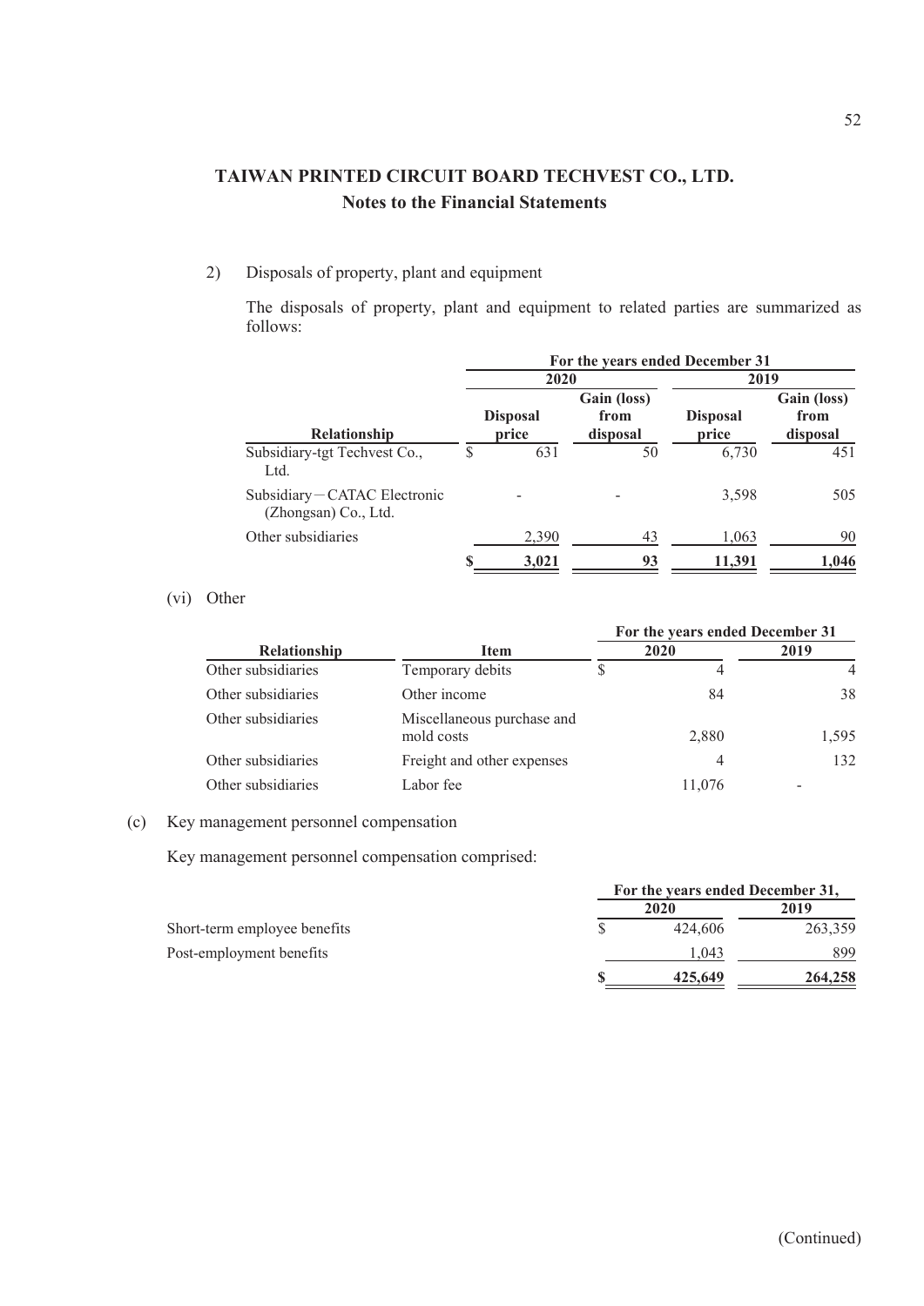# TAIWAN PRINTED CIRCUIT BOARD TECHVEST CO., LTD.
## Notes to the Financial Statements

2) Disposals of property, plant and equipment

The disposals of property, plant and equipment to related parties are summarized as follows:

| | For the years ended December 31 | | | |
|---|---|---|---|---|
| | 2020 | | 2019 | |
| Relationship | Disposal price | Gain (loss) from disposal | Disposal price | Gain (loss) from disposal |
| Subsidiary-tgt Techvest Co., Ltd. | $ 631 | 50 | 6,730 | 451 |
| Subsidiary－CATAC Electronic (Zhongsan) Co., Ltd. | - | - | 3,598 | 505 |
| Other subsidiaries | 2,390 | 43 | 1,063 | 90 |
| | $ 3,021 | 93 | 11,391 | 1,046 |

(vi) Other

| | | For the years ended December 31 | |
|---|---|---|---|
| Relationship | Item | 2020 | 2019 |
| Other subsidiaries | Temporary debits | $ 4 | 4 |
| Other subsidiaries | Other income | 84 | 38 |
| Other subsidiaries | Miscellaneous purchase and mold costs | 2,880 | 1,595 |
| Other subsidiaries | Freight and other expenses | 4 | 132 |
| Other subsidiaries | Labor fee | 11,076 | - |

(c) Key management personnel compensation

Key management personnel compensation comprised:

| | For the years ended December 31, | |
|---|---|---|
| | 2020 | 2019 |
| Short-term employee benefits | $ 424,606 | 263,359 |
| Post-employment benefits | 1,043 | 899 |
| | $ 425,649 | 264,258 |

(Continued)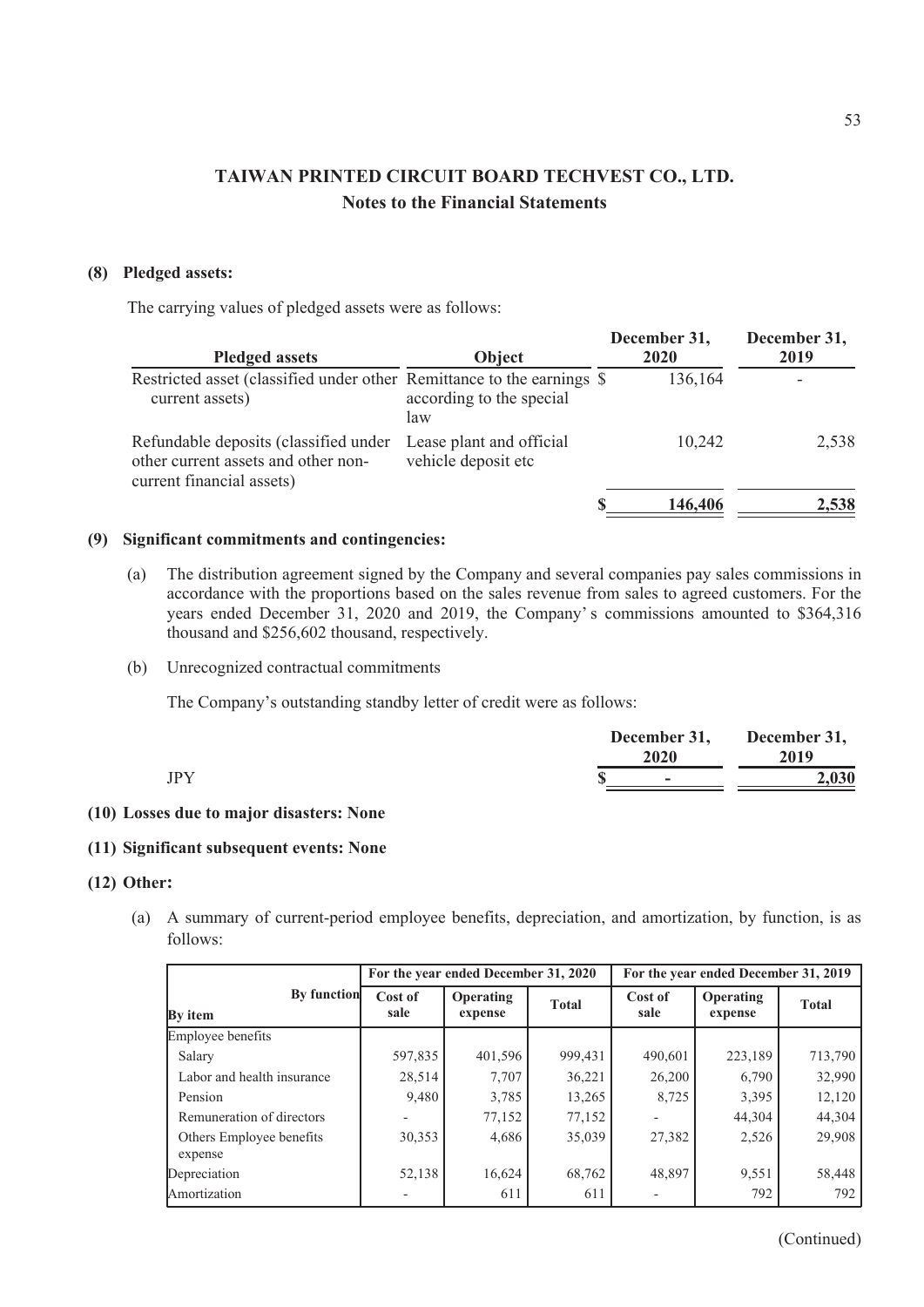## TAIWAN PRINTED CIRCUIT BOARD TECHVEST CO., LTD.
### Notes to the Financial Statements

**(8) Pledged assets:**

The carrying values of pledged assets were as follows:

| Pledged assets | Object | December 31, 2020 | December 31, 2019 |
|---|---|---|---|
| Restricted asset (classified under other current assets) | Remittance to the earnings according to the special law | $ 136,164 | - |
| Refundable deposits (classified under other current assets and other non-current financial assets) | Lease plant and official vehicle deposit etc | 10,242 | 2,538 |
| | | $ 146,406 | 2,538 |

**(9) Significant commitments and contingencies:**

(a) The distribution agreement signed by the Company and several companies pay sales commissions in accordance with the proportions based on the sales revenue from sales to agreed customers. For the years ended December 31, 2020 and 2019, the Company's commissions amounted to $364,316 thousand and $256,602 thousand, respectively.

(b) Unrecognized contractual commitments

The Company's outstanding standby letter of credit were as follows:

| | December 31, 2020 | December 31, 2019 |
|---|---|---|
| JPY | $ - | 2,030 |

**(10) Losses due to major disasters: None**

**(11) Significant subsequent events: None**

**(12) Other:**

(a) A summary of current-period employee benefits, depreciation, and amortization, by function, is as follows:

| By function | For the year ended December 31, 2020 | | | For the year ended December 31, 2019 | | |
|---|---|---|---|---|---|---|
| By item | Cost of sale | Operating expense | Total | Cost of sale | Operating expense | Total |
| Employee benefits | | | | | | |
| Salary | 597,835 | 401,596 | 999,431 | 490,601 | 223,189 | 713,790 |
| Labor and health insurance | 28,514 | 7,707 | 36,221 | 26,200 | 6,790 | 32,990 |
| Pension | 9,480 | 3,785 | 13,265 | 8,725 | 3,395 | 12,120 |
| Remuneration of directors | - | 77,152 | 77,152 | - | 44,304 | 44,304 |
| Others Employee benefits expense | 30,353 | 4,686 | 35,039 | 27,382 | 2,526 | 29,908 |
| Depreciation | 52,138 | 16,624 | 68,762 | 48,897 | 9,551 | 58,448 |
| Amortization | - | 611 | 611 | - | 792 | 792 |

(Continued)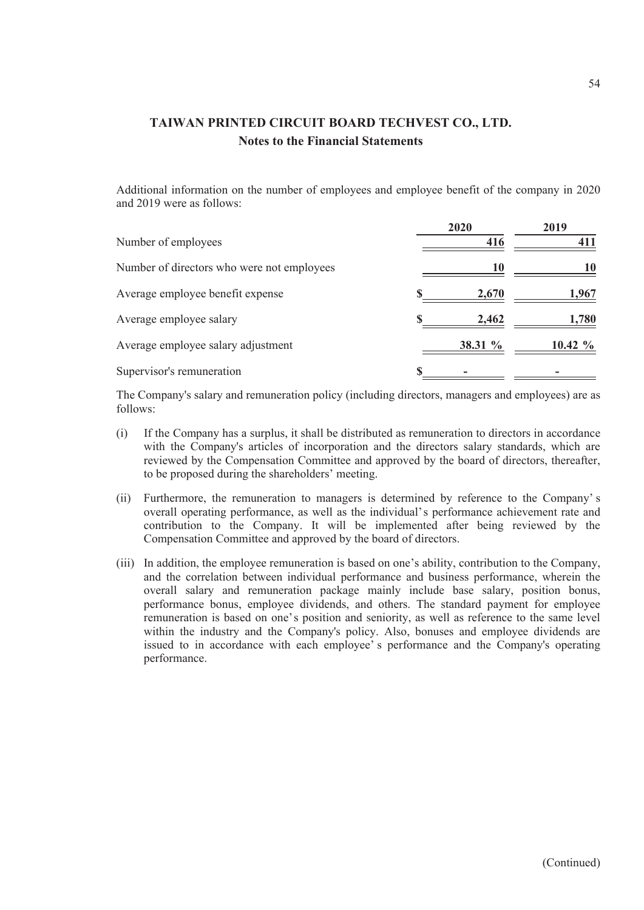# TAIWAN PRINTED CIRCUIT BOARD TECHVEST CO., LTD.

## Notes to the Financial Statements

Additional information on the number of employees and employee benefit of the company in 2020 and 2019 were as follows:

| | 2020 | 2019 |
|---|---|---|
| Number of employees | 416 | 411 |
| Number of directors who were not employees | 10 | 10 |
| Average employee benefit expense | $ 2,670 | 1,967 |
| Average employee salary | $ 2,462 | 1,780 |
| Average employee salary adjustment | 38.31 % | 10.42 % |
| Supervisor's remuneration | $ - | - |

The Company's salary and remuneration policy (including directors, managers and employees) are as follows:

(i) If the Company has a surplus, it shall be distributed as remuneration to directors in accordance with the Company's articles of incorporation and the directors salary standards, which are reviewed by the Compensation Committee and approved by the board of directors, thereafter, to be proposed during the shareholders' meeting.

(ii) Furthermore, the remuneration to managers is determined by reference to the Company's overall operating performance, as well as the individual's performance achievement rate and contribution to the Company. It will be implemented after being reviewed by the Compensation Committee and approved by the board of directors.

(iii) In addition, the employee remuneration is based on one's ability, contribution to the Company, and the correlation between individual performance and business performance, wherein the overall salary and remuneration package mainly include base salary, position bonus, performance bonus, employee dividends, and others. The standard payment for employee remuneration is based on one's position and seniority, as well as reference to the same level within the industry and the Company's policy. Also, bonuses and employee dividends are issued to in accordance with each employee's performance and the Company's operating performance.

(Continued)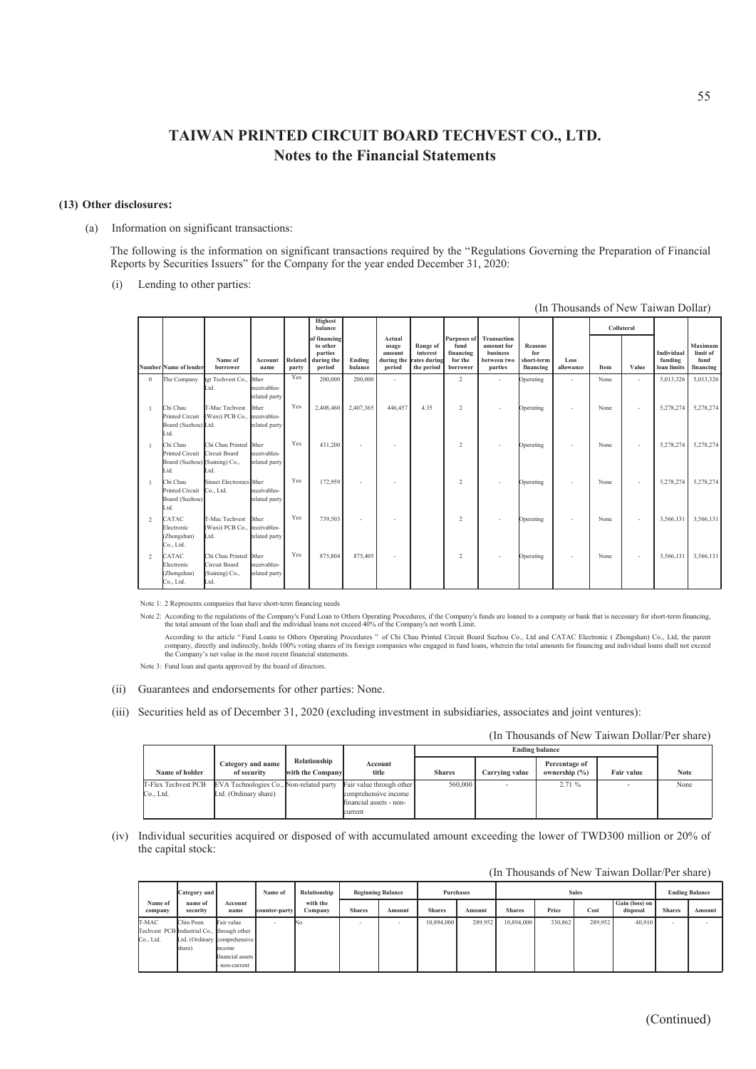# TAIWAN PRINTED CIRCUIT BOARD TECHVEST CO., LTD.
## Notes to the Financial Statements

**(13) Other disclosures:**

(a) Information on significant transactions:

The following is the information on significant transactions required by the "Regulations Governing the Preparation of Financial Reports by Securities Issuers" for the Company for the year ended December 31, 2020:

(i) Lending to other parties:

(In Thousands of New Taiwan Dollar)

| Number | Name of lender | Name of borrower | Account name | Related party | Highest balance of financing to other parties during the period | Ending balance | Actual usage amount during the period | Range of interest rates during the period | Purposes of fund financing for the borrower | Transaction amount for business between two parties | Reasons for short-term financing | Loss allowance | Collateral | | Individual funding loan limits | Maximum limit of fund financing |
|---|---|---|---|---|---|---|---|---|---|---|---|---|---|---|---|---|
| | | | | | | | | | | | | | Item | Value | | |
| 0 | The Company | igt Techvest Co., Ltd. | Other receivables-related party | Yes | 200,000 | 200,000 | - | | 2 | - | Operating | - | None | - | 5,013,326 | 5,013,326 |
| 1 | Chi Chau Printed Circuit Board (Suzhou) Ltd. | T-Mac Techvest (Wuxi) PCB Co., Ltd. | Other receivables-related party | Yes | 2,408,460 | 2,407,365 | 446,457 | 4.35 | 2 | - | Operating | - | None | - | 5,278,274 | 5,278,274 |
| 1 | Chi Chau Printed Circuit Board (Suzhou) Ltd. | Chi Chau Printed Circuit Board (Suining) Co., Ltd. | Other receivables-related party | Yes | 431,200 | - | - | | 2 | - | Operating | - | None | - | 5,278,274 | 5,278,274 |
| 1 | Chi Chau Printed Circuit Board (Suzhou) Ltd. | Sinact Electronics Co., Ltd. | Other receivables-related party | Yes | 172,959 | - | - | | 2 | - | Operating | - | None | - | 5,278,274 | 5,278,274 |
| 2 | CATAC Electronic (Zhongshan) Co., Ltd. | T-Mac Techvest (Wuxi) PCB Co., Ltd. | Other receivables-related party | Yes | 739,503 | - | - | | 2 | - | Operating | - | None | - | 3,566,131 | 3,566,131 |
| 2 | CATAC Electronic (Zhongshan) Co., Ltd. | Chi Chau Printed Circuit Board (Suining) Co., Ltd. | Other receivables-related party | Yes | 875,804 | 875,405 | - | | 2 | - | Operating | - | None | - | 3,566,131 | 3,566,131 |

Note 1: 2 Represents companies that have short-term financing needs

Note 2: According to the regulations of the Company's Fund Loan to Others Operating Procedures, if the Company's funds are loaned to a company or bank that is necessary for short-term financing, the total amount of the loan shall and the individual loans not exceed 40% of the Company's net worth Limit.

According to the article "Fund Loans to Others Operating Procedures " of Chi Chau Printed Circuit Board Suzhou Co., Ltd and CATAC Electronic ( Zhongshan) Co., Ltd, the parent company, directly and indirectly, holds 100% voting shares of its foreign companies who engaged in fund loans, wherein the total amounts for financing and individual loans shall not exceed the Company's net value in the most recent financial statements.

Note 3: Fund loan and quota approved by the board of directors.

(ii) Guarantees and endorsements for other parties: None.

(iii) Securities held as of December 31, 2020 (excluding investment in subsidiaries, associates and joint ventures):

(In Thousands of New Taiwan Dollar/Per share)

| Name of holder | Category and name of security | Relationship with the Company | Account title | Ending balance | | | | Note |
|---|---|---|---|---|---|---|---|---|
| | | | | Shares | Carrying value | Percentage of ownership (%) | Fair value | |
| T-Flex Techvest PCB Co., Ltd. | EVA Technologies Co., Ltd. (Ordinary share) | Non-related party | Fair value through other comprehensive income financial assets - non-current | 560,000 | - | 2.71 % | - | None |

(iv) Individual securities acquired or disposed of with accumulated amount exceeding the lower of TWD300 million or 20% of the capital stock:

(In Thousands of New Taiwan Dollar/Per share)

| Name of company | Category and name of security | Account name | Name of counter-party | Relationship with the Company | Beginning Balance | | Purchases | | Sales | | | | Ending Balance | |
|---|---|---|---|---|---|---|---|---|---|---|---|---|---|---|
| | | | | | Shares | Amount | Shares | Amount | Shares | Price | Cost | Gain (loss) on disposal | Shares | Amount |
| T-MAC Techvest PCB Co., Ltd. | Chin Poon Industrial Co., Ltd. (Ordinary share) | Fair value through other comprehensive income financial assets - non-current | - | No | - | - | 10,894,000 | 289,952 | 10,894,000 | 330,862 | 289,952 | 40,910 | - | - |

(Continued)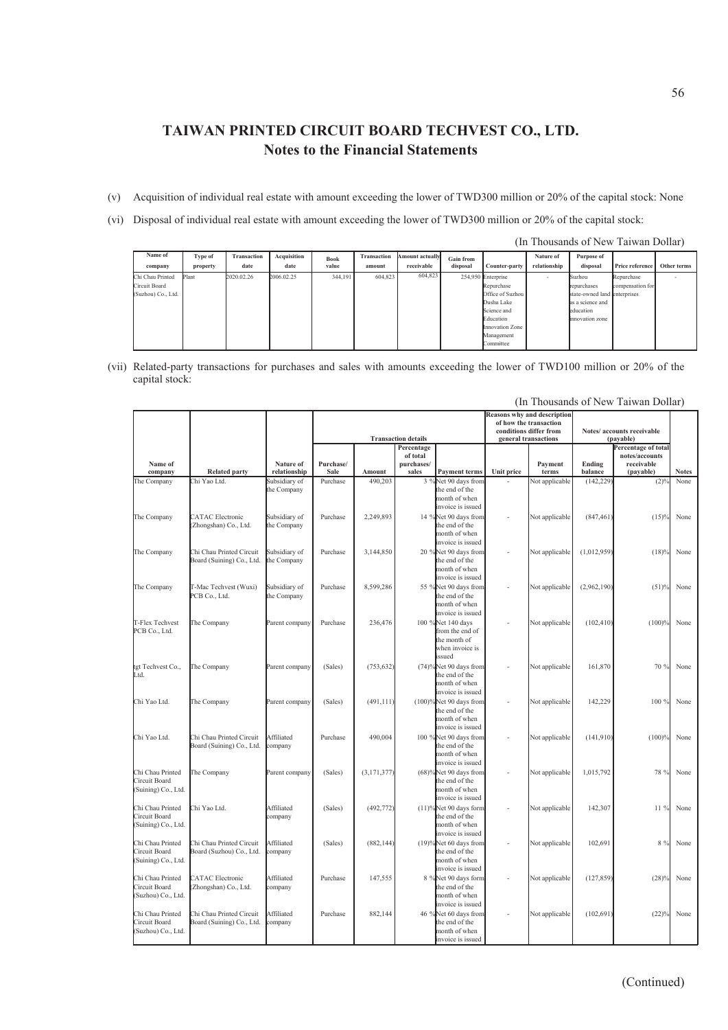# TAIWAN PRINTED CIRCUIT BOARD TECHVEST CO., LTD.
## Notes to the Financial Statements

(v) Acquisition of individual real estate with amount exceeding the lower of TWD300 million or 20% of the capital stock: None

(vi) Disposal of individual real estate with amount exceeding the lower of TWD300 million or 20% of the capital stock:

(In Thousands of New Taiwan Dollar)

| Name of company | Type of property | Transaction date | Acquisition date | Book value | Transaction amount | Amount actually receivable | Gain from disposal | Counter-party | Nature of relationship | Purpose of disposal | Price reference | Other terms |
|---|---|---|---|---|---|---|---|---|---|---|---|---|
| Chi Chau Printed Circuit Board (Suzhou) Co., Ltd. | Plant | 2020.02.26 | 2006.02.25 | 344,191 | 604,823 | 604,823 | 254,950 | Enterprise Repurchase Office of Suzhou Dushu Lake Science and Education Innovation Zone Management Committee | - | Suzhou repurchases state-owned land as a science and education innovation zone | Repurchase compensation for enterprises | - |

(vii) Related-party transactions for purchases and sales with amounts exceeding the lower of TWD100 million or 20% of the capital stock:

(In Thousands of New Taiwan Dollar)

| | | | Transaction details | | | | Reasons why and description of how the transaction conditions differ from general transactions | | Notes/ accounts receivable (payable) | | |
|---|---|---|---|---|---|---|---|---|---|---|---|
| Name of company | Related party | Nature of relationship | Purchase/ Sale | Amount | Percentage of total purchases/ sales | Payment terms | Unit price | Payment terms | Ending balance | Percentage of total notes/accounts receivable (payable) | Notes |
| The Company | Chi Yao Ltd. | Subsidiary of the Company | Purchase | 490,203 | 3 % | Net 90 days from the end of the month of when invoice is issued | - | Not applicable | (142,229) | (2)% | None |
| The Company | CATAC Electronic (Zhongshan) Co., Ltd. | Subsidiary of the Company | Purchase | 2,249,893 | 14 % | Net 90 days from the end of the month of when invoice is issued | - | Not applicable | (847,461) | (15)% | None |
| The Company | Chi Chau Printed Circuit Board (Suining) Co., Ltd. | Subsidiary of the Company | Purchase | 3,144,850 | 20 % | Net 90 days from the end of the month of when invoice is issued | - | Not applicable | (1,012,959) | (18)% | None |
| The Company | T-Mac Techvest (Wuxi) PCB Co., Ltd. | Subsidiary of the Company | Purchase | 8,599,286 | 55 % | Net 90 days from the end of the month of when invoice is issued | - | Not applicable | (2,962,190) | (51)% | None |
| T-Flex Techvest PCB Co., Ltd. | The Company | Parent company | Purchase | 236,476 | 100 % | Net 140 days from the end of the month of when invoice is issued | - | Not applicable | (102,410) | (100)% | None |
| tgt Techvest Co., Ltd. | The Company | Parent company | (Sales) | (753,632) | (74)% | Net 90 days from the end of the month of when invoice is issued | - | Not applicable | 161,870 | 70 % | None |
| Chi Yao Ltd. | The Company | Parent company | (Sales) | (491,111) | (100)% | Net 90 days from the end of the month of when invoice is issued | - | Not applicable | 142,229 | 100 % | None |
| Chi Yao Ltd. | Chi Chau Printed Circuit Board (Suining) Co., Ltd. | Affiliated company | Purchase | 490,004 | 100 % | Net 90 days from the end of the month of when invoice is issued | - | Not applicable | (141,910) | (100)% | None |
| Chi Chau Printed Circuit Board (Suining) Co., Ltd. | The Company | Parent company | (Sales) | (3,171,377) | (68)% | Net 90 days from the end of the month of when invoice is issued | - | Not applicable | 1,015,792 | 78 % | None |
| Chi Chau Printed Circuit Board (Suining) Co., Ltd. | Chi Yao Ltd. | Affiliated company | (Sales) | (492,772) | (11)% | Net 90 days form the end of the month of when invoice is issued | - | Not applicable | 142,307 | 11 % | None |
| Chi Chau Printed Circuit Board (Suining) Co., Ltd. | Chi Chau Printed Circuit Board (Suzhou) Co., Ltd. | Affiliated company | (Sales) | (882,144) | (19)% | Net 60 days from the end of the month of when invoice is issued | - | Not applicable | 102,691 | 8 % | None |
| Chi Chau Printed Circuit Board (Suzhou) Co., Ltd. | CATAC Electronic (Zhongshan) Co., Ltd. | Affiliated company | Purchase | 147,555 | 8 % | Net 90 days form the end of the month of when invoice is issued | - | Not applicable | (127,859) | (28)% | None |
| Chi Chau Printed Circuit Board (Suzhou) Co., Ltd. | Chi Chau Printed Circuit Board (Suining) Co., Ltd. | Affiliated company | Purchase | 882,144 | 46 % | Net 60 days from the end of the month of when invoice is issued | - | Not applicable | (102,691) | (22)% | None |

(Continued)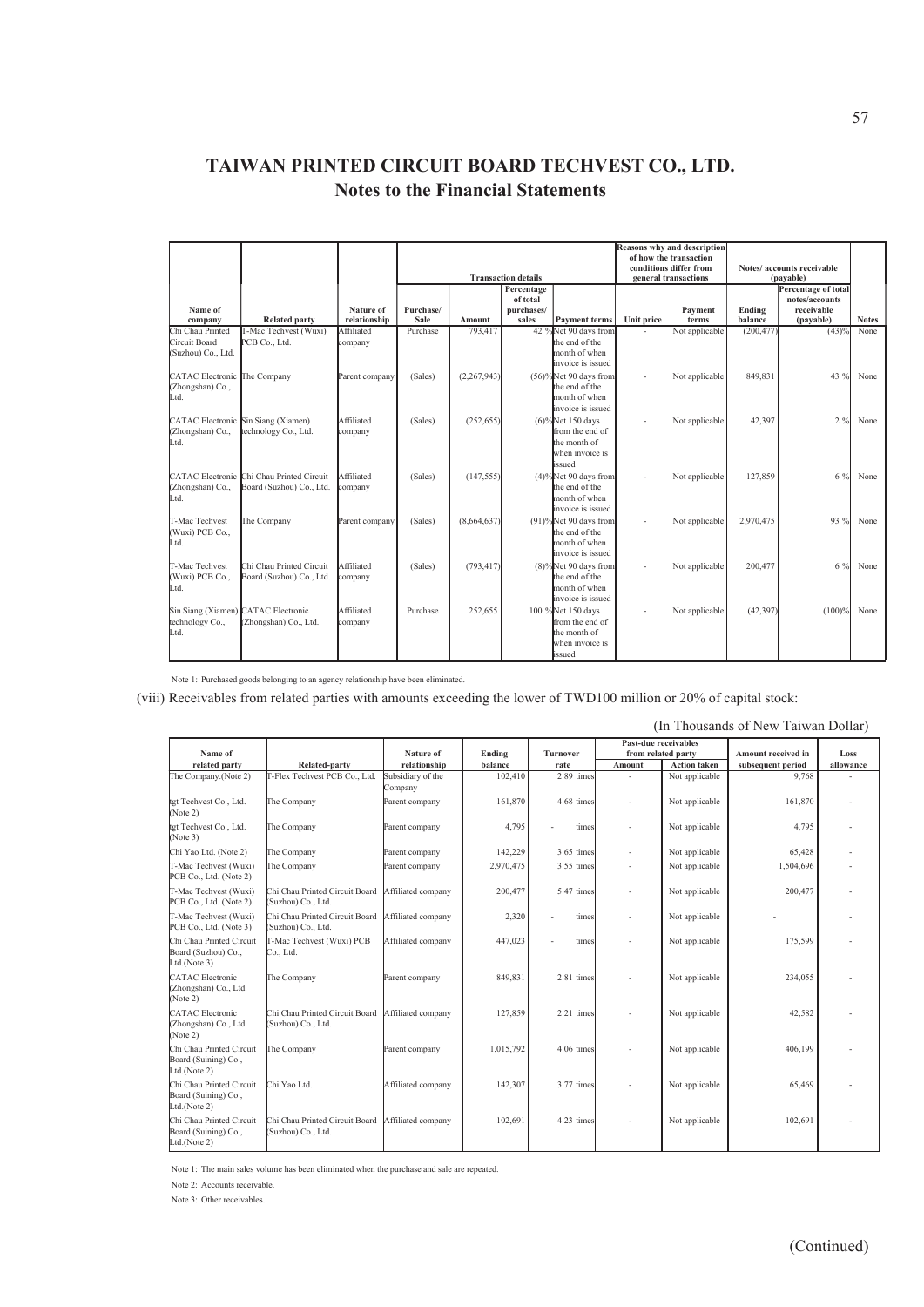# TAIWAN PRINTED CIRCUIT BOARD TECHVEST CO., LTD.
## Notes to the Financial Statements

| Name of company | Related party | Nature of relationship | Transaction details | | | | Reasons why and description of how the transaction conditions differ from general transactions | | Notes/ accounts receivable (payable) | | Notes |
|---|---|---|---|---|---|---|---|---|---|---|---|
| | | | Purchase/ Sale | Amount | Percentage of total purchases/ sales | Payment terms | Unit price | Payment terms | Ending balance | Percentage of total notes/accounts receivable (payable) | |
| Chi Chau Printed Circuit Board (Suzhou) Co., Ltd. | T-Mac Techvest (Wuxi) PCB Co., Ltd. | Affiliated company | Purchase | 793,417 | 42 % | Net 90 days from the end of the month of when invoice is issued | - | Not applicable | (200,477) | (43)% | None |
| CATAC Electronic (Zhongshan) Co., Ltd. | The Company | Parent company | (Sales) | (2,267,943) | (56)% | Net 90 days from the end of the month of when invoice is issued | - | Not applicable | 849,831 | 43 % | None |
| CATAC Electronic (Zhongshan) Co., Ltd. | Sin Siang (Xiamen) technology Co., Ltd. | Affiliated company | (Sales) | (252,655) | (6)% | Net 150 days from the end of the month of when invoice is issued | - | Not applicable | 42,397 | 2 % | None |
| CATAC Electronic (Zhongshan) Co., Ltd. | Chi Chau Printed Circuit Board (Suzhou) Co., Ltd. | Affiliated company | (Sales) | (147,555) | (4)% | Net 90 days from the end of the month of when invoice is issued | - | Not applicable | 127,859 | 6 % | None |
| T-Mac Techvest (Wuxi) PCB Co., Ltd. | The Company | Parent company | (Sales) | (8,664,637) | (91)% | Net 90 days from the end of the month of when invoice is issued | - | Not applicable | 2,970,475 | 93 % | None |
| T-Mac Techvest (Wuxi) PCB Co., Ltd. | Chi Chau Printed Circuit Board (Suzhou) Co., Ltd. | Affiliated company | (Sales) | (793,417) | (8)% | Net 90 days from the end of the month of when invoice is issued | - | Not applicable | 200,477 | 6 % | None |
| Sin Siang (Xiamen) technology Co., Ltd. | CATAC Electronic (Zhongshan) Co., Ltd. | Affiliated company | Purchase | 252,655 | 100 % | Net 150 days from the end of the month of when invoice is issued | - | Not applicable | (42,397) | (100)% | None |

Note 1: Purchased goods belonging to an agency relationship have been eliminated.

(viii) Receivables from related parties with amounts exceeding the lower of TWD100 million or 20% of capital stock:

(In Thousands of New Taiwan Dollar)

| Name of related party | Related-party | Nature of relationship | Ending balance | Turnover rate | Past-due receivables from related party | | Amount received in subsequent period | Loss allowance |
|---|---|---|---|---|---|---|---|---|
| | | | | | Amount | Action taken | | |
| The Company.(Note 2) | T-Flex Techvest PCB Co., Ltd. | Subsidiary of the Company | 102,410 | 2.89 times | - | Not applicable | 9,768 | - |
| tgt Techvest Co., Ltd. (Note 2) | The Company | Parent company | 161,870 | 4.68 times | - | Not applicable | 161,870 | - |
| tgt Techvest Co., Ltd. (Note 3) | The Company | Parent company | 4,795 | - times | - | Not applicable | 4,795 | - |
| Chi Yao Ltd. (Note 2) | The Company | Parent company | 142,229 | 3.65 times | - | Not applicable | 65,428 | - |
| T-Mac Techvest (Wuxi) PCB Co., Ltd. (Note 2) | The Company | Parent company | 2,970,475 | 3.55 times | - | Not applicable | 1,504,696 | - |
| T-Mac Techvest (Wuxi) PCB Co., Ltd. (Note 2) | Chi Chau Printed Circuit Board (Suzhou) Co., Ltd. | Affiliated company | 200,477 | 5.47 times | - | Not applicable | 200,477 | - |
| T-Mac Techvest (Wuxi) PCB Co., Ltd. (Note 3) | Chi Chau Printed Circuit Board (Suzhou) Co., Ltd. | Affiliated company | 2,320 | - times | - | Not applicable | - | - |
| Chi Chau Printed Circuit Board (Suzhou) Co., Ltd.(Note 3) | T-Mac Techvest (Wuxi) PCB Co., Ltd. | Affiliated company | 447,023 | - times | - | Not applicable | 175,599 | - |
| CATAC Electronic (Zhongshan) Co., Ltd. (Note 2) | The Company | Parent company | 849,831 | 2.81 times | - | Not applicable | 234,055 | - |
| CATAC Electronic (Zhongshan) Co., Ltd. (Note 2) | Chi Chau Printed Circuit Board (Suzhou) Co., Ltd. | Affiliated company | 127,859 | 2.21 times | - | Not applicable | 42,582 | - |
| Chi Chau Printed Circuit Board (Suining) Co., Ltd.(Note 2) | The Company | Parent company | 1,015,792 | 4.06 times | - | Not applicable | 406,199 | - |
| Chi Chau Printed Circuit Board (Suining) Co., Ltd.(Note 2) | Chi Yao Ltd. | Affiliated company | 142,307 | 3.77 times | - | Not applicable | 65,469 | - |
| Chi Chau Printed Circuit Board (Suining) Co., Ltd.(Note 2) | Chi Chau Printed Circuit Board (Suzhou) Co., Ltd. | Affiliated company | 102,691 | 4.23 times | - | Not applicable | 102,691 | - |

Note 1: The main sales volume has been eliminated when the purchase and sale are repeated.

Note 2: Accounts receivable.

Note 3: Other receivables.

(Continued)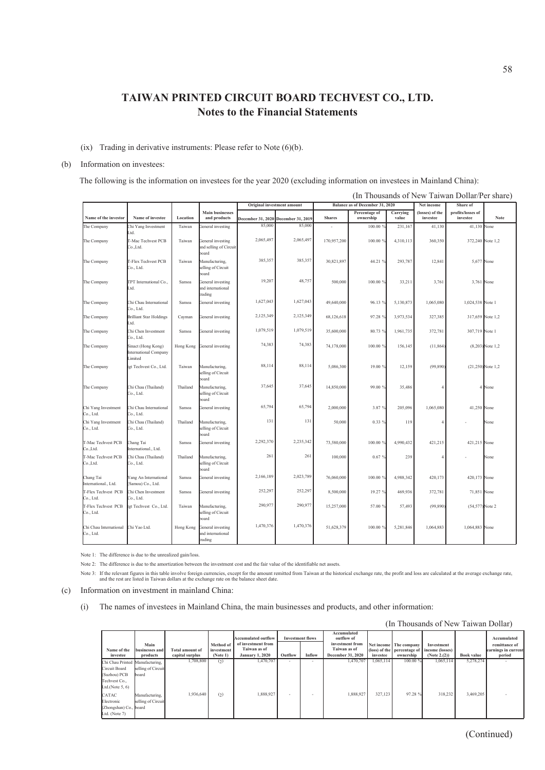# TAIWAN PRINTED CIRCUIT BOARD TECHVEST CO., LTD.
## Notes to the Financial Statements

(ix) Trading in derivative instruments: Please refer to Note (6)(b).

(b) Information on investees:

The following is the information on investees for the year 2020 (excluding information on investees in Mainland China):

(In Thousands of New Taiwan Dollar/Per share)

| Name of the investor | Name of investee | Location | Main businesses and products | Original investment amount | | Balance as of December 31, 2020 | | | Net income (losses) of the investee | Share of profits/losses of investee | Note |
|---|---|---|---|---|---|---|---|---|---|---|---|
| | | | | December 31, 2020 | December 31, 2019 | Shares | Percentage of ownership | Carrying value | | | |
| The Company | Chi Yang Investment Ltd. | Taiwan | General investing | 85,000 | 85,000 | - | 100.00 % | 231,167 | 41,130 | 41,130 | None |
| The Company | T-Mac Techvest PCB Co.,Ltd. | Taiwan | General investing and selling of Circuit board | 2,065,497 | 2,065,497 | 170,957,200 | 100.00 % | 4,310,113 | 360,350 | 372,240 | Note 1,2 |
| The Company | T-Flex Techvest PCB Co., Ltd. | Taiwan | Manufacturing, selling of Circuit board | 385,357 | 385,357 | 30,821,897 | 44.21 % | 293,787 | 12,841 | 5,677 | None |
| The Company | TPT International Co., Ltd. | Samoa | General investing and international trading | 19,207 | 48,757 | 500,000 | 100.00 % | 33,211 | 3,761 | 3,761 | None |
| The Company | Chi Chau International Co., Ltd. | Samoa | General investing | 1,627,043 | 1,627,043 | 49,640,000 | 96.13 % | 5,130,873 | 1,065,080 | 1,024,538 | Note 1 |
| The Company | Brilliant Star Holdings Ltd. | Cayman | General investing | 2,125,349 | 2,125,349 | 68,126,618 | 97.28 % | 3,973,534 | 327,385 | 317,659 | Note 1,2 |
| The Company | Chi Chen Investment Co., Ltd. | Samoa | General investing | 1,079,519 | 1,079,519 | 35,600,000 | 80.73 % | 1,961,735 | 372,781 | 307,719 | Note 1 |
| The Company | Sinact (Hong Kong) International Company Limited | Hong Kong | General investing | 74,383 | 74,383 | 74,178,000 | 100.00 % | 156,145 | (11,864) | (8,203) | Note 1,2 |
| The Company | igt Techvest Co., Ltd. | Taiwan | Manufacturing, selling of Circuit board | 88,114 | 88,114 | 5,086,300 | 19.00 % | 12,159 | (99,890) | (21,250) | Note 1,2 |
| The Company | Chi Chau (Thailand) Co., Ltd. | Thailand | Manufacturing, selling of Circuit board | 37,645 | 37,645 | 14,850,000 | 99.00 % | 35,486 | 4 | 4 | None |
| Chi Yang Investment Co., Ltd. | Chi Chau International Co., Ltd. | Samoa | General investing | 65,794 | 65,794 | 2,000,000 | 3.87 % | 205,096 | 1,065,080 | 41,250 | None |
| Chi Yang Investment Co., Ltd. | Chi Chau (Thailand) Co., Ltd. | Thailand | Manufacturing, selling of Circuit board | 131 | 131 | 50,000 | 0.33 % | 119 | 4 | - | None |
| T-Mac Techvest PCB Co.,Ltd. | Chang Tai International., Ltd. | Samoa | General investing | 2,292,370 | 2,235,342 | 73,580,000 | 100.00 % | 4,990,432 | 421,215 | 421,215 | None |
| T-Mac Techvest PCB Co.,Ltd. | Chi Chau (Thailand) Co., Ltd. | Thailand | Manufacturing, selling of Circuit board | 261 | 261 | 100,000 | 0.67 % | 239 | 4 | - | None |
| Chang Tai International., Ltd. | Yang An International (Samoa) Co., Ltd. | Samoa | General investing | 2,166,189 | 2,023,789 | 76,060,000 | 100.00 % | 4,988,342 | 420,173 | 420,173 | None |
| T-Flex Techvest PCB Co., Ltd. | Chi Chen Investment Co., Ltd. | Samoa | General investing | 252,297 | 252,297 | 8,500,000 | 19.27 % | 469,936 | 372,781 | 71,851 | None |
| T-Flex Techvest PCB Co., Ltd. | igt Techvest Co., Ltd. | Taiwan | Manufacturing, selling of Circuit board | 290,977 | 290,977 | 15,257,000 | 57.00 % | 57,493 | (99,890) | (54,577) | Note 2 |
| Chi Chau International Co., Ltd. | Chi Yao Ltd. | Hong Kong | General investing and international trading | 1,470,376 | 1,470,376 | 51,628,379 | 100.00 % | 5,281,846 | 1,064,883 | 1,064,883 | None |

Note 1: The difference is due to the unrealized gain/loss.

Note 2: The difference is due to the amortization between the investment cost and the fair value of the identifiable net assets.

Note 3: If the relevant figures in this table involve foreign currencies, except for the amount remitted from Taiwan at the historical exchange rate, the profit and loss are calculated at the average exchange rate, and the rest are listed in Taiwan dollars at the exchange rate on the balance sheet date.

(c) Information on investment in mainland China:

(i) The names of investees in Mainland China, the main businesses and products, and other information:

(In Thousands of New Taiwan Dollar)

| Name of the investee | Main businesses and products | Total amount of capital surplus | Method of investment (Note 1) | Accumulated outflow of investment from Taiwan as of January 1, 2020 | Investment flows | | Accumulated outflow of investment from Taiwan as of December 31, 2020 | Net income (loss) of the investee | The company percentage of ownership | Investment income (losses) (Note 2.(2)) | Book value | Accumulated remittance of earnings in current period |
|---|---|---|---|---|---|---|---|---|---|---|---|---|
| | | | | | Outflow | Inflow | | | | | | |
| Chi Chau Printed Circuit Board (Suzhou) PCB Techvest Co., Ltd.(Note 5, 6) | Manufacturing, selling of Circuit board | 1,708,800 | (2) | 1,470,707 | - | - | 1,470,707 | 1,065,114 | 100.00 % | 1,065,114 | 5,278,274 | - |
| CATAC Electronic (Zhongshan) Co., Ltd. (Note 7) | Manufacturing, selling of Circuit board | 1,936,640 | (2) | 1,888,927 | - | - | 1,888,927 | 327,123 | 97.28 % | 318,232 | 3,469,205 | - |

(Continued)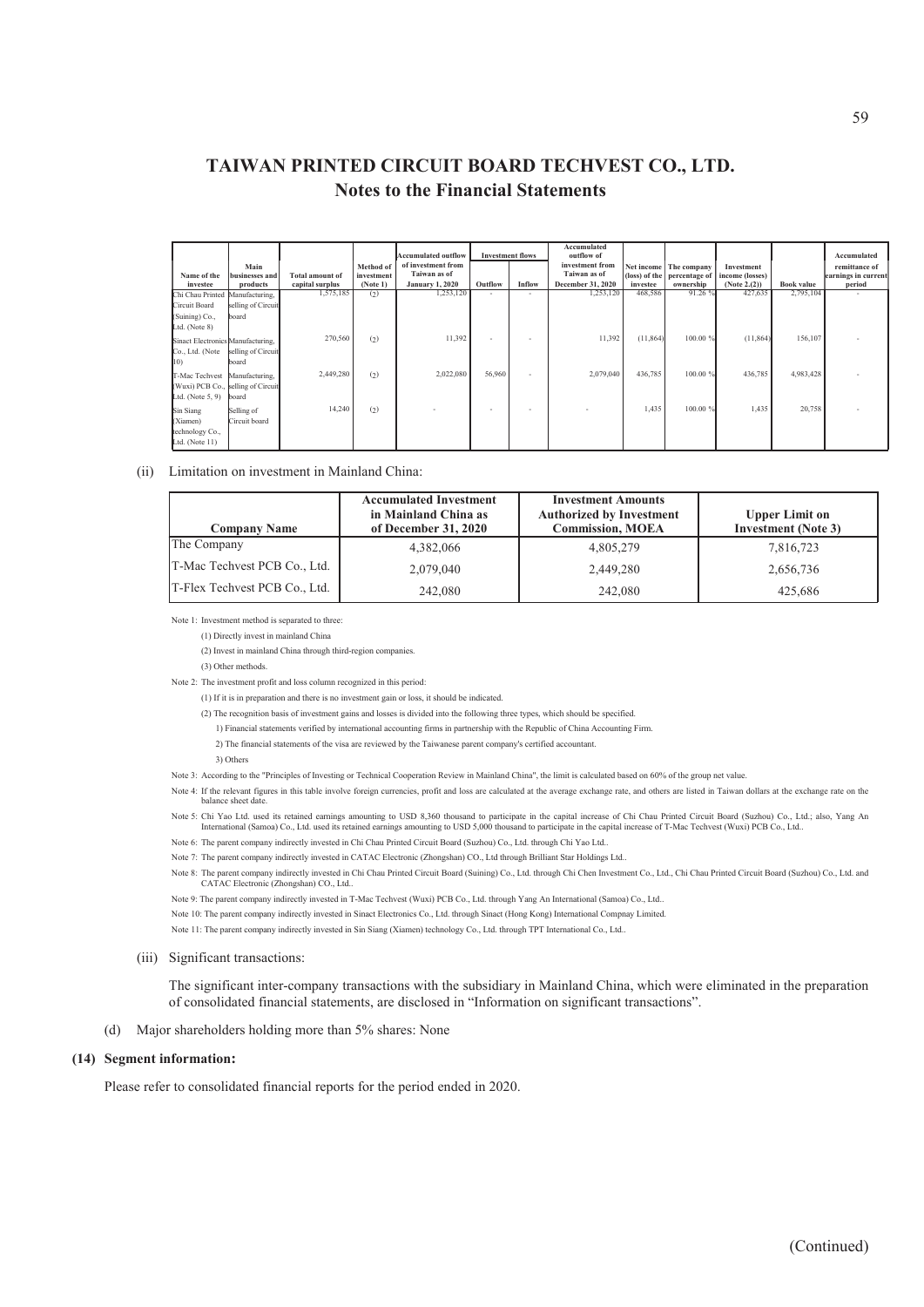# TAIWAN PRINTED CIRCUIT BOARD TECHVEST CO., LTD.
## Notes to the Financial Statements

| Name of the investee | Main businesses and products | Total amount of capital surplus | Method of investment (Note 1) | Accumulated outflow of investment from Taiwan as of January 1, 2020 | Investment flows | | Accumulated outflow of investment from Taiwan as of December 31, 2020 | Net income (loss) of the investee | The company percentage of ownership | Investment income (losses) (Note 2.(2)) | Book value | Accumulated remittance of earnings in current period |
|---|---|---|---|---|---|---|---|---|---|---|---|---|
| | | | | | Outflow | Inflow | | | | | | |
| Chi Chau Printed Circuit Board (Suining) Co., Ltd. (Note 8) | Manufacturing, selling of Circuit board | 1,575,185 | (2) | 1,253,120 | - | - | 1,253,120 | 468,586 | 91.26 % | 427,635 | 2,795,104 | - |
| Sinact Electronics Co., Ltd. (Note 10) | Manufacturing, selling of Circuit board | 270,560 | (2) | 11,392 | - | - | 11,392 | (11,864) | 100.00 % | (11,864) | 156,107 | - |
| T-Mac Techvest (Wuxi) PCB Co., Ltd. (Note 5, 9) | Manufacturing, selling of Circuit board | 2,449,280 | (2) | 2,022,080 | 56,960 | - | 2,079,040 | 436,785 | 100.00 % | 436,785 | 4,983,428 | - |
| Sin Siang (Xiamen) technology Co., Ltd. (Note 11) | Selling of Circuit board | 14,240 | (2) | - | - | - | - | 1,435 | 100.00 % | 1,435 | 20,758 | - |

(ii) Limitation on investment in Mainland China:

| Company Name | Accumulated Investment in Mainland China as of December 31, 2020 | Investment Amounts Authorized by Investment Commission, MOEA | Upper Limit on Investment (Note 3) |
|---|---|---|---|
| The Company | 4,382,066 | 4,805,279 | 7,816,723 |
| T-Mac Techvest PCB Co., Ltd. | 2,079,040 | 2,449,280 | 2,656,736 |
| T-Flex Techvest PCB Co., Ltd. | 242,080 | 242,080 | 425,686 |

Note 1: Investment method is separated to three:

(1) Directly invest in mainland China

(2) Invest in mainland China through third-region companies.

(3) Other methods.

Note 2: The investment profit and loss column recognized in this period:

(1) If it is in preparation and there is no investment gain or loss, it should be indicated.

(2) The recognition basis of investment gains and losses is divided into the following three types, which should be specified.

1) Financial statements verified by international accounting firms in partnership with the Republic of China Accounting Firm.

2) The financial statements of the visa are reviewed by the Taiwanese parent company's certified accountant.

3) Others

Note 3: According to the "Principles of Investing or Technical Cooperation Review in Mainland China", the limit is calculated based on 60% of the group net value.

Note 4: If the relevant figures in this table involve foreign currencies, profit and loss are calculated at the average exchange rate, and others are listed in Taiwan dollars at the exchange rate on the balance sheet date.

Note 5: Chi Yao Ltd. used its retained earnings amounting to USD 8,360 thousand to participate in the capital increase of Chi Chau Printed Circuit Board (Suzhou) Co., Ltd.; also, Yang An International (Samoa) Co., Ltd. used its retained earnings amounting to USD 5,000 thousand to participate in the capital increase of T-Mac Techvest (Wuxi) PCB Co., Ltd..

Note 6: The parent company indirectly invested in Chi Chau Printed Circuit Board (Suzhou) Co., Ltd. through Chi Yao Ltd..

Note 7: The parent company indirectly invested in CATAC Electronic (Zhongshan) CO., Ltd through Brilliant Star Holdings Ltd..

Note 8: The parent company indirectly invested in Chi Chau Printed Circuit Board (Suining) Co., Ltd. through Chi Chen Investment Co., Ltd., Chi Chau Printed Circuit Board (Suzhou) Co., Ltd. and CATAC Electronic (Zhongshan) CO., Ltd..

Note 9: The parent company indirectly invested in T-Mac Techvest (Wuxi) PCB Co., Ltd. through Yang An International (Samoa) Co., Ltd..

Note 10: The parent company indirectly invested in Sinact Electronics Co., Ltd. through Sinact (Hong Kong) International Compnay Limited.

Note 11: The parent company indirectly invested in Sin Siang (Xiamen) technology Co., Ltd. through TPT International Co., Ltd..

(iii) Significant transactions:

The significant inter-company transactions with the subsidiary in Mainland China, which were eliminated in the preparation of consolidated financial statements, are disclosed in "Information on significant transactions".

(d) Major shareholders holding more than 5% shares: None

**(14) Segment information:**

Please refer to consolidated financial reports for the period ended in 2020.

(Continued)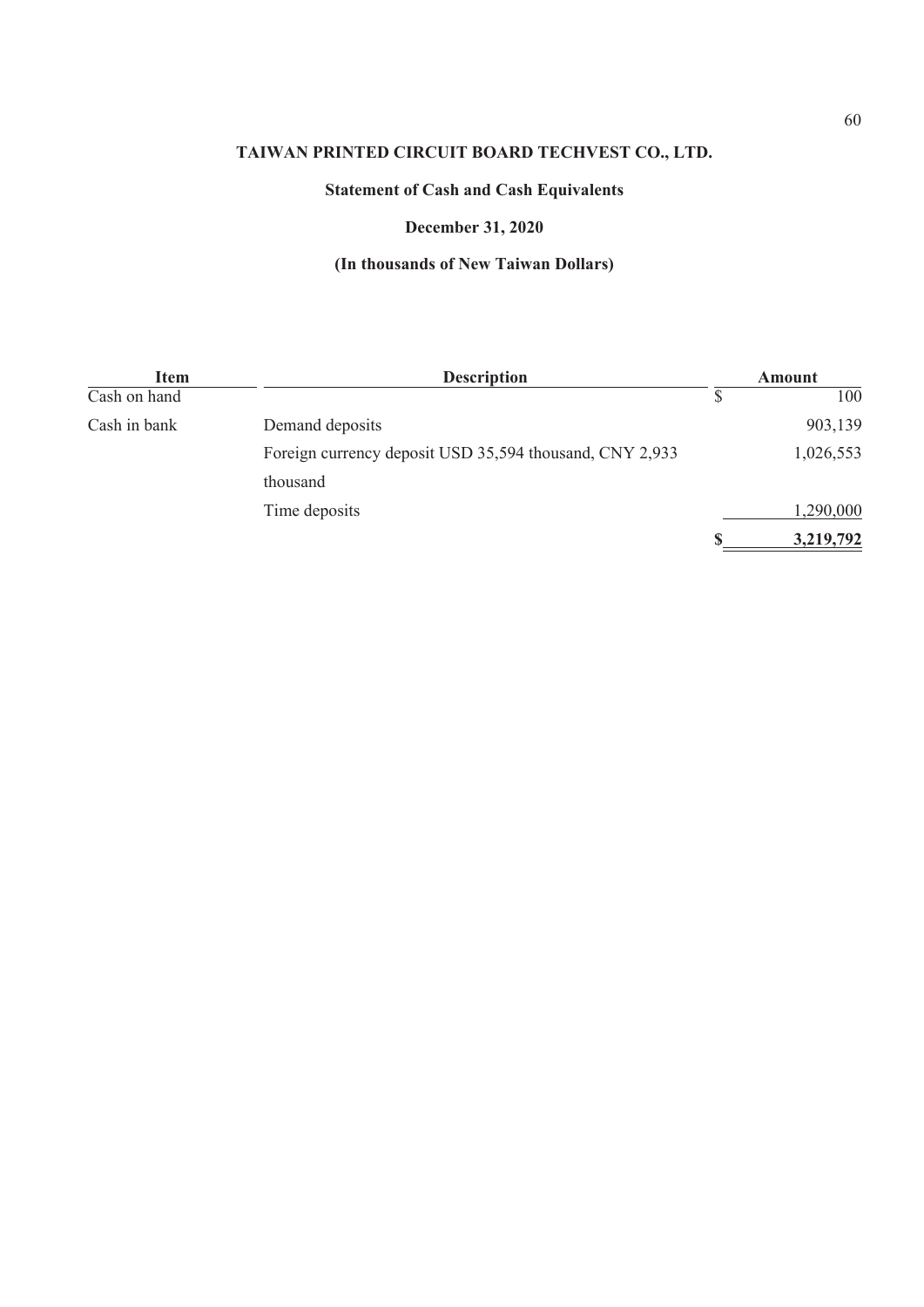**TAIWAN PRINTED CIRCUIT BOARD TECHVEST CO., LTD.**

**Statement of Cash and Cash Equivalents**

**December 31, 2020**

**(In thousands of New Taiwan Dollars)**

| Item | Description | Amount |
|---|---|---|
| Cash on hand | | $ 100 |
| Cash in bank | Demand deposits | 903,139 |
| | Foreign currency deposit USD 35,594 thousand, CNY 2,933 thousand | 1,026,553 |
| | Time deposits | 1,290,000 |
| | | **$ 3,219,792** |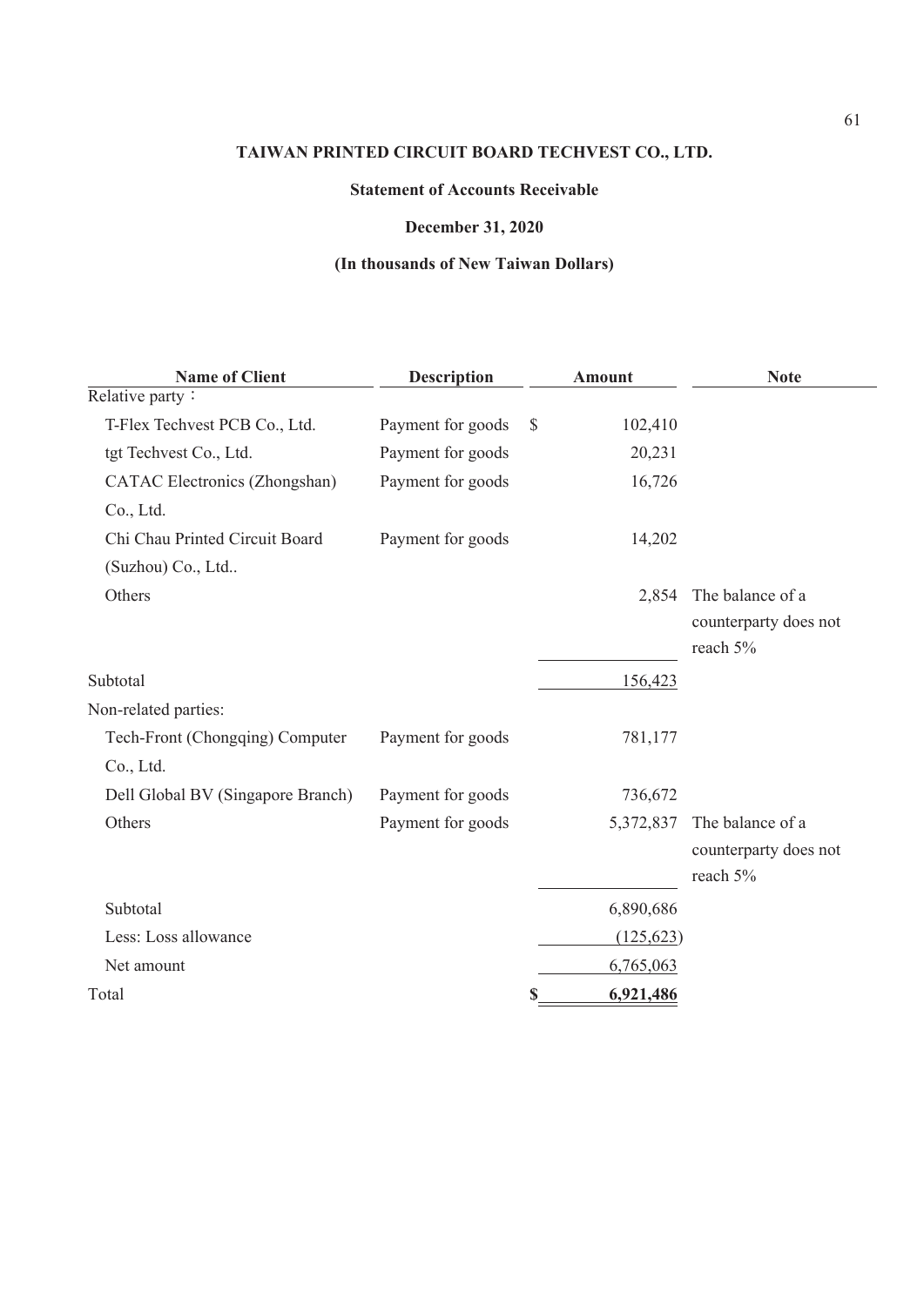**TAIWAN PRINTED CIRCUIT BOARD TECHVEST CO., LTD.**

**Statement of Accounts Receivable**

**December 31, 2020**

**(In thousands of New Taiwan Dollars)**

| Name of Client | Description | Amount | Note |
|---|---|---|---|
| Relative party： | | | |
| T-Flex Techvest PCB Co., Ltd. | Payment for goods | $ 102,410 | |
| tgt Techvest Co., Ltd. | Payment for goods | 20,231 | |
| CATAC Electronics (Zhongshan) Co., Ltd. | Payment for goods | 16,726 | |
| Chi Chau Printed Circuit Board (Suzhou) Co., Ltd.. | Payment for goods | 14,202 | |
| Others | | 2,854 | The balance of a counterparty does not reach 5% |
| Subtotal | | 156,423 | |
| Non-related parties: | | | |
| Tech-Front (Chongqing) Computer Co., Ltd. | Payment for goods | 781,177 | |
| Dell Global BV (Singapore Branch) | Payment for goods | 736,672 | |
| Others | Payment for goods | 5,372,837 | The balance of a counterparty does not reach 5% |
| Subtotal | | 6,890,686 | |
| Less: Loss allowance | | (125,623) | |
| Net amount | | 6,765,063 | |
| Total | | **$ 6,921,486** | |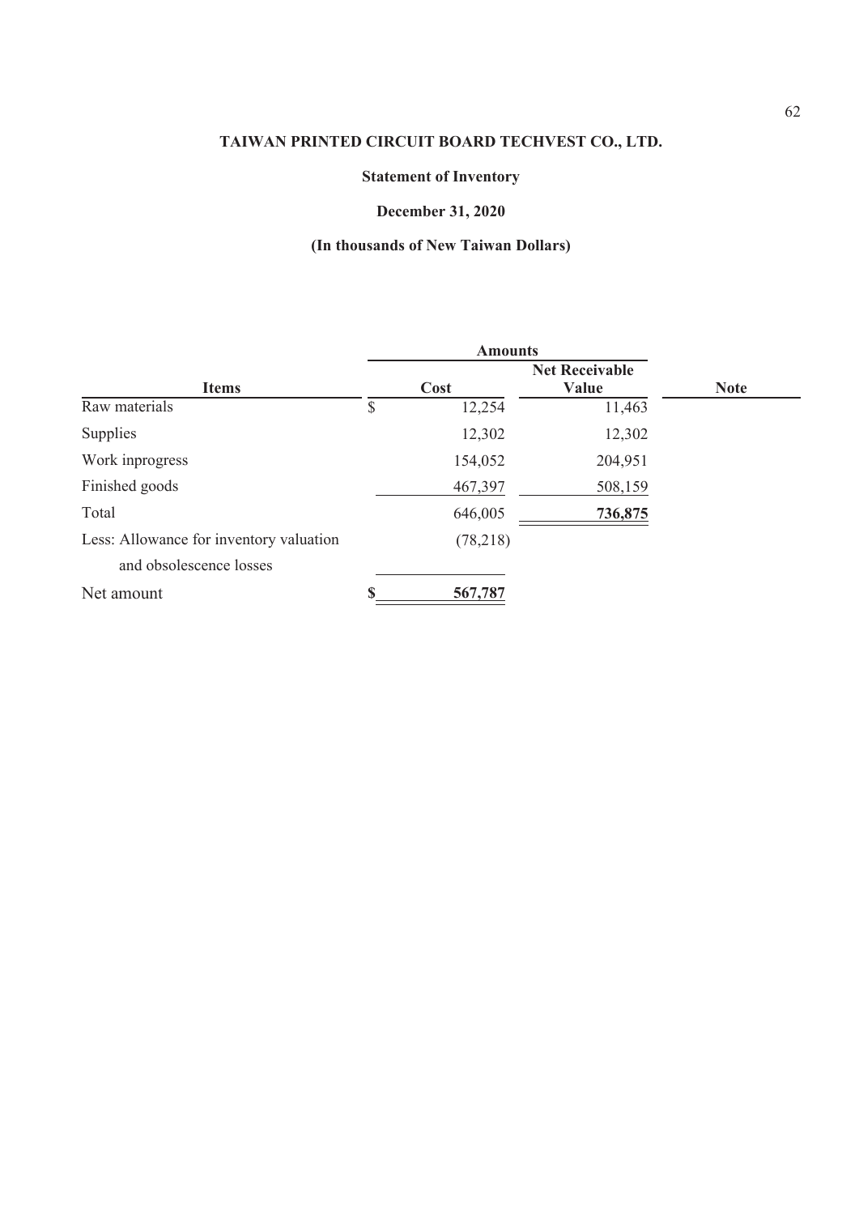**TAIWAN PRINTED CIRCUIT BOARD TECHVEST CO., LTD.**

**Statement of Inventory**

**December 31, 2020**

**(In thousands of New Taiwan Dollars)**

| Items | Amounts | | Note |
|---|---|---|---|
| | Cost | Net Receivable Value | |
| Raw materials | $ 12,254 | 11,463 | |
| Supplies | 12,302 | 12,302 | |
| Work inprogress | 154,052 | 204,951 | |
| Finished goods | 467,397 | 508,159 | |
| Total | 646,005 | **736,875** | |
| Less: Allowance for inventory valuation and obsolescence losses | (78,218) | | |
| Net amount | **$ 567,787** | | |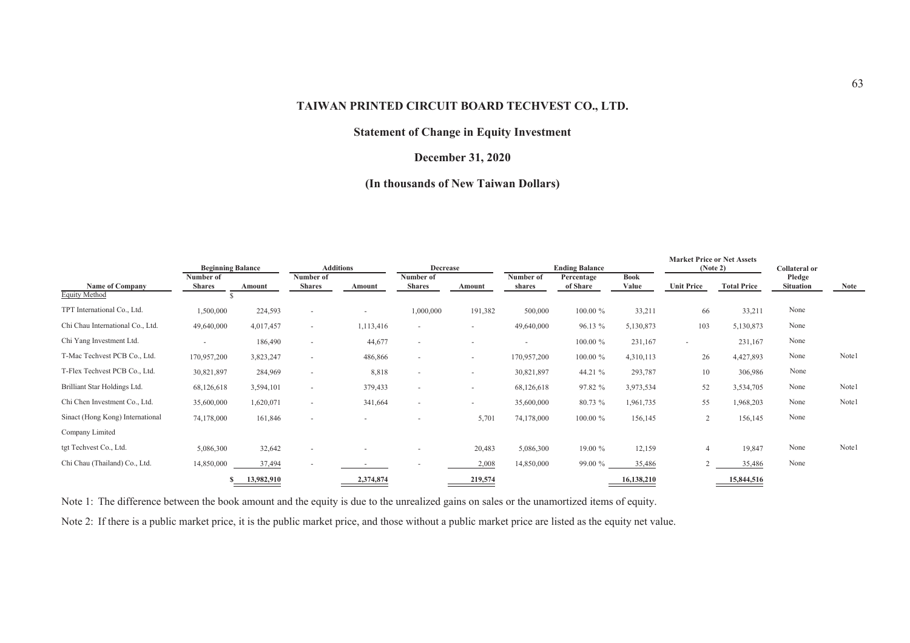# TAIWAN PRINTED CIRCUIT BOARD TECHVEST CO., LTD.

## Statement of Change in Equity Investment

## December 31, 2020

## (In thousands of New Taiwan Dollars)

| Name of Company | Beginning Balance | | Additions | | Decrease | | Ending Balance | | | Market Price or Net Assets (Note 2) | | Collateral or Pledge Situation | Note |
|---|---|---|---|---|---|---|---|---|---|---|---|---|---|
| | Number of Shares | Amount | Number of Shares | Amount | Number of Shares | Amount | Number of shares | Percentage of Share | Book Value | Unit Price | Total Price | | |
| Equity Method | | $ | | | | | | | | | | | |
| TPT International Co., Ltd. | 1,500,000 | 224,593 | - | - | 1,000,000 | 191,382 | 500,000 | 100.00 % | 33,211 | 66 | 33,211 | None | |
| Chi Chau International Co., Ltd. | 49,640,000 | 4,017,457 | - | 1,113,416 | - | - | 49,640,000 | 96.13 % | 5,130,873 | 103 | 5,130,873 | None | |
| Chi Yang Investment Ltd. | - | 186,490 | - | 44,677 | - | - | - | 100.00 % | 231,167 | - | 231,167 | None | |
| T-Mac Techvest PCB Co., Ltd. | 170,957,200 | 3,823,247 | - | 486,866 | - | - | 170,957,200 | 100.00 % | 4,310,113 | 26 | 4,427,893 | None | Note1 |
| T-Flex Techvest PCB Co., Ltd. | 30,821,897 | 284,969 | - | 8,818 | - | - | 30,821,897 | 44.21 % | 293,787 | 10 | 306,986 | None | |
| Brilliant Star Holdings Ltd. | 68,126,618 | 3,594,101 | - | 379,433 | - | - | 68,126,618 | 97.82 % | 3,973,534 | 52 | 3,534,705 | None | Note1 |
| Chi Chen Investment Co., Ltd. | 35,600,000 | 1,620,071 | - | 341,664 | - | - | 35,600,000 | 80.73 % | 1,961,735 | 55 | 1,968,203 | None | Note1 |
| Sinact (Hong Kong) International Company Limited | 74,178,000 | 161,846 | - | - | - | 5,701 | 74,178,000 | 100.00 % | 156,145 | 2 | 156,145 | None | |
| tgt Techvest Co., Ltd. | 5,086,300 | 32,642 | - | - | - | 20,483 | 5,086,300 | 19.00 % | 12,159 | 4 | 19,847 | None | Note1 |
| Chi Chau (Thailand) Co., Ltd. | 14,850,000 | 37,494 | - | - | - | 2,008 | 14,850,000 | 99.00 % | 35,486 | 2 | 35,486 | None | |
| | | $ 13,982,910 | | 2,374,874 | | 219,574 | | | 16,138,210 | | 15,844,516 | | |

Note 1: The difference between the book amount and the equity is due to the unrealized gains on sales or the unamortized items of equity.

Note 2: If there is a public market price, it is the public market price, and those without a public market price are listed as the equity net value.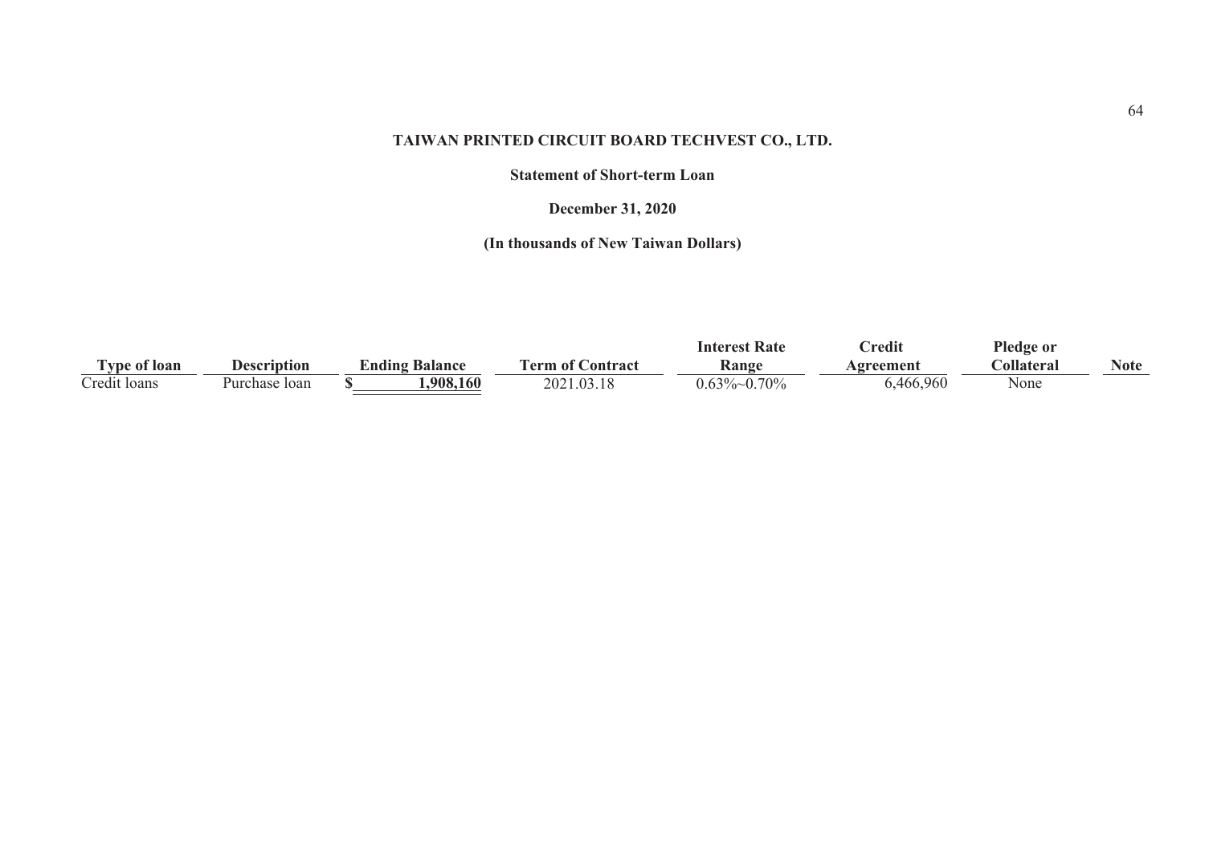**TAIWAN PRINTED CIRCUIT BOARD TECHVEST CO., LTD.**

**Statement of Short-term Loan**

**December 31, 2020**

**(In thousands of New Taiwan Dollars)**

| Type of loan | Description | Ending Balance | Term of Contract | Interest Rate Range | Credit Agreement | Pledge or Collateral | Note |
|---|---|---|---|---|---|---|---|
| Credit loans | Purchase loan | $ 1,908,160 | 2021.03.18 | 0.63%~0.70% | 6,466,960 | None | |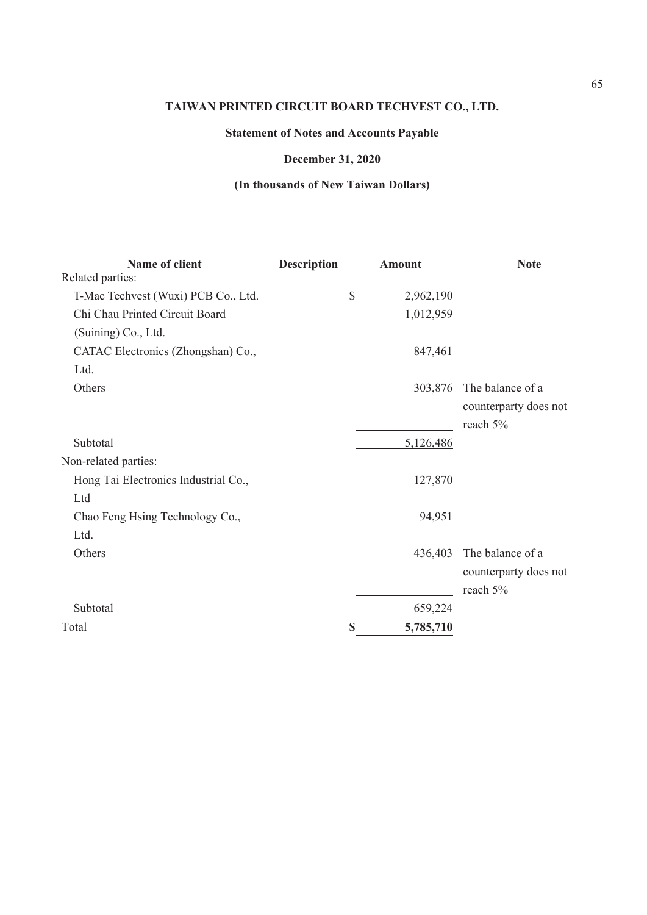**TAIWAN PRINTED CIRCUIT BOARD TECHVEST CO., LTD.**

**Statement of Notes and Accounts Payable**

**December 31, 2020**

**(In thousands of New Taiwan Dollars)**

| Name of client | Description | Amount | Note |
|---|---|---|---|
| Related parties: | | | |
| T-Mac Techvest (Wuxi) PCB Co., Ltd. | | $ 2,962,190 | |
| Chi Chau Printed Circuit Board (Suining) Co., Ltd. | | 1,012,959 | |
| CATAC Electronics (Zhongshan) Co., Ltd. | | 847,461 | |
| Others | | 303,876 | The balance of a counterparty does not reach 5% |
| Subtotal | | 5,126,486 | |
| Non-related parties: | | | |
| Hong Tai Electronics Industrial Co., Ltd | | 127,870 | |
| Chao Feng Hsing Technology Co., Ltd. | | 94,951 | |
| Others | | 436,403 | The balance of a counterparty does not reach 5% |
| Subtotal | | 659,224 | |
| Total | | **$ 5,785,710** | |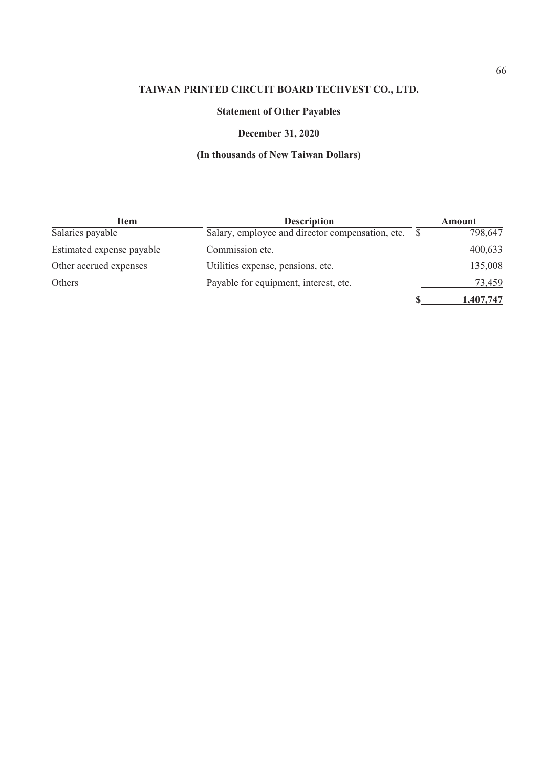**TAIWAN PRINTED CIRCUIT BOARD TECHVEST CO., LTD.**

**Statement of Other Payables**

**December 31, 2020**

**(In thousands of New Taiwan Dollars)**

| Item | Description | Amount |
|---|---|---|
| Salaries payable | Salary, employee and director compensation, etc. | $ 798,647 |
| Estimated expense payable | Commission etc. | 400,633 |
| Other accrued expenses | Utilities expense, pensions, etc. | 135,008 |
| Others | Payable for equipment, interest, etc. | 73,459 |
| | | **$ 1,407,747** |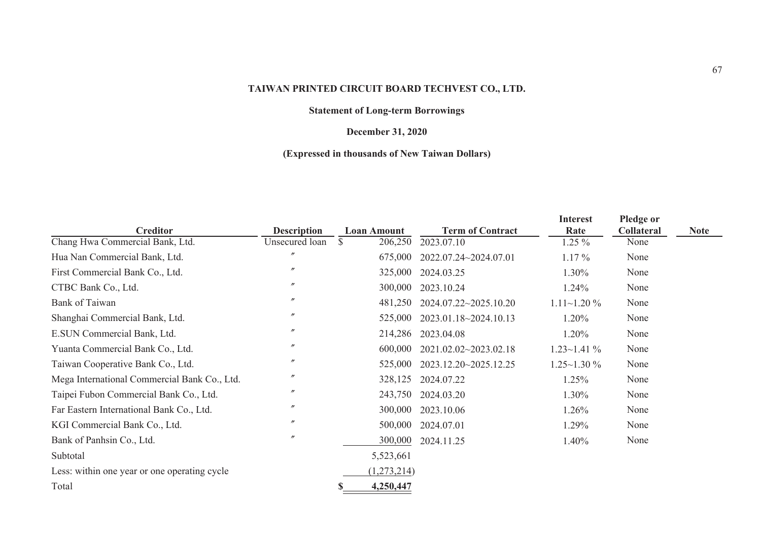**TAIWAN PRINTED CIRCUIT BOARD TECHVEST CO., LTD.**

**Statement of Long-term Borrowings**

**December 31, 2020**

**(Expressed in thousands of New Taiwan Dollars)**

| Creditor | Description | Loan Amount | Term of Contract | Interest Rate | Pledge or Collateral | Note |
|---|---|---|---|---|---|---|
| Chang Hwa Commercial Bank, Ltd. | Unsecured loan | $ 206,250 | 2023.07.10 | 1.25 % | None | |
| Hua Nan Commercial Bank, Ltd. | 〃 | 675,000 | 2022.07.24~2024.07.01 | 1.17 % | None | |
| First Commercial Bank Co., Ltd. | 〃 | 325,000 | 2024.03.25 | 1.30% | None | |
| CTBC Bank Co., Ltd. | 〃 | 300,000 | 2023.10.24 | 1.24% | None | |
| Bank of Taiwan | 〃 | 481,250 | 2024.07.22~2025.10.20 | 1.11~1.20 % | None | |
| Shanghai Commercial Bank, Ltd. | 〃 | 525,000 | 2023.01.18~2024.10.13 | 1.20% | None | |
| E.SUN Commercial Bank, Ltd. | 〃 | 214,286 | 2023.04.08 | 1.20% | None | |
| Yuanta Commercial Bank Co., Ltd. | 〃 | 600,000 | 2021.02.02~2023.02.18 | 1.23~1.41 % | None | |
| Taiwan Cooperative Bank Co., Ltd. | 〃 | 525,000 | 2023.12.20~2025.12.25 | 1.25~1.30 % | None | |
| Mega International Commercial Bank Co., Ltd. | 〃 | 328,125 | 2024.07.22 | 1.25% | None | |
| Taipei Fubon Commercial Bank Co., Ltd. | 〃 | 243,750 | 2024.03.20 | 1.30% | None | |
| Far Eastern International Bank Co., Ltd. | 〃 | 300,000 | 2023.10.06 | 1.26% | None | |
| KGI Commercial Bank Co., Ltd. | 〃 | 500,000 | 2024.07.01 | 1.29% | None | |
| Bank of Panhsin Co., Ltd. | 〃 | 300,000 | 2024.11.25 | 1.40% | None | |
| Subtotal | | 5,523,661 | | | | |
| Less: within one year or one operating cycle | | (1,273,214) | | | | |
| Total | | **$ 4,250,447** | | | | |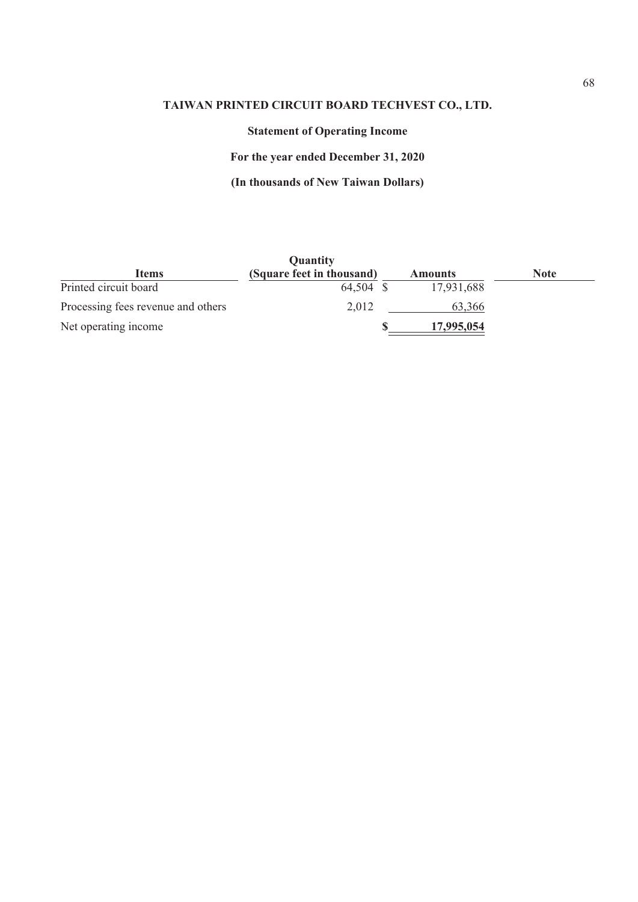**TAIWAN PRINTED CIRCUIT BOARD TECHVEST CO., LTD.**

**Statement of Operating Income**

**For the year ended December 31, 2020**

**(In thousands of New Taiwan Dollars)**

| Items | Quantity (Square feet in thousand) | Amounts | Note |
|---|---|---|---|
| Printed circuit board | 64,504 | $ 17,931,688 | |
| Processing fees revenue and others | 2,012 | 63,366 | |
| Net operating income | | **$ 17,995,054** | |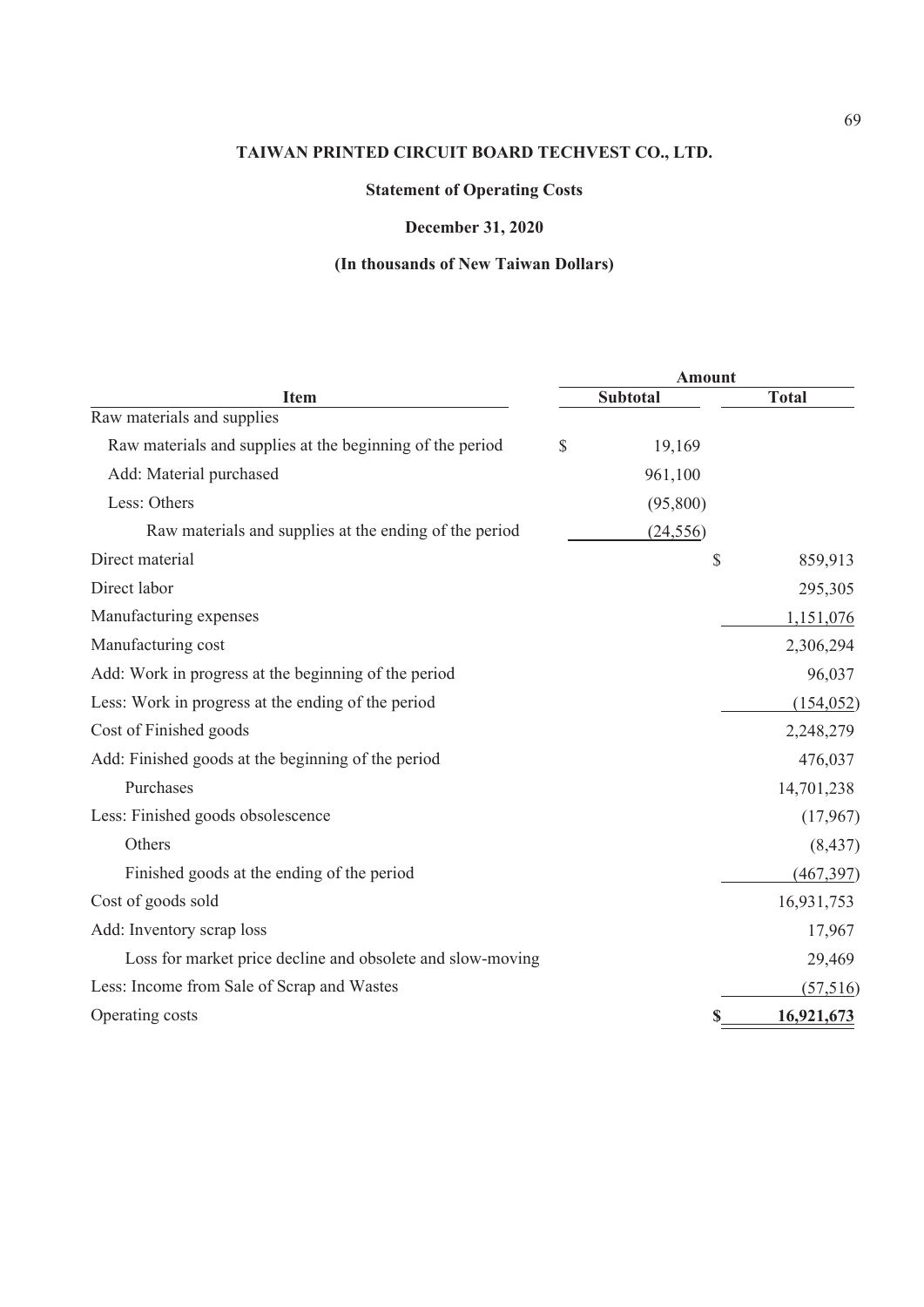**TAIWAN PRINTED CIRCUIT BOARD TECHVEST CO., LTD.**

**Statement of Operating Costs**

**December 31, 2020**

**(In thousands of New Taiwan Dollars)**

| Item | Amount | |
|---|---|---|
| | Subtotal | Total |
| Raw materials and supplies | | |
| Raw materials and supplies at the beginning of the period | $ 19,169 | |
| Add: Material purchased | 961,100 | |
| Less: Others | (95,800) | |
| Raw materials and supplies at the ending of the period | (24,556) | |
| Direct material | | $ 859,913 |
| Direct labor | | 295,305 |
| Manufacturing expenses | | 1,151,076 |
| Manufacturing cost | | 2,306,294 |
| Add: Work in progress at the beginning of the period | | 96,037 |
| Less: Work in progress at the ending of the period | | (154,052) |
| Cost of Finished goods | | 2,248,279 |
| Add: Finished goods at the beginning of the period | | 476,037 |
| Purchases | | 14,701,238 |
| Less: Finished goods obsolescence | | (17,967) |
| Others | | (8,437) |
| Finished goods at the ending of the period | | (467,397) |
| Cost of goods sold | | 16,931,753 |
| Add: Inventory scrap loss | | 17,967 |
| Loss for market price decline and obsolete and slow-moving | | 29,469 |
| Less: Income from Sale of Scrap and Wastes | | (57,516) |
| Operating costs | | **$ 16,921,673** |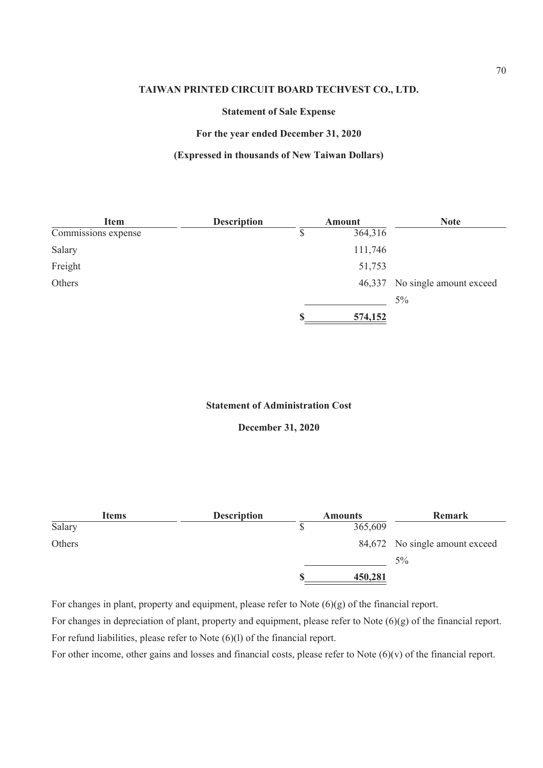**TAIWAN PRINTED CIRCUIT BOARD TECHVEST CO., LTD.**

**Statement of Sale Expense**

**For the year ended December 31, 2020**

**(Expressed in thousands of New Taiwan Dollars)**

| Item | Description | Amount | Note |
|---|---|---|---|
| Commissions expense | | $ 364,316 | |
| Salary | | 111,746 | |
| Freight | | 51,753 | |
| Others | | 46,337 | No single amount exceed 5% |
| | | **$ 574,152** | |

**Statement of Administration Cost**

**December 31, 2020**

| Items | Description | Amounts | Remark |
|---|---|---|---|
| Salary | | $ 365,609 | |
| Others | | 84,672 | No single amount exceed 5% |
| | | **$ 450,281** | |

For changes in plant, property and equipment, please refer to Note (6)(g) of the financial report.

For changes in depreciation of plant, property and equipment, please refer to Note (6)(g) of the financial report.

For refund liabilities, please refer to Note (6)(l) of the financial report.

For other income, other gains and losses and financial costs, please refer to Note (6)(v) of the financial report.